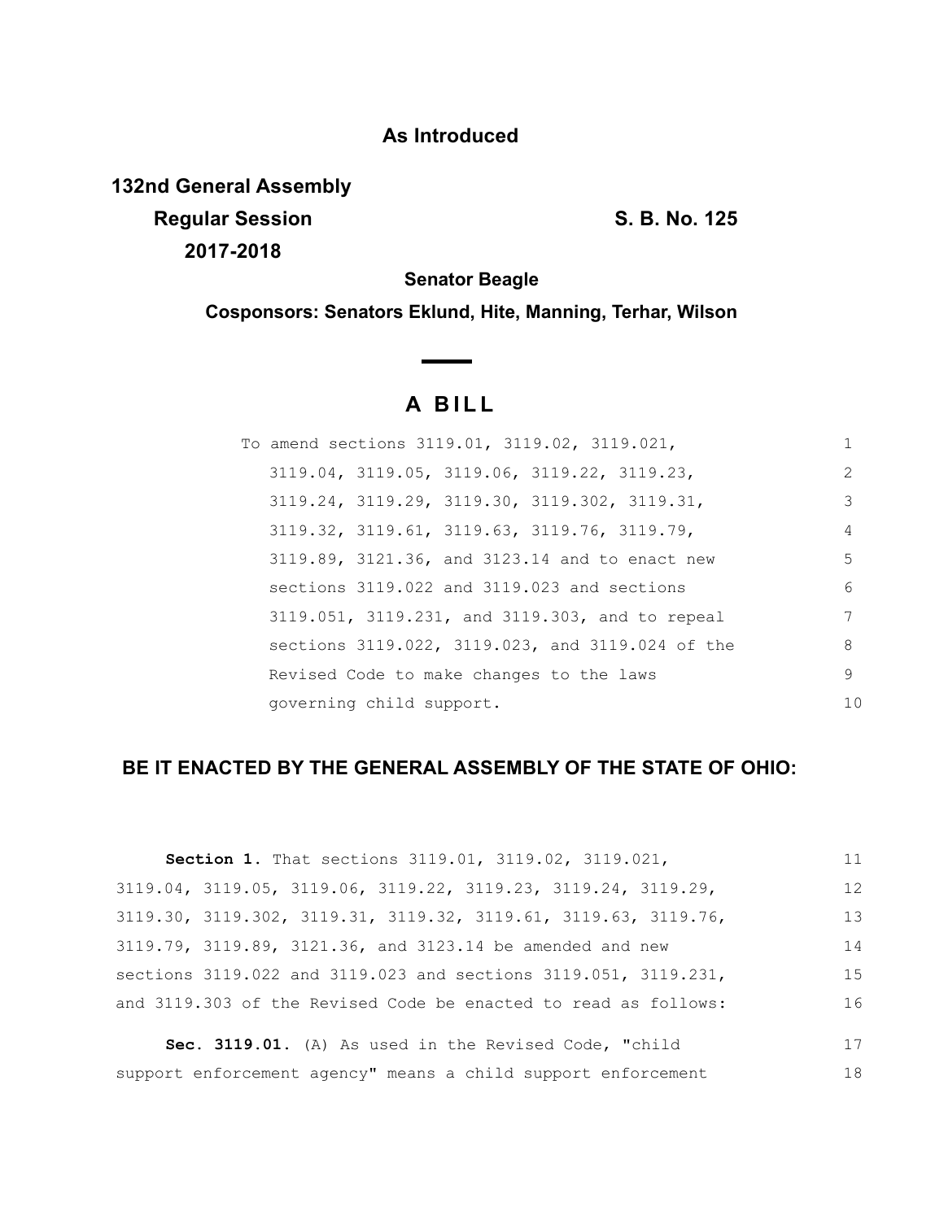**As Introduced**

**132nd General Assembly**
**Regular Session** **S. B. No. 125**
**2017-2018**

**Senator Beagle**

**Cosponsors: Senators Eklund, Hite, Manning, Terhar, Wilson**

# A BILL

To amend sections 3119.01, 3119.02, 3119.021, 3119.04, 3119.05, 3119.06, 3119.22, 3119.23, 3119.24, 3119.29, 3119.30, 3119.302, 3119.31, 3119.32, 3119.61, 3119.63, 3119.76, 3119.79, 3119.89, 3121.36, and 3123.14 and to enact new sections 3119.022 and 3119.023 and sections 3119.051, 3119.231, and 3119.303, and to repeal sections 3119.022, 3119.023, and 3119.024 of the Revised Code to make changes to the laws governing child support.

**BE IT ENACTED BY THE GENERAL ASSEMBLY OF THE STATE OF OHIO:**

**Section 1.** That sections 3119.01, 3119.02, 3119.021, 3119.04, 3119.05, 3119.06, 3119.22, 3119.23, 3119.24, 3119.29, 3119.30, 3119.302, 3119.31, 3119.32, 3119.61, 3119.63, 3119.76, 3119.79, 3119.89, 3121.36, and 3123.14 be amended and new sections 3119.022 and 3119.023 and sections 3119.051, 3119.231, and 3119.303 of the Revised Code be enacted to read as follows:

**Sec. 3119.01.** (A) As used in the Revised Code, "child support enforcement agency" means a child support enforcement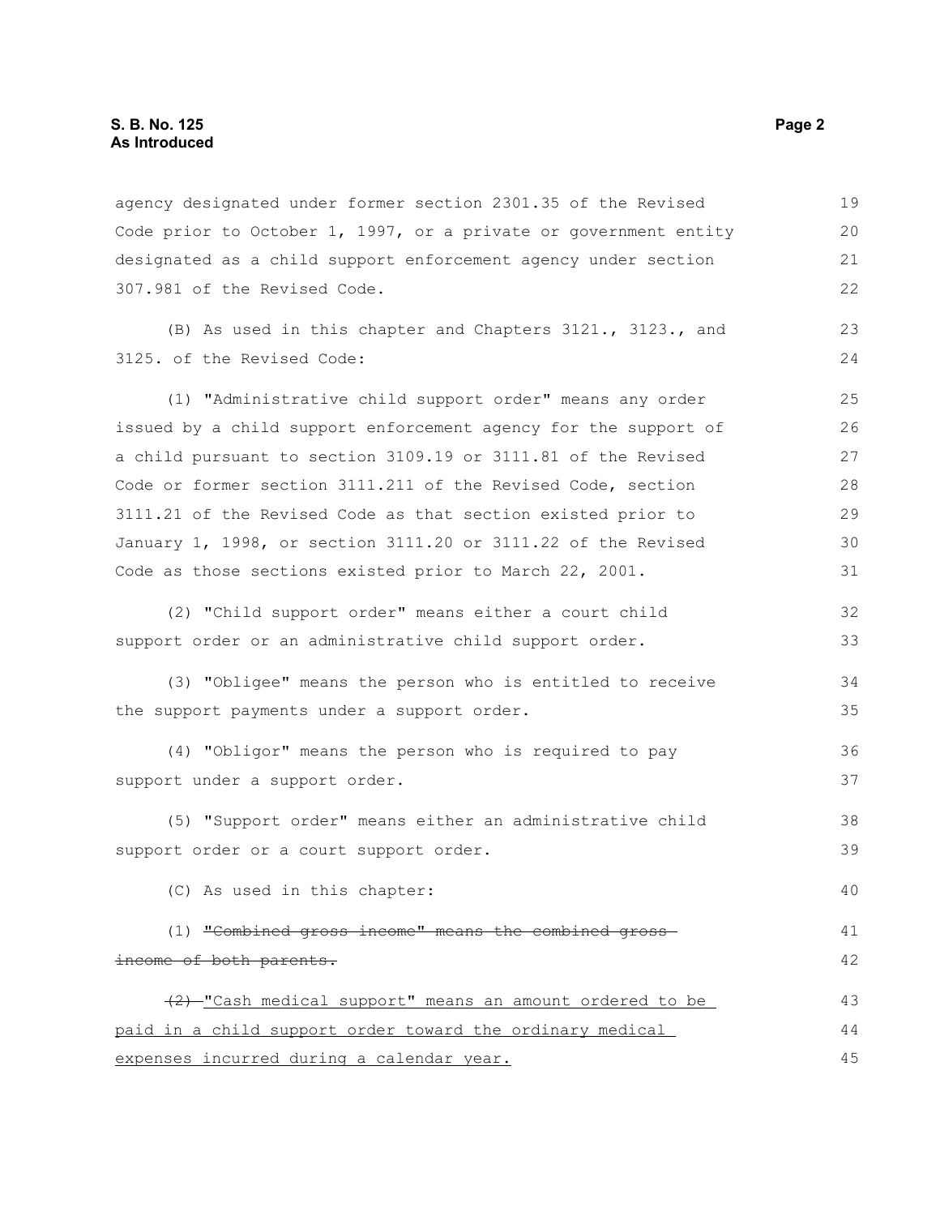agency designated under former section 2301.35 of the Revised Code prior to October 1, 1997, or a private or government entity designated as a child support enforcement agency under section 307.981 of the Revised Code.

(B) As used in this chapter and Chapters 3121., 3123., and 3125. of the Revised Code:

(1) "Administrative child support order" means any order issued by a child support enforcement agency for the support of a child pursuant to section 3109.19 or 3111.81 of the Revised Code or former section 3111.211 of the Revised Code, section 3111.21 of the Revised Code as that section existed prior to January 1, 1998, or section 3111.20 or 3111.22 of the Revised Code as those sections existed prior to March 22, 2001.

(2) "Child support order" means either a court child support order or an administrative child support order.

(3) "Obligee" means the person who is entitled to receive the support payments under a support order.

(4) "Obligor" means the person who is required to pay support under a support order.

(5) "Support order" means either an administrative child support order or a court support order.

(C) As used in this chapter:

(1) ~~"Combined gross income" means the combined gross income of both parents.~~

~~(2)~~ <u>"Cash medical support" means an amount ordered to be paid in a child support order toward the ordinary medical expenses incurred during a calendar year.</u>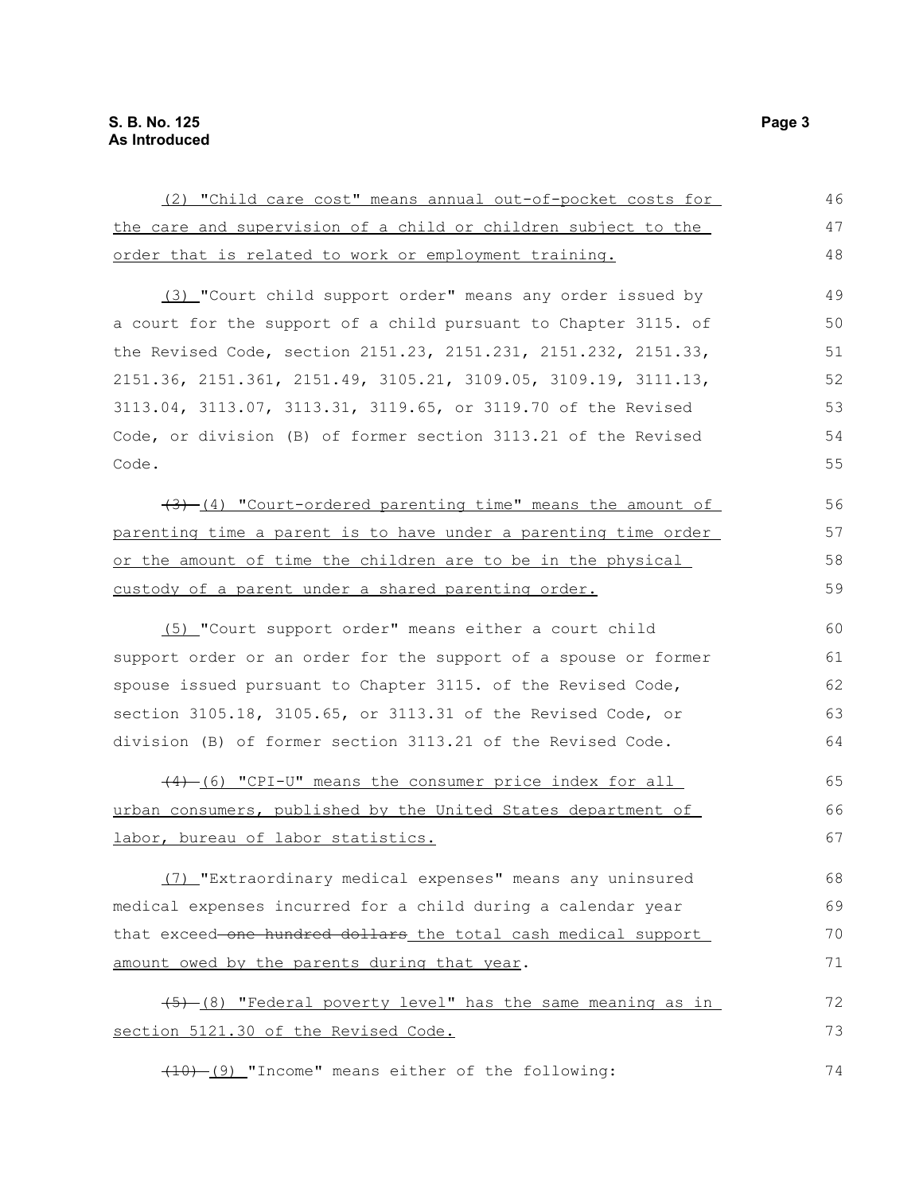(2) "Child care cost" means annual out-of-pocket costs for the care and supervision of a child or children subject to the order that is related to work or employment training.

(3) "Court child support order" means any order issued by a court for the support of a child pursuant to Chapter 3115. of the Revised Code, section 2151.23, 2151.231, 2151.232, 2151.33, 2151.36, 2151.361, 2151.49, 3105.21, 3109.05, 3109.19, 3111.13, 3113.04, 3113.07, 3113.31, 3119.65, or 3119.70 of the Revised Code, or division (B) of former section 3113.21 of the Revised Code.

~~(3)~~ (4) "Court-ordered parenting time" means the amount of parenting time a parent is to have under a parenting time order or the amount of time the children are to be in the physical custody of a parent under a shared parenting order.

(5) "Court support order" means either a court child support order or an order for the support of a spouse or former spouse issued pursuant to Chapter 3115. of the Revised Code, section 3105.18, 3105.65, or 3113.31 of the Revised Code, or division (B) of former section 3113.21 of the Revised Code.

~~(4)~~ (6) "CPI-U" means the consumer price index for all urban consumers, published by the United States department of labor, bureau of labor statistics.

(7) "Extraordinary medical expenses" means any uninsured medical expenses incurred for a child during a calendar year that exceed ~~one hundred dollars~~ the total cash medical support amount owed by the parents during that year.

~~(5)~~ (8) "Federal poverty level" has the same meaning as in section 5121.30 of the Revised Code.

~~(10)~~ (9) "Income" means either of the following: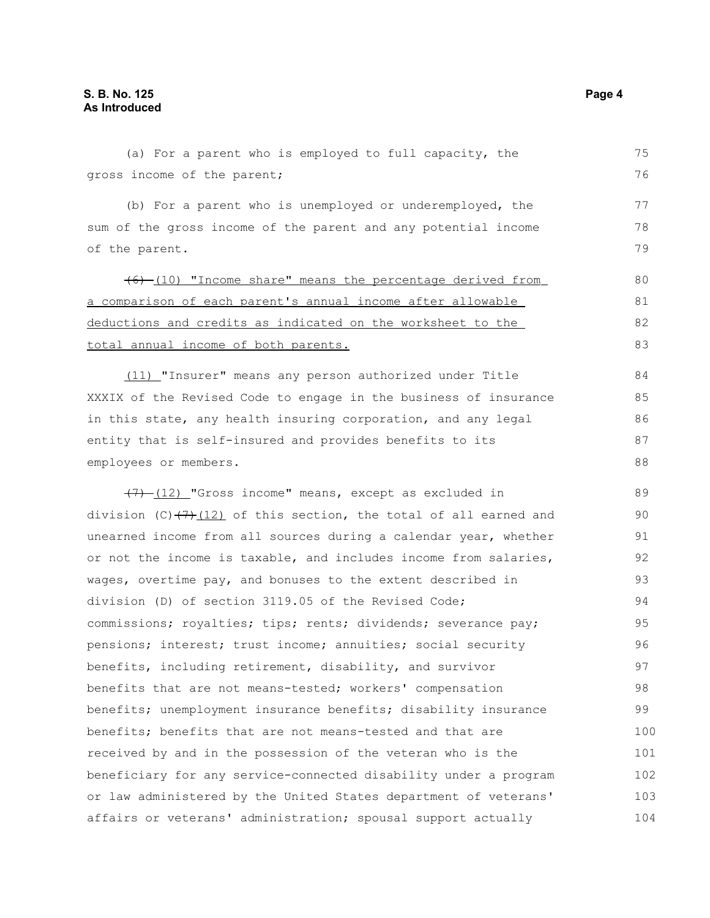(a) For a parent who is employed to full capacity, the gross income of the parent;

(b) For a parent who is unemployed or underemployed, the sum of the gross income of the parent and any potential income of the parent.

~~(6)~~ (10) "Income share" means the percentage derived from a comparison of each parent's annual income after allowable deductions and credits as indicated on the worksheet to the total annual income of both parents.

(11) "Insurer" means any person authorized under Title XXXIX of the Revised Code to engage in the business of insurance in this state, any health insuring corporation, and any legal entity that is self-insured and provides benefits to its employees or members.

~~(7)~~ (12) "Gross income" means, except as excluded in division (C)~~(7)~~(12) of this section, the total of all earned and unearned income from all sources during a calendar year, whether or not the income is taxable, and includes income from salaries, wages, overtime pay, and bonuses to the extent described in division (D) of section 3119.05 of the Revised Code; commissions; royalties; tips; rents; dividends; severance pay; pensions; interest; trust income; annuities; social security benefits, including retirement, disability, and survivor benefits that are not means-tested; workers' compensation benefits; unemployment insurance benefits; disability insurance benefits; benefits that are not means-tested and that are received by and in the possession of the veteran who is the beneficiary for any service-connected disability under a program or law administered by the United States department of veterans' affairs or veterans' administration; spousal support actually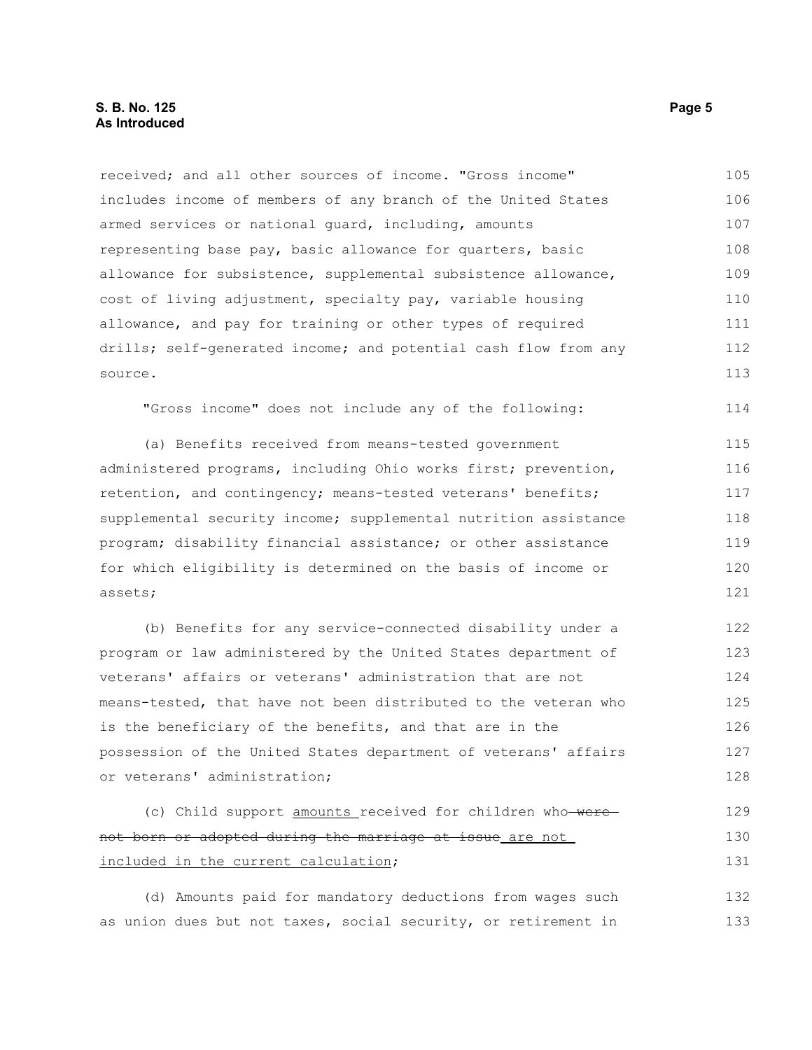received; and all other sources of income. "Gross income" includes income of members of any branch of the United States armed services or national guard, including, amounts representing base pay, basic allowance for quarters, basic allowance for subsistence, supplemental subsistence allowance, cost of living adjustment, specialty pay, variable housing allowance, and pay for training or other types of required drills; self-generated income; and potential cash flow from any source.

"Gross income" does not include any of the following:

(a) Benefits received from means-tested government administered programs, including Ohio works first; prevention, retention, and contingency; means-tested veterans' benefits; supplemental security income; supplemental nutrition assistance program; disability financial assistance; or other assistance for which eligibility is determined on the basis of income or assets;

(b) Benefits for any service-connected disability under a program or law administered by the United States department of veterans' affairs or veterans' administration that are not means-tested, that have not been distributed to the veteran who is the beneficiary of the benefits, and that are in the possession of the United States department of veterans' affairs or veterans' administration;

(c) Child support <u>amounts</u> received for children who ~~were not born or adopted during the marriage at issue~~ <u>are not included in the current calculation</u>;

(d) Amounts paid for mandatory deductions from wages such as union dues but not taxes, social security, or retirement in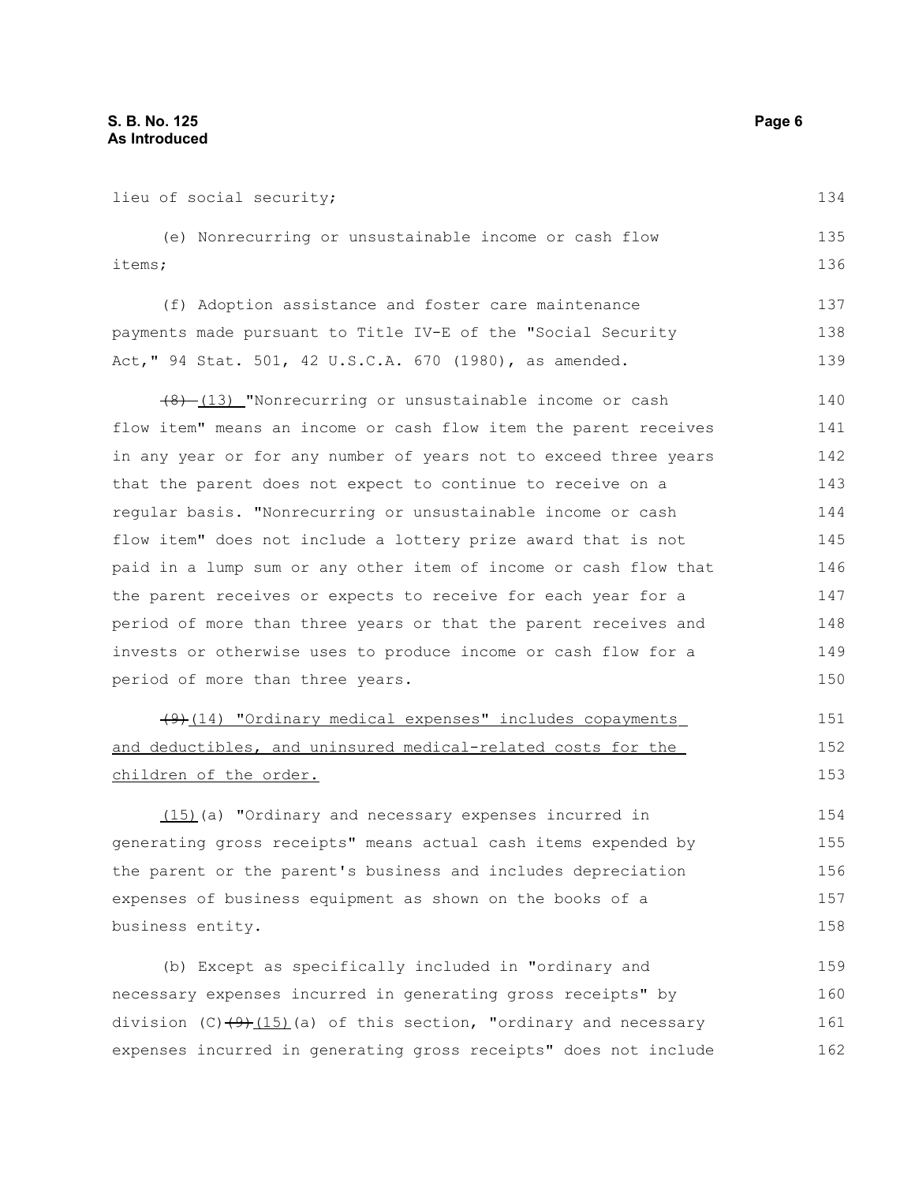lieu of social security;

(e) Nonrecurring or unsustainable income or cash flow items;

(f) Adoption assistance and foster care maintenance payments made pursuant to Title IV-E of the "Social Security Act," 94 Stat. 501, 42 U.S.C.A. 670 (1980), as amended.

~~(8)~~ (13) "Nonrecurring or unsustainable income or cash flow item" means an income or cash flow item the parent receives in any year or for any number of years not to exceed three years that the parent does not expect to continue to receive on a regular basis. "Nonrecurring or unsustainable income or cash flow item" does not include a lottery prize award that is not paid in a lump sum or any other item of income or cash flow that the parent receives or expects to receive for each year for a period of more than three years or that the parent receives and invests or otherwise uses to produce income or cash flow for a period of more than three years.

~~(9)~~(14) "Ordinary medical expenses" includes copayments and deductibles, and uninsured medical-related costs for the children of the order.

(15)(a) "Ordinary and necessary expenses incurred in generating gross receipts" means actual cash items expended by the parent or the parent's business and includes depreciation expenses of business equipment as shown on the books of a business entity.

(b) Except as specifically included in "ordinary and necessary expenses incurred in generating gross receipts" by division (C)~~(9)~~(15)(a) of this section, "ordinary and necessary expenses incurred in generating gross receipts" does not include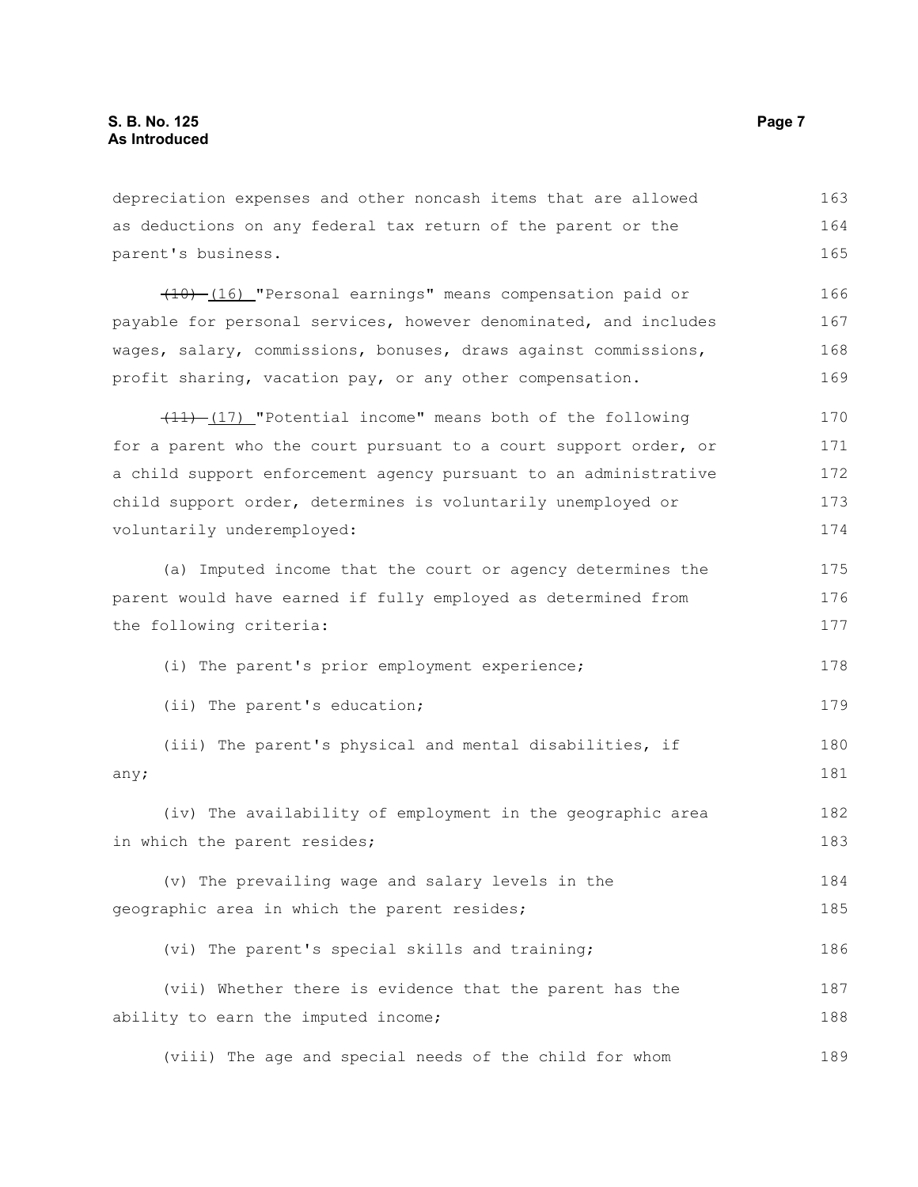depreciation expenses and other noncash items that are allowed as deductions on any federal tax return of the parent or the parent's business.

~~(10)~~ (16) "Personal earnings" means compensation paid or payable for personal services, however denominated, and includes wages, salary, commissions, bonuses, draws against commissions, profit sharing, vacation pay, or any other compensation.

~~(11)~~ (17) "Potential income" means both of the following for a parent who the court pursuant to a court support order, or a child support enforcement agency pursuant to an administrative child support order, determines is voluntarily unemployed or voluntarily underemployed:

(a) Imputed income that the court or agency determines the parent would have earned if fully employed as determined from the following criteria:

(i) The parent's prior employment experience;

(ii) The parent's education;

(iii) The parent's physical and mental disabilities, if any;

(iv) The availability of employment in the geographic area in which the parent resides;

(v) The prevailing wage and salary levels in the geographic area in which the parent resides;

(vi) The parent's special skills and training;

(vii) Whether there is evidence that the parent has the ability to earn the imputed income;

(viii) The age and special needs of the child for whom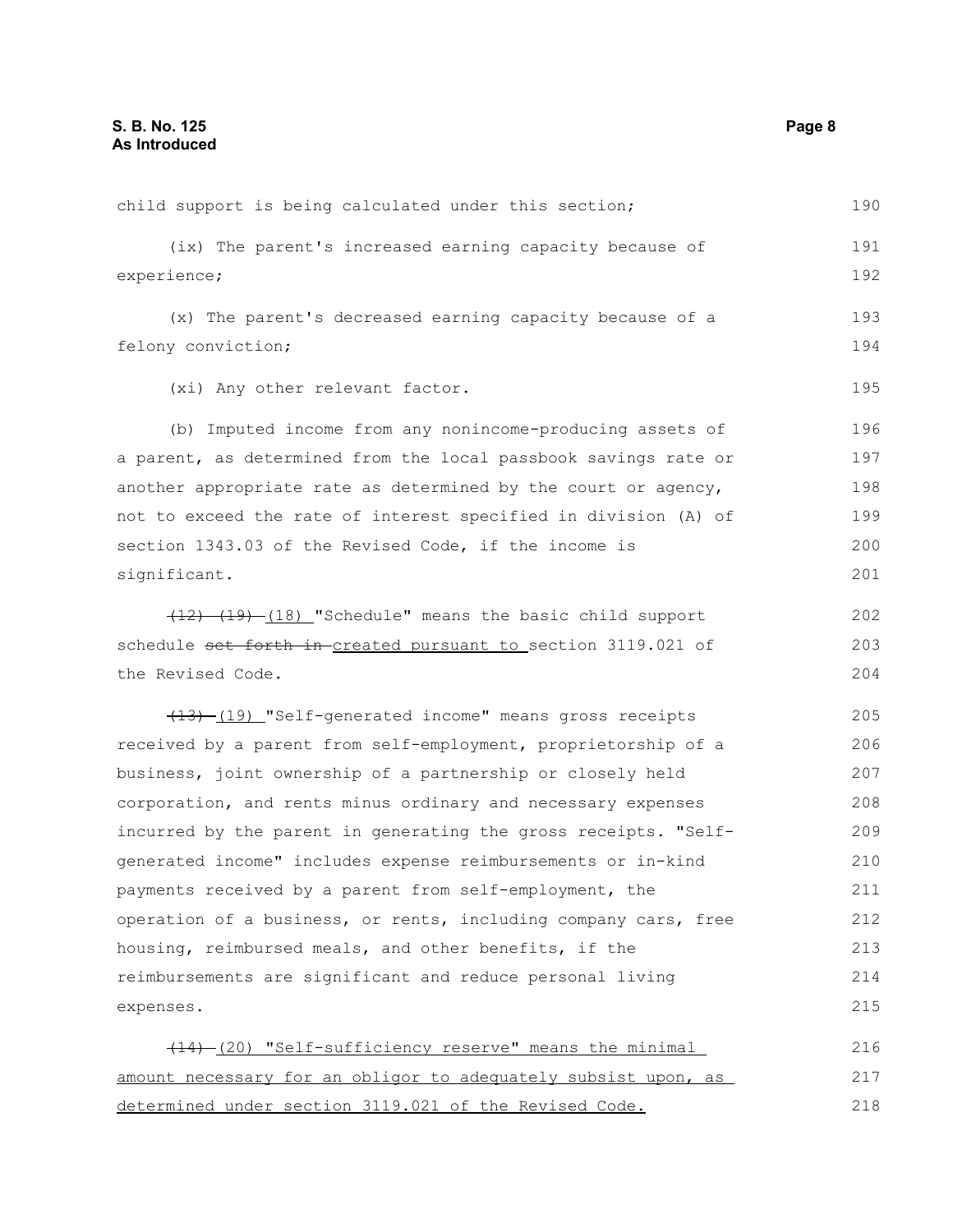child support is being calculated under this section;

(ix) The parent's increased earning capacity because of experience;

(x) The parent's decreased earning capacity because of a felony conviction;

(xi) Any other relevant factor.

(b) Imputed income from any nonincome-producing assets of a parent, as determined from the local passbook savings rate or another appropriate rate as determined by the court or agency, not to exceed the rate of interest specified in division (A) of section 1343.03 of the Revised Code, if the income is significant.

~~(12)~~ ~~(19)~~ (18) "Schedule" means the basic child support schedule ~~set forth in~~ created pursuant to section 3119.021 of the Revised Code.

~~(13)~~ (19) "Self-generated income" means gross receipts received by a parent from self-employment, proprietorship of a business, joint ownership of a partnership or closely held corporation, and rents minus ordinary and necessary expenses incurred by the parent in generating the gross receipts. "Self-generated income" includes expense reimbursements or in-kind payments received by a parent from self-employment, the operation of a business, or rents, including company cars, free housing, reimbursed meals, and other benefits, if the reimbursements are significant and reduce personal living expenses.

~~(14)~~ (20) "Self-sufficiency reserve" means the minimal amount necessary for an obligor to adequately subsist upon, as determined under section 3119.021 of the Revised Code.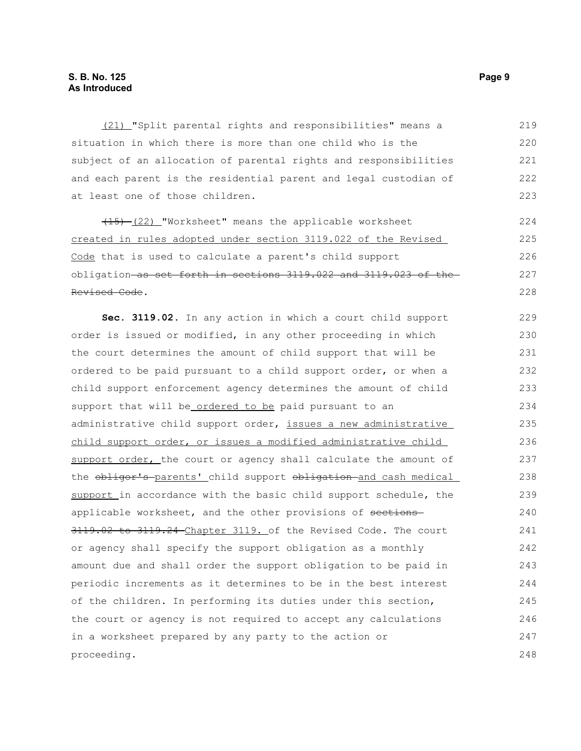(21) "Split parental rights and responsibilities" means a situation in which there is more than one child who is the subject of an allocation of parental rights and responsibilities and each parent is the residential parent and legal custodian of at least one of those children.

~~(15)~~ (22) "Worksheet" means the applicable worksheet created in rules adopted under section 3119.022 of the Revised Code that is used to calculate a parent's child support obligation ~~as set forth in sections 3119.022 and 3119.023 of the Revised Code~~.

**Sec. 3119.02.** In any action in which a court child support order is issued or modified, in any other proceeding in which the court determines the amount of child support that will be ordered to be paid pursuant to a child support order, or when a child support enforcement agency determines the amount of child support that will be ordered to be paid pursuant to an administrative child support order, issues a new administrative child support order, or issues a modified administrative child support order, the court or agency shall calculate the amount of the ~~obligor's~~ parents' child support ~~obligation~~ and cash medical support in accordance with the basic child support schedule, the applicable worksheet, and the other provisions of ~~sections 3119.02 to 3119.24~~ Chapter 3119. of the Revised Code. The court or agency shall specify the support obligation as a monthly amount due and shall order the support obligation to be paid in periodic increments as it determines to be in the best interest of the children. In performing its duties under this section, the court or agency is not required to accept any calculations in a worksheet prepared by any party to the action or proceeding.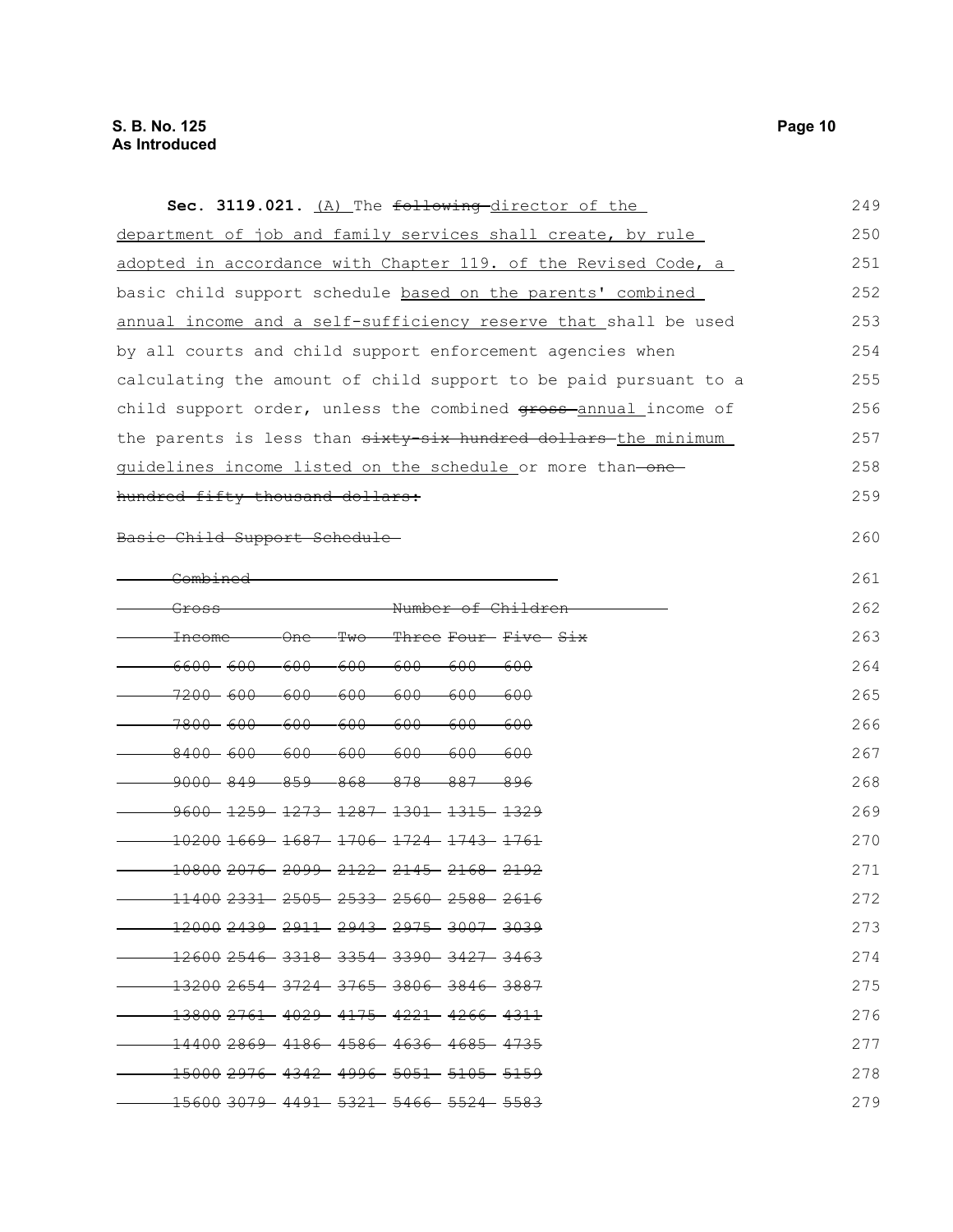**Sec. 3119.021.** (A) The ~~following~~ director of the department of job and family services shall create, by rule adopted in accordance with Chapter 119. of the Revised Code, a basic child support schedule based on the parents' combined annual income and a self-sufficiency reserve that shall be used by all courts and child support enforcement agencies when calculating the amount of child support to be paid pursuant to a child support order, unless the combined ~~gross~~ annual income of the parents is less than ~~sixty-six hundred dollars~~ the minimum guidelines income listed on the schedule or more than ~~one hundred fifty thousand dollars:~~

~~Basic Child Support Schedule~~

| ~~Combined Gross Income~~ | ~~Number of Children~~ | | | | | |
|---|---|---|---|---|---|---|
| | ~~One~~ | ~~Two~~ | ~~Three~~ | ~~Four~~ | ~~Five~~ | ~~Six~~ |
| ~~6600~~ | ~~600~~ | ~~600~~ | ~~600~~ | ~~600~~ | ~~600~~ | ~~600~~ |
| ~~7200~~ | ~~600~~ | ~~600~~ | ~~600~~ | ~~600~~ | ~~600~~ | ~~600~~ |
| ~~7800~~ | ~~600~~ | ~~600~~ | ~~600~~ | ~~600~~ | ~~600~~ | ~~600~~ |
| ~~8400~~ | ~~600~~ | ~~600~~ | ~~600~~ | ~~600~~ | ~~600~~ | ~~600~~ |
| ~~9000~~ | ~~849~~ | ~~859~~ | ~~868~~ | ~~878~~ | ~~887~~ | ~~896~~ |
| ~~9600~~ | ~~1259~~ | ~~1273~~ | ~~1287~~ | ~~1301~~ | ~~1315~~ | ~~1329~~ |
| ~~10200~~ | ~~1669~~ | ~~1687~~ | ~~1706~~ | ~~1724~~ | ~~1743~~ | ~~1761~~ |
| ~~10800~~ | ~~2076~~ | ~~2099~~ | ~~2122~~ | ~~2145~~ | ~~2168~~ | ~~2192~~ |
| ~~11400~~ | ~~2331~~ | ~~2505~~ | ~~2533~~ | ~~2560~~ | ~~2588~~ | ~~2616~~ |
| ~~12000~~ | ~~2439~~ | ~~2911~~ | ~~2943~~ | ~~2975~~ | ~~3007~~ | ~~3039~~ |
| ~~12600~~ | ~~2546~~ | ~~3318~~ | ~~3354~~ | ~~3390~~ | ~~3427~~ | ~~3463~~ |
| ~~13200~~ | ~~2654~~ | ~~3724~~ | ~~3765~~ | ~~3806~~ | ~~3846~~ | ~~3887~~ |
| ~~13800~~ | ~~2761~~ | ~~4029~~ | ~~4175~~ | ~~4221~~ | ~~4266~~ | ~~4311~~ |
| ~~14400~~ | ~~2869~~ | ~~4186~~ | ~~4586~~ | ~~4636~~ | ~~4685~~ | ~~4735~~ |
| ~~15000~~ | ~~2976~~ | ~~4342~~ | ~~4996~~ | ~~5051~~ | ~~5105~~ | ~~5159~~ |
| ~~15600~~ | ~~3079~~ | ~~4491~~ | ~~5321~~ | ~~5466~~ | ~~5524~~ | ~~5583~~ |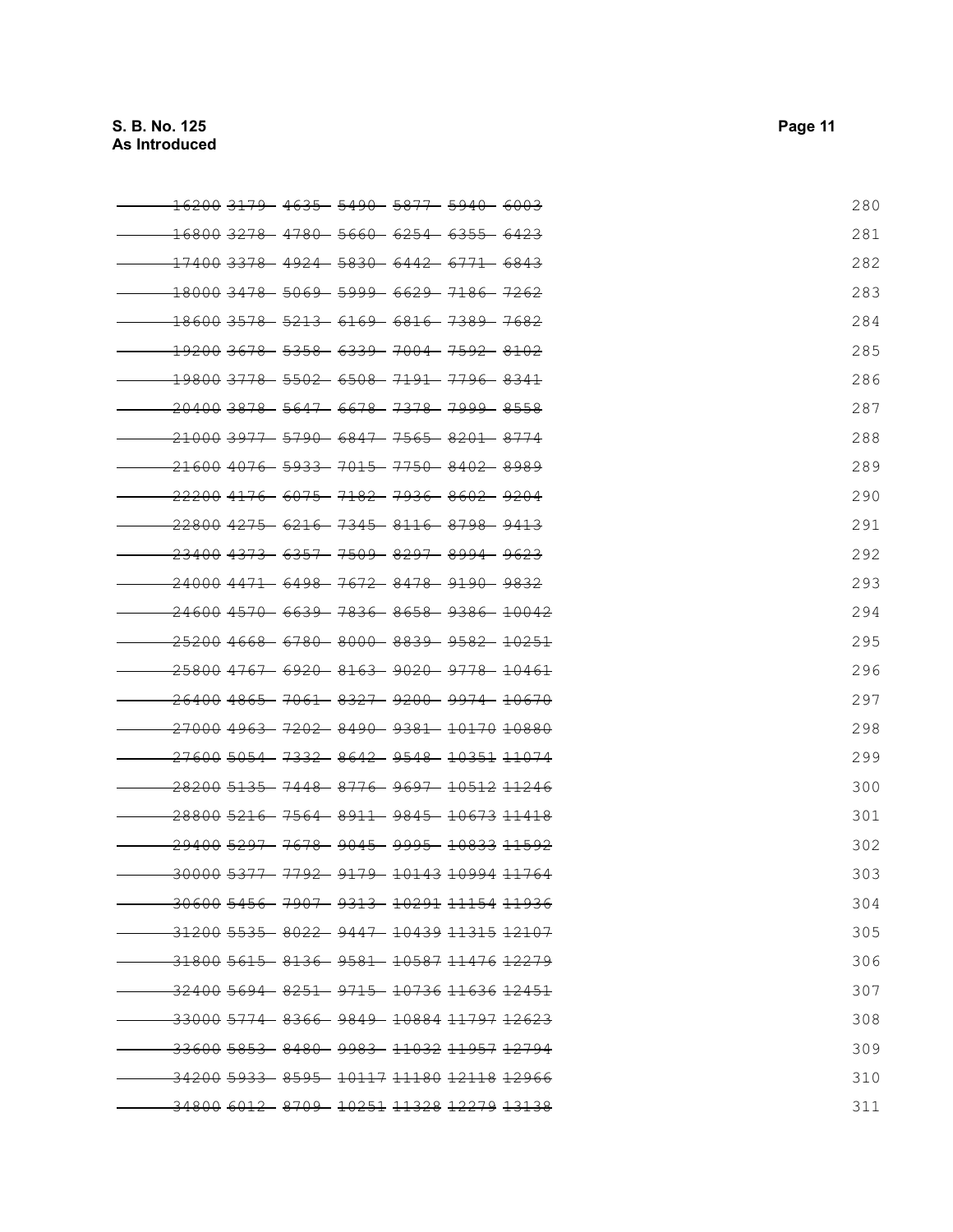| | | | | | | | |
|---|---|---|---|---|---|---|---|
| ~~16200~~ | ~~3179~~ | ~~4635~~ | ~~5490~~ | ~~5877~~ | ~~5940~~ | ~~6003~~ | 280 |
| ~~16800~~ | ~~3278~~ | ~~4780~~ | ~~5660~~ | ~~6254~~ | ~~6355~~ | ~~6423~~ | 281 |
| ~~17400~~ | ~~3378~~ | ~~4924~~ | ~~5830~~ | ~~6442~~ | ~~6771~~ | ~~6843~~ | 282 |
| ~~18000~~ | ~~3478~~ | ~~5069~~ | ~~5999~~ | ~~6629~~ | ~~7186~~ | ~~7262~~ | 283 |
| ~~18600~~ | ~~3578~~ | ~~5213~~ | ~~6169~~ | ~~6816~~ | ~~7389~~ | ~~7682~~ | 284 |
| ~~19200~~ | ~~3678~~ | ~~5358~~ | ~~6339~~ | ~~7004~~ | ~~7592~~ | ~~8102~~ | 285 |
| ~~19800~~ | ~~3778~~ | ~~5502~~ | ~~6508~~ | ~~7191~~ | ~~7796~~ | ~~8341~~ | 286 |
| ~~20400~~ | ~~3878~~ | ~~5647~~ | ~~6678~~ | ~~7378~~ | ~~7999~~ | ~~8558~~ | 287 |
| ~~21000~~ | ~~3977~~ | ~~5790~~ | ~~6847~~ | ~~7565~~ | ~~8201~~ | ~~8774~~ | 288 |
| ~~21600~~ | ~~4076~~ | ~~5933~~ | ~~7015~~ | ~~7750~~ | ~~8402~~ | ~~8989~~ | 289 |
| ~~22200~~ | ~~4176~~ | ~~6075~~ | ~~7182~~ | ~~7936~~ | ~~8602~~ | ~~9204~~ | 290 |
| ~~22800~~ | ~~4275~~ | ~~6216~~ | ~~7345~~ | ~~8116~~ | ~~8798~~ | ~~9413~~ | 291 |
| ~~23400~~ | ~~4373~~ | ~~6357~~ | ~~7509~~ | ~~8297~~ | ~~8994~~ | ~~9623~~ | 292 |
| ~~24000~~ | ~~4471~~ | ~~6498~~ | ~~7672~~ | ~~8478~~ | ~~9190~~ | ~~9832~~ | 293 |
| ~~24600~~ | ~~4570~~ | ~~6639~~ | ~~7836~~ | ~~8658~~ | ~~9386~~ | ~~10042~~ | 294 |
| ~~25200~~ | ~~4668~~ | ~~6780~~ | ~~8000~~ | ~~8839~~ | ~~9582~~ | ~~10251~~ | 295 |
| ~~25800~~ | ~~4767~~ | ~~6920~~ | ~~8163~~ | ~~9020~~ | ~~9778~~ | ~~10461~~ | 296 |
| ~~26400~~ | ~~4865~~ | ~~7061~~ | ~~8327~~ | ~~9200~~ | ~~9974~~ | ~~10670~~ | 297 |
| ~~27000~~ | ~~4963~~ | ~~7202~~ | ~~8490~~ | ~~9381~~ | ~~10170~~ | ~~10880~~ | 298 |
| ~~27600~~ | ~~5054~~ | ~~7332~~ | ~~8642~~ | ~~9548~~ | ~~10351~~ | ~~11074~~ | 299 |
| ~~28200~~ | ~~5135~~ | ~~7448~~ | ~~8776~~ | ~~9697~~ | ~~10512~~ | ~~11246~~ | 300 |
| ~~28800~~ | ~~5216~~ | ~~7564~~ | ~~8911~~ | ~~9845~~ | ~~10673~~ | ~~11418~~ | 301 |
| ~~29400~~ | ~~5297~~ | ~~7678~~ | ~~9045~~ | ~~9995~~ | ~~10833~~ | ~~11592~~ | 302 |
| ~~30000~~ | ~~5377~~ | ~~7792~~ | ~~9179~~ | ~~10143~~ | ~~10994~~ | ~~11764~~ | 303 |
| ~~30600~~ | ~~5456~~ | ~~7907~~ | ~~9313~~ | ~~10291~~ | ~~11154~~ | ~~11936~~ | 304 |
| ~~31200~~ | ~~5535~~ | ~~8022~~ | ~~9447~~ | ~~10439~~ | ~~11315~~ | ~~12107~~ | 305 |
| ~~31800~~ | ~~5615~~ | ~~8136~~ | ~~9581~~ | ~~10587~~ | ~~11476~~ | ~~12279~~ | 306 |
| ~~32400~~ | ~~5694~~ | ~~8251~~ | ~~9715~~ | ~~10736~~ | ~~11636~~ | ~~12451~~ | 307 |
| ~~33000~~ | ~~5774~~ | ~~8366~~ | ~~9849~~ | ~~10884~~ | ~~11797~~ | ~~12623~~ | 308 |
| ~~33600~~ | ~~5853~~ | ~~8480~~ | ~~9983~~ | ~~11032~~ | ~~11957~~ | ~~12794~~ | 309 |
| ~~34200~~ | ~~5933~~ | ~~8595~~ | ~~10117~~ | ~~11180~~ | ~~12118~~ | ~~12966~~ | 310 |
| ~~34800~~ | ~~6012~~ | ~~8709~~ | ~~10251~~ | ~~11328~~ | ~~12279~~ | ~~13138~~ | 311 |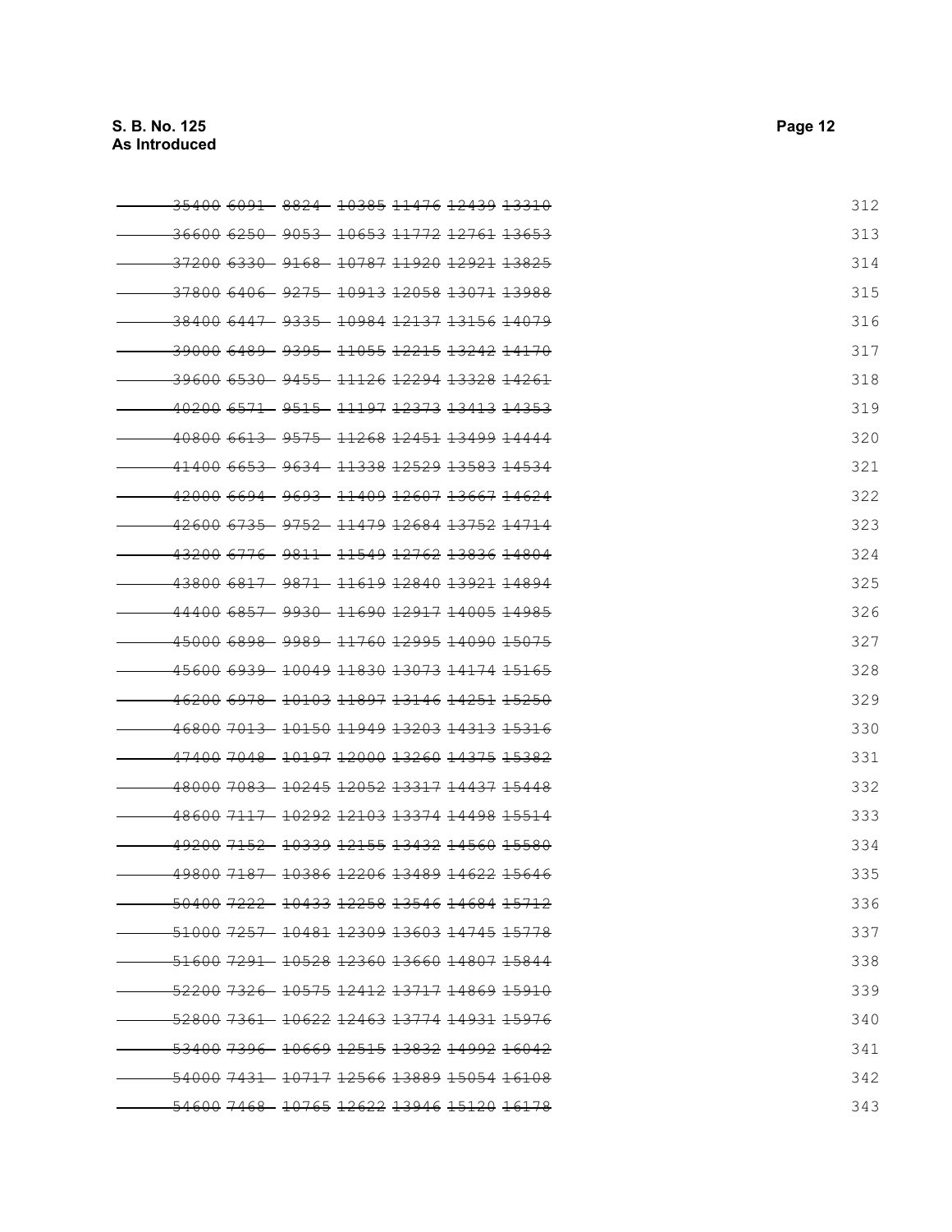~~35400 6091 8824 10385 11476 12439 13310~~ 312

~~36600 6250 9053 10653 11772 12761 13653~~ 313

~~37200 6330 9168 10787 11920 12921 13825~~ 314

~~37800 6406 9275 10913 12058 13071 13988~~ 315

~~38400 6447 9335 10984 12137 13156 14079~~ 316

~~39000 6489 9395 11055 12215 13242 14170~~ 317

~~39600 6530 9455 11126 12294 13328 14261~~ 318

~~40200 6571 9515 11197 12373 13413 14353~~ 319

~~40800 6613 9575 11268 12451 13499 14444~~ 320

~~41400 6653 9634 11338 12529 13583 14534~~ 321

~~42000 6694 9693 11409 12607 13667 14624~~ 322

~~42600 6735 9752 11479 12684 13752 14714~~ 323

~~43200 6776 9811 11549 12762 13836 14804~~ 324

~~43800 6817 9871 11619 12840 13921 14894~~ 325

~~44400 6857 9930 11690 12917 14005 14985~~ 326

~~45000 6898 9989 11760 12995 14090 15075~~ 327

~~45600 6939 10049 11830 13073 14174 15165~~ 328

~~46200 6978 10103 11897 13146 14251 15250~~ 329

~~46800 7013 10150 11949 13203 14313 15316~~ 330

~~47400 7048 10197 12000 13260 14375 15382~~ 331

~~48000 7083 10245 12052 13317 14437 15448~~ 332

~~48600 7117 10292 12103 13374 14498 15514~~ 333

~~49200 7152 10339 12155 13432 14560 15580~~ 334

~~49800 7187 10386 12206 13489 14622 15646~~ 335

~~50400 7222 10433 12258 13546 14684 15712~~ 336

~~51000 7257 10481 12309 13603 14745 15778~~ 337

~~51600 7291 10528 12360 13660 14807 15844~~ 338

~~52200 7326 10575 12412 13717 14869 15910~~ 339

~~52800 7361 10622 12463 13774 14931 15976~~ 340

~~53400 7396 10669 12515 13832 14992 16042~~ 341

~~54000 7431 10717 12566 13889 15054 16108~~ 342

~~54600 7468 10765 12622 13946 15120 16178~~ 343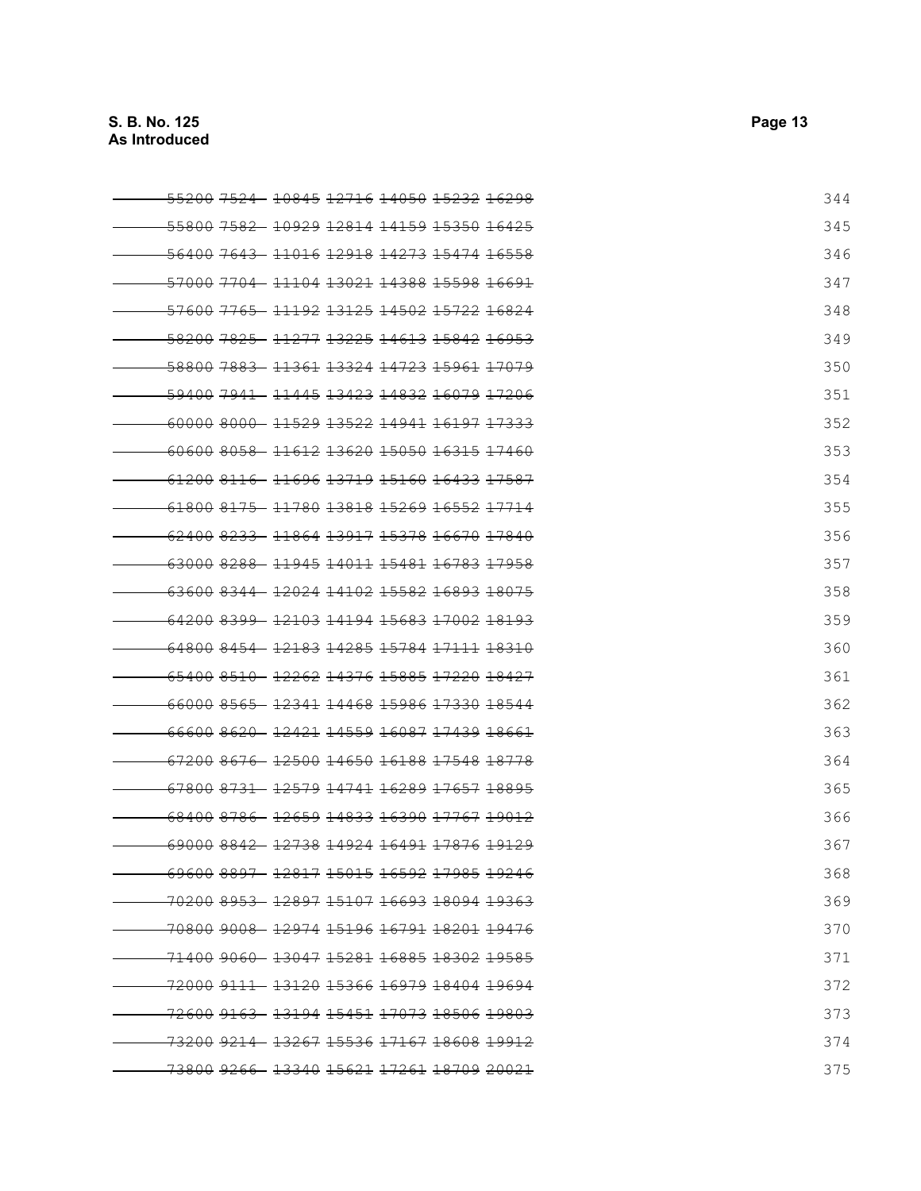| | | | | | | |
|---|---|---|---|---|---|---|
| ~~55200~~ | ~~7524~~ | ~~10845~~ | ~~12716~~ | ~~14050~~ | ~~15232~~ | ~~16298~~ |
| ~~55800~~ | ~~7582~~ | ~~10929~~ | ~~12814~~ | ~~14159~~ | ~~15350~~ | ~~16425~~ |
| ~~56400~~ | ~~7643~~ | ~~11016~~ | ~~12918~~ | ~~14273~~ | ~~15474~~ | ~~16558~~ |
| ~~57000~~ | ~~7704~~ | ~~11104~~ | ~~13021~~ | ~~14388~~ | ~~15598~~ | ~~16691~~ |
| ~~57600~~ | ~~7765~~ | ~~11192~~ | ~~13125~~ | ~~14502~~ | ~~15722~~ | ~~16824~~ |
| ~~58200~~ | ~~7825~~ | ~~11277~~ | ~~13225~~ | ~~14613~~ | ~~15842~~ | ~~16953~~ |
| ~~58800~~ | ~~7883~~ | ~~11361~~ | ~~13324~~ | ~~14723~~ | ~~15961~~ | ~~17079~~ |
| ~~59400~~ | ~~7941~~ | ~~11445~~ | ~~13423~~ | ~~14832~~ | ~~16079~~ | ~~17206~~ |
| ~~60000~~ | ~~8000~~ | ~~11529~~ | ~~13522~~ | ~~14941~~ | ~~16197~~ | ~~17333~~ |
| ~~60600~~ | ~~8058~~ | ~~11612~~ | ~~13620~~ | ~~15050~~ | ~~16315~~ | ~~17460~~ |
| ~~61200~~ | ~~8116~~ | ~~11696~~ | ~~13719~~ | ~~15160~~ | ~~16433~~ | ~~17587~~ |
| ~~61800~~ | ~~8175~~ | ~~11780~~ | ~~13818~~ | ~~15269~~ | ~~16552~~ | ~~17714~~ |
| ~~62400~~ | ~~8233~~ | ~~11864~~ | ~~13917~~ | ~~15378~~ | ~~16670~~ | ~~17840~~ |
| ~~63000~~ | ~~8288~~ | ~~11945~~ | ~~14011~~ | ~~15481~~ | ~~16783~~ | ~~17958~~ |
| ~~63600~~ | ~~8344~~ | ~~12024~~ | ~~14102~~ | ~~15582~~ | ~~16893~~ | ~~18075~~ |
| ~~64200~~ | ~~8399~~ | ~~12103~~ | ~~14194~~ | ~~15683~~ | ~~17002~~ | ~~18193~~ |
| ~~64800~~ | ~~8454~~ | ~~12183~~ | ~~14285~~ | ~~15784~~ | ~~17111~~ | ~~18310~~ |
| ~~65400~~ | ~~8510~~ | ~~12262~~ | ~~14376~~ | ~~15885~~ | ~~17220~~ | ~~18427~~ |
| ~~66000~~ | ~~8565~~ | ~~12341~~ | ~~14468~~ | ~~15986~~ | ~~17330~~ | ~~18544~~ |
| ~~66600~~ | ~~8620~~ | ~~12421~~ | ~~14559~~ | ~~16087~~ | ~~17439~~ | ~~18661~~ |
| ~~67200~~ | ~~8676~~ | ~~12500~~ | ~~14650~~ | ~~16188~~ | ~~17548~~ | ~~18778~~ |
| ~~67800~~ | ~~8731~~ | ~~12579~~ | ~~14741~~ | ~~16289~~ | ~~17657~~ | ~~18895~~ |
| ~~68400~~ | ~~8786~~ | ~~12659~~ | ~~14833~~ | ~~16390~~ | ~~17767~~ | ~~19012~~ |
| ~~69000~~ | ~~8842~~ | ~~12738~~ | ~~14924~~ | ~~16491~~ | ~~17876~~ | ~~19129~~ |
| ~~69600~~ | ~~8897~~ | ~~12817~~ | ~~15015~~ | ~~16592~~ | ~~17985~~ | ~~19246~~ |
| ~~70200~~ | ~~8953~~ | ~~12897~~ | ~~15107~~ | ~~16693~~ | ~~18094~~ | ~~19363~~ |
| ~~70800~~ | ~~9008~~ | ~~12974~~ | ~~15196~~ | ~~16791~~ | ~~18201~~ | ~~19476~~ |
| ~~71400~~ | ~~9060~~ | ~~13047~~ | ~~15281~~ | ~~16885~~ | ~~18302~~ | ~~19585~~ |
| ~~72000~~ | ~~9111~~ | ~~13120~~ | ~~15366~~ | ~~16979~~ | ~~18404~~ | ~~19694~~ |
| ~~72600~~ | ~~9163~~ | ~~13194~~ | ~~15451~~ | ~~17073~~ | ~~18506~~ | ~~19803~~ |
| ~~73200~~ | ~~9214~~ | ~~13267~~ | ~~15536~~ | ~~17167~~ | ~~18608~~ | ~~19912~~ |
| ~~73800~~ | ~~9266~~ | ~~13340~~ | ~~15621~~ | ~~17261~~ | ~~18709~~ | ~~20021~~ |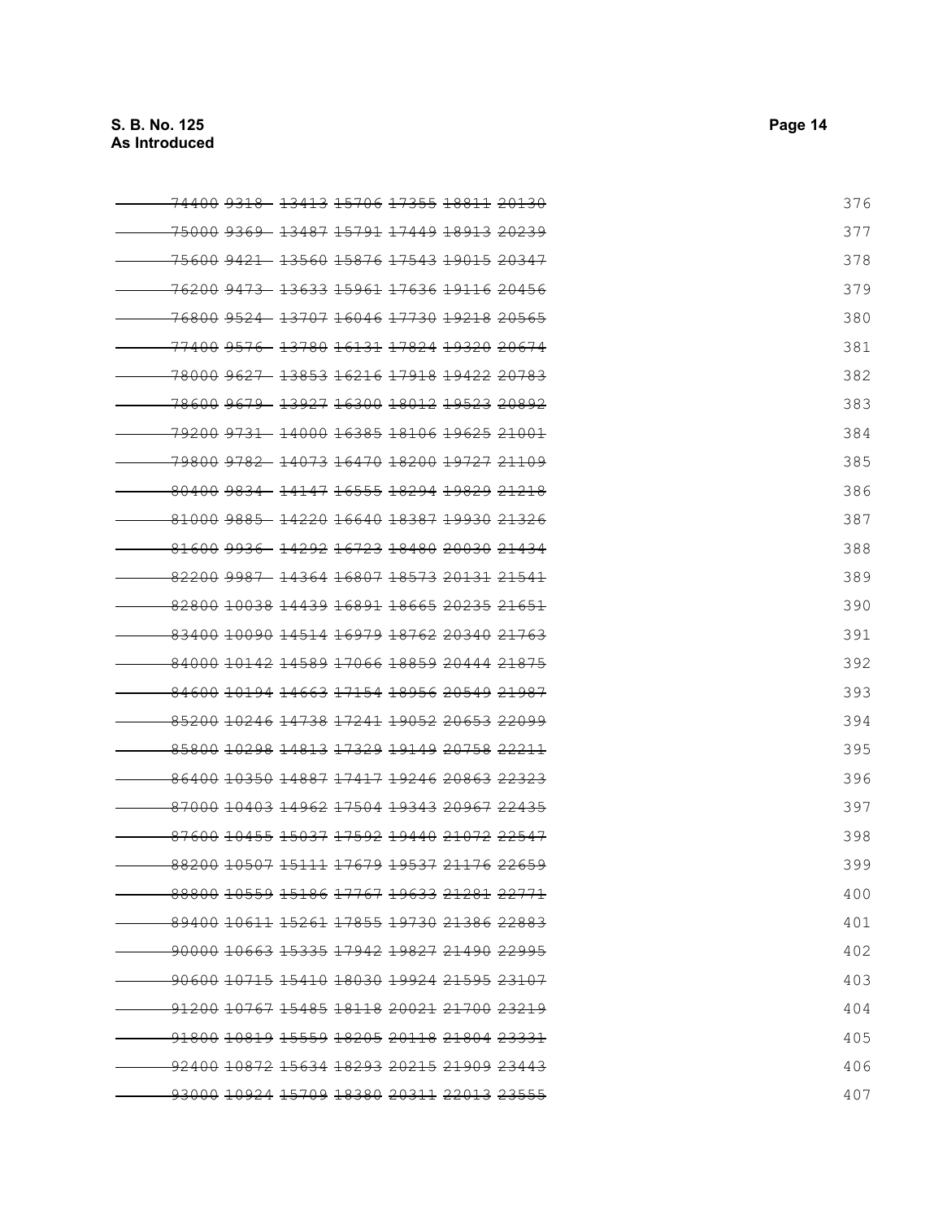| | | | | | | | |
|---|---|---|---|---|---|---|---|
| ~~74400~~ | ~~9318~~ | ~~13413~~ | ~~15706~~ | ~~17355~~ | ~~18811~~ | ~~20130~~ | 376 |
| ~~75000~~ | ~~9369~~ | ~~13487~~ | ~~15791~~ | ~~17449~~ | ~~18913~~ | ~~20239~~ | 377 |
| ~~75600~~ | ~~9421~~ | ~~13560~~ | ~~15876~~ | ~~17543~~ | ~~19015~~ | ~~20347~~ | 378 |
| ~~76200~~ | ~~9473~~ | ~~13633~~ | ~~15961~~ | ~~17636~~ | ~~19116~~ | ~~20456~~ | 379 |
| ~~76800~~ | ~~9524~~ | ~~13707~~ | ~~16046~~ | ~~17730~~ | ~~19218~~ | ~~20565~~ | 380 |
| ~~77400~~ | ~~9576~~ | ~~13780~~ | ~~16131~~ | ~~17824~~ | ~~19320~~ | ~~20674~~ | 381 |
| ~~78000~~ | ~~9627~~ | ~~13853~~ | ~~16216~~ | ~~17918~~ | ~~19422~~ | ~~20783~~ | 382 |
| ~~78600~~ | ~~9679~~ | ~~13927~~ | ~~16300~~ | ~~18012~~ | ~~19523~~ | ~~20892~~ | 383 |
| ~~79200~~ | ~~9731~~ | ~~14000~~ | ~~16385~~ | ~~18106~~ | ~~19625~~ | ~~21001~~ | 384 |
| ~~79800~~ | ~~9782~~ | ~~14073~~ | ~~16470~~ | ~~18200~~ | ~~19727~~ | ~~21109~~ | 385 |
| ~~80400~~ | ~~9834~~ | ~~14147~~ | ~~16555~~ | ~~18294~~ | ~~19829~~ | ~~21218~~ | 386 |
| ~~81000~~ | ~~9885~~ | ~~14220~~ | ~~16640~~ | ~~18387~~ | ~~19930~~ | ~~21326~~ | 387 |
| ~~81600~~ | ~~9936~~ | ~~14292~~ | ~~16723~~ | ~~18480~~ | ~~20030~~ | ~~21434~~ | 388 |
| ~~82200~~ | ~~9987~~ | ~~14364~~ | ~~16807~~ | ~~18573~~ | ~~20131~~ | ~~21541~~ | 389 |
| ~~82800~~ | ~~10038~~ | ~~14439~~ | ~~16891~~ | ~~18665~~ | ~~20235~~ | ~~21651~~ | 390 |
| ~~83400~~ | ~~10090~~ | ~~14514~~ | ~~16979~~ | ~~18762~~ | ~~20340~~ | ~~21763~~ | 391 |
| ~~84000~~ | ~~10142~~ | ~~14589~~ | ~~17066~~ | ~~18859~~ | ~~20444~~ | ~~21875~~ | 392 |
| ~~84600~~ | ~~10194~~ | ~~14663~~ | ~~17154~~ | ~~18956~~ | ~~20549~~ | ~~21987~~ | 393 |
| ~~85200~~ | ~~10246~~ | ~~14738~~ | ~~17241~~ | ~~19052~~ | ~~20653~~ | ~~22099~~ | 394 |
| ~~85800~~ | ~~10298~~ | ~~14813~~ | ~~17329~~ | ~~19149~~ | ~~20758~~ | ~~22211~~ | 395 |
| ~~86400~~ | ~~10350~~ | ~~14887~~ | ~~17417~~ | ~~19246~~ | ~~20863~~ | ~~22323~~ | 396 |
| ~~87000~~ | ~~10403~~ | ~~14962~~ | ~~17504~~ | ~~19343~~ | ~~20967~~ | ~~22435~~ | 397 |
| ~~87600~~ | ~~10455~~ | ~~15037~~ | ~~17592~~ | ~~19440~~ | ~~21072~~ | ~~22547~~ | 398 |
| ~~88200~~ | ~~10507~~ | ~~15111~~ | ~~17679~~ | ~~19537~~ | ~~21176~~ | ~~22659~~ | 399 |
| ~~88800~~ | ~~10559~~ | ~~15186~~ | ~~17767~~ | ~~19633~~ | ~~21281~~ | ~~22771~~ | 400 |
| ~~89400~~ | ~~10611~~ | ~~15261~~ | ~~17855~~ | ~~19730~~ | ~~21386~~ | ~~22883~~ | 401 |
| ~~90000~~ | ~~10663~~ | ~~15335~~ | ~~17942~~ | ~~19827~~ | ~~21490~~ | ~~22995~~ | 402 |
| ~~90600~~ | ~~10715~~ | ~~15410~~ | ~~18030~~ | ~~19924~~ | ~~21595~~ | ~~23107~~ | 403 |
| ~~91200~~ | ~~10767~~ | ~~15485~~ | ~~18118~~ | ~~20021~~ | ~~21700~~ | ~~23219~~ | 404 |
| ~~91800~~ | ~~10819~~ | ~~15559~~ | ~~18205~~ | ~~20118~~ | ~~21804~~ | ~~23331~~ | 405 |
| ~~92400~~ | ~~10872~~ | ~~15634~~ | ~~18293~~ | ~~20215~~ | ~~21909~~ | ~~23443~~ | 406 |
| ~~93000~~ | ~~10924~~ | ~~15709~~ | ~~18380~~ | ~~20311~~ | ~~22013~~ | ~~23555~~ | 407 |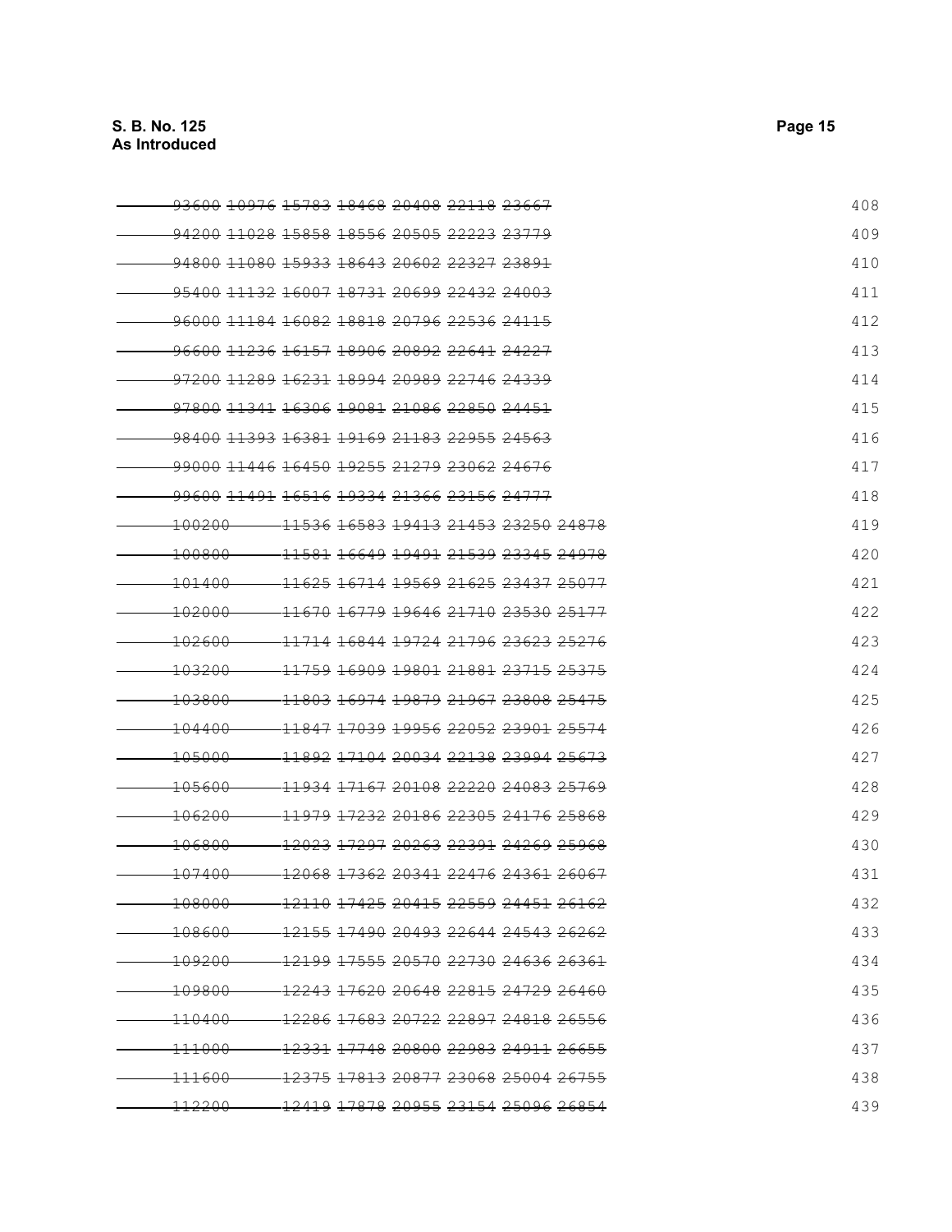| | | | | | | | |
|---|---|---|---|---|---|---|---|
| ~~93600~~ | ~~10976~~ | ~~15783~~ | ~~18468~~ | ~~20408~~ | ~~22118~~ | ~~23667~~ | 408 |
| ~~94200~~ | ~~11028~~ | ~~15858~~ | ~~18556~~ | ~~20505~~ | ~~22223~~ | ~~23779~~ | 409 |
| ~~94800~~ | ~~11080~~ | ~~15933~~ | ~~18643~~ | ~~20602~~ | ~~22327~~ | ~~23891~~ | 410 |
| ~~95400~~ | ~~11132~~ | ~~16007~~ | ~~18731~~ | ~~20699~~ | ~~22432~~ | ~~24003~~ | 411 |
| ~~96000~~ | ~~11184~~ | ~~16082~~ | ~~18818~~ | ~~20796~~ | ~~22536~~ | ~~24115~~ | 412 |
| ~~96600~~ | ~~11236~~ | ~~16157~~ | ~~18906~~ | ~~20892~~ | ~~22641~~ | ~~24227~~ | 413 |
| ~~97200~~ | ~~11289~~ | ~~16231~~ | ~~18994~~ | ~~20989~~ | ~~22746~~ | ~~24339~~ | 414 |
| ~~97800~~ | ~~11341~~ | ~~16306~~ | ~~19081~~ | ~~21086~~ | ~~22850~~ | ~~24451~~ | 415 |
| ~~98400~~ | ~~11393~~ | ~~16381~~ | ~~19169~~ | ~~21183~~ | ~~22955~~ | ~~24563~~ | 416 |
| ~~99000~~ | ~~11446~~ | ~~16450~~ | ~~19255~~ | ~~21279~~ | ~~23062~~ | ~~24676~~ | 417 |
| ~~99600~~ | ~~11491~~ | ~~16516~~ | ~~19334~~ | ~~21366~~ | ~~23156~~ | ~~24777~~ | 418 |
| ~~100200~~ | ~~11536~~ | ~~16583~~ | ~~19413~~ | ~~21453~~ | ~~23250~~ | ~~24878~~ | 419 |
| ~~100800~~ | ~~11581~~ | ~~16649~~ | ~~19491~~ | ~~21539~~ | ~~23345~~ | ~~24978~~ | 420 |
| ~~101400~~ | ~~11625~~ | ~~16714~~ | ~~19569~~ | ~~21625~~ | ~~23437~~ | ~~25077~~ | 421 |
| ~~102000~~ | ~~11670~~ | ~~16779~~ | ~~19646~~ | ~~21710~~ | ~~23530~~ | ~~25177~~ | 422 |
| ~~102600~~ | ~~11714~~ | ~~16844~~ | ~~19724~~ | ~~21796~~ | ~~23623~~ | ~~25276~~ | 423 |
| ~~103200~~ | ~~11759~~ | ~~16909~~ | ~~19801~~ | ~~21881~~ | ~~23715~~ | ~~25375~~ | 424 |
| ~~103800~~ | ~~11803~~ | ~~16974~~ | ~~19879~~ | ~~21967~~ | ~~23808~~ | ~~25475~~ | 425 |
| ~~104400~~ | ~~11847~~ | ~~17039~~ | ~~19956~~ | ~~22052~~ | ~~23901~~ | ~~25574~~ | 426 |
| ~~105000~~ | ~~11892~~ | ~~17104~~ | ~~20034~~ | ~~22138~~ | ~~23994~~ | ~~25673~~ | 427 |
| ~~105600~~ | ~~11934~~ | ~~17167~~ | ~~20108~~ | ~~22220~~ | ~~24083~~ | ~~25769~~ | 428 |
| ~~106200~~ | ~~11979~~ | ~~17232~~ | ~~20186~~ | ~~22305~~ | ~~24176~~ | ~~25868~~ | 429 |
| ~~106800~~ | ~~12023~~ | ~~17297~~ | ~~20263~~ | ~~22391~~ | ~~24269~~ | ~~25968~~ | 430 |
| ~~107400~~ | ~~12068~~ | ~~17362~~ | ~~20341~~ | ~~22476~~ | ~~24361~~ | ~~26067~~ | 431 |
| ~~108000~~ | ~~12110~~ | ~~17425~~ | ~~20415~~ | ~~22559~~ | ~~24451~~ | ~~26162~~ | 432 |
| ~~108600~~ | ~~12155~~ | ~~17490~~ | ~~20493~~ | ~~22644~~ | ~~24543~~ | ~~26262~~ | 433 |
| ~~109200~~ | ~~12199~~ | ~~17555~~ | ~~20570~~ | ~~22730~~ | ~~24636~~ | ~~26361~~ | 434 |
| ~~109800~~ | ~~12243~~ | ~~17620~~ | ~~20648~~ | ~~22815~~ | ~~24729~~ | ~~26460~~ | 435 |
| ~~110400~~ | ~~12286~~ | ~~17683~~ | ~~20722~~ | ~~22897~~ | ~~24818~~ | ~~26556~~ | 436 |
| ~~111000~~ | ~~12331~~ | ~~17748~~ | ~~20800~~ | ~~22983~~ | ~~24911~~ | ~~26655~~ | 437 |
| ~~111600~~ | ~~12375~~ | ~~17813~~ | ~~20877~~ | ~~23068~~ | ~~25004~~ | ~~26755~~ | 438 |
| ~~112200~~ | ~~12419~~ | ~~17878~~ | ~~20955~~ | ~~23154~~ | ~~25096~~ | ~~26854~~ | 439 |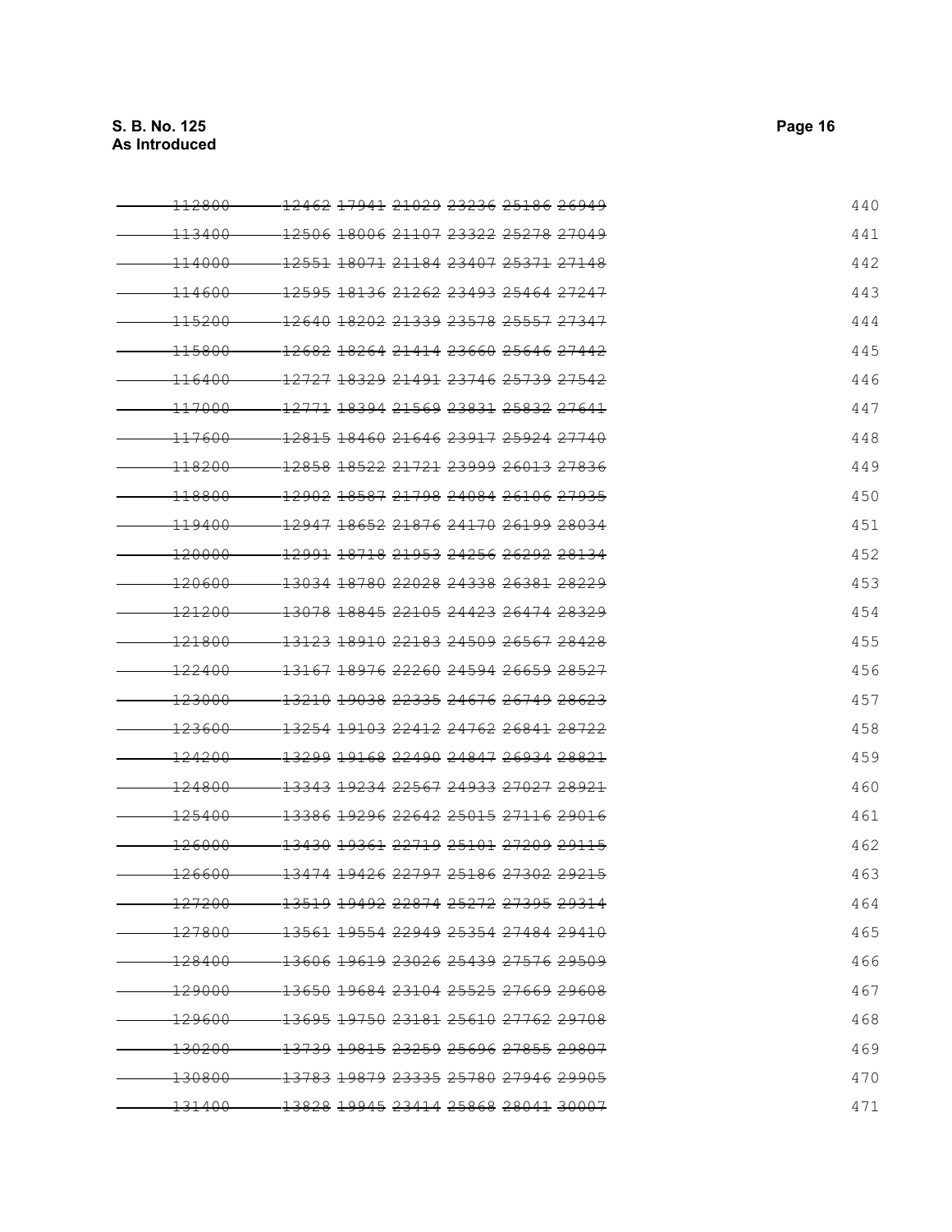| | | | | | | | |
|---|---|---|---|---|---|---|---|
| ~~112800~~ | ~~12462~~ | ~~17941~~ | ~~21029~~ | ~~23236~~ | ~~25186~~ | ~~26949~~ | 440 |
| ~~113400~~ | ~~12506~~ | ~~18006~~ | ~~21107~~ | ~~23322~~ | ~~25278~~ | ~~27049~~ | 441 |
| ~~114000~~ | ~~12551~~ | ~~18071~~ | ~~21184~~ | ~~23407~~ | ~~25371~~ | ~~27148~~ | 442 |
| ~~114600~~ | ~~12595~~ | ~~18136~~ | ~~21262~~ | ~~23493~~ | ~~25464~~ | ~~27247~~ | 443 |
| ~~115200~~ | ~~12640~~ | ~~18202~~ | ~~21339~~ | ~~23578~~ | ~~25557~~ | ~~27347~~ | 444 |
| ~~115800~~ | ~~12682~~ | ~~18264~~ | ~~21414~~ | ~~23660~~ | ~~25646~~ | ~~27442~~ | 445 |
| ~~116400~~ | ~~12727~~ | ~~18329~~ | ~~21491~~ | ~~23746~~ | ~~25739~~ | ~~27542~~ | 446 |
| ~~117000~~ | ~~12771~~ | ~~18394~~ | ~~21569~~ | ~~23831~~ | ~~25832~~ | ~~27641~~ | 447 |
| ~~117600~~ | ~~12815~~ | ~~18460~~ | ~~21646~~ | ~~23917~~ | ~~25924~~ | ~~27740~~ | 448 |
| ~~118200~~ | ~~12858~~ | ~~18522~~ | ~~21721~~ | ~~23999~~ | ~~26013~~ | ~~27836~~ | 449 |
| ~~118800~~ | ~~12902~~ | ~~18587~~ | ~~21798~~ | ~~24084~~ | ~~26106~~ | ~~27935~~ | 450 |
| ~~119400~~ | ~~12947~~ | ~~18652~~ | ~~21876~~ | ~~24170~~ | ~~26199~~ | ~~28034~~ | 451 |
| ~~120000~~ | ~~12991~~ | ~~18718~~ | ~~21953~~ | ~~24256~~ | ~~26292~~ | ~~28134~~ | 452 |
| ~~120600~~ | ~~13034~~ | ~~18780~~ | ~~22028~~ | ~~24338~~ | ~~26381~~ | ~~28229~~ | 453 |
| ~~121200~~ | ~~13078~~ | ~~18845~~ | ~~22105~~ | ~~24423~~ | ~~26474~~ | ~~28329~~ | 454 |
| ~~121800~~ | ~~13123~~ | ~~18910~~ | ~~22183~~ | ~~24509~~ | ~~26567~~ | ~~28428~~ | 455 |
| ~~122400~~ | ~~13167~~ | ~~18976~~ | ~~22260~~ | ~~24594~~ | ~~26659~~ | ~~28527~~ | 456 |
| ~~123000~~ | ~~13210~~ | ~~19038~~ | ~~22335~~ | ~~24676~~ | ~~26749~~ | ~~28623~~ | 457 |
| ~~123600~~ | ~~13254~~ | ~~19103~~ | ~~22412~~ | ~~24762~~ | ~~26841~~ | ~~28722~~ | 458 |
| ~~124200~~ | ~~13299~~ | ~~19168~~ | ~~22490~~ | ~~24847~~ | ~~26934~~ | ~~28821~~ | 459 |
| ~~124800~~ | ~~13343~~ | ~~19234~~ | ~~22567~~ | ~~24933~~ | ~~27027~~ | ~~28921~~ | 460 |
| ~~125400~~ | ~~13386~~ | ~~19296~~ | ~~22642~~ | ~~25015~~ | ~~27116~~ | ~~29016~~ | 461 |
| ~~126000~~ | ~~13430~~ | ~~19361~~ | ~~22719~~ | ~~25101~~ | ~~27209~~ | ~~29115~~ | 462 |
| ~~126600~~ | ~~13474~~ | ~~19426~~ | ~~22797~~ | ~~25186~~ | ~~27302~~ | ~~29215~~ | 463 |
| ~~127200~~ | ~~13519~~ | ~~19492~~ | ~~22874~~ | ~~25272~~ | ~~27395~~ | ~~29314~~ | 464 |
| ~~127800~~ | ~~13561~~ | ~~19554~~ | ~~22949~~ | ~~25354~~ | ~~27484~~ | ~~29410~~ | 465 |
| ~~128400~~ | ~~13606~~ | ~~19619~~ | ~~23026~~ | ~~25439~~ | ~~27576~~ | ~~29509~~ | 466 |
| ~~129000~~ | ~~13650~~ | ~~19684~~ | ~~23104~~ | ~~25525~~ | ~~27669~~ | ~~29608~~ | 467 |
| ~~129600~~ | ~~13695~~ | ~~19750~~ | ~~23181~~ | ~~25610~~ | ~~27762~~ | ~~29708~~ | 468 |
| ~~130200~~ | ~~13739~~ | ~~19815~~ | ~~23259~~ | ~~25696~~ | ~~27855~~ | ~~29807~~ | 469 |
| ~~130800~~ | ~~13783~~ | ~~19879~~ | ~~23335~~ | ~~25780~~ | ~~27946~~ | ~~29905~~ | 470 |
| ~~131400~~ | ~~13828~~ | ~~19945~~ | ~~23414~~ | ~~25868~~ | ~~28041~~ | ~~30007~~ | 471 |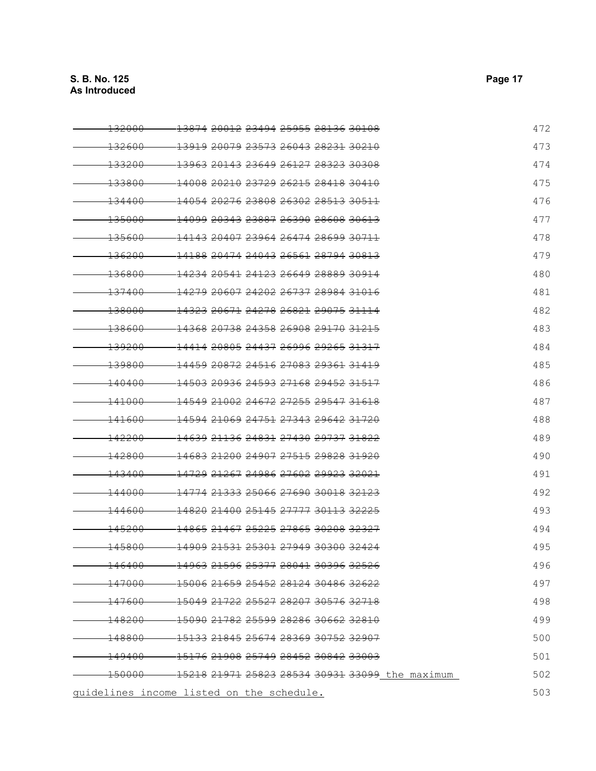| | | | | | | | |
|---|---|---|---|---|---|---|---|
| ~~132000~~ | ~~13874~~ | ~~20012~~ | ~~23494~~ | ~~25955~~ | ~~28136~~ | ~~30108~~ | 472 |
| ~~132600~~ | ~~13919~~ | ~~20079~~ | ~~23573~~ | ~~26043~~ | ~~28231~~ | ~~30210~~ | 473 |
| ~~133200~~ | ~~13963~~ | ~~20143~~ | ~~23649~~ | ~~26127~~ | ~~28323~~ | ~~30308~~ | 474 |
| ~~133800~~ | ~~14008~~ | ~~20210~~ | ~~23729~~ | ~~26215~~ | ~~28418~~ | ~~30410~~ | 475 |
| ~~134400~~ | ~~14054~~ | ~~20276~~ | ~~23808~~ | ~~26302~~ | ~~28513~~ | ~~30511~~ | 476 |
| ~~135000~~ | ~~14099~~ | ~~20343~~ | ~~23887~~ | ~~26390~~ | ~~28608~~ | ~~30613~~ | 477 |
| ~~135600~~ | ~~14143~~ | ~~20407~~ | ~~23964~~ | ~~26474~~ | ~~28699~~ | ~~30711~~ | 478 |
| ~~136200~~ | ~~14188~~ | ~~20474~~ | ~~24043~~ | ~~26561~~ | ~~28794~~ | ~~30813~~ | 479 |
| ~~136800~~ | ~~14234~~ | ~~20541~~ | ~~24123~~ | ~~26649~~ | ~~28889~~ | ~~30914~~ | 480 |
| ~~137400~~ | ~~14279~~ | ~~20607~~ | ~~24202~~ | ~~26737~~ | ~~28984~~ | ~~31016~~ | 481 |
| ~~138000~~ | ~~14323~~ | ~~20671~~ | ~~24278~~ | ~~26821~~ | ~~29075~~ | ~~31114~~ | 482 |
| ~~138600~~ | ~~14368~~ | ~~20738~~ | ~~24358~~ | ~~26908~~ | ~~29170~~ | ~~31215~~ | 483 |
| ~~139200~~ | ~~14414~~ | ~~20805~~ | ~~24437~~ | ~~26996~~ | ~~29265~~ | ~~31317~~ | 484 |
| ~~139800~~ | ~~14459~~ | ~~20872~~ | ~~24516~~ | ~~27083~~ | ~~29361~~ | ~~31419~~ | 485 |
| ~~140400~~ | ~~14503~~ | ~~20936~~ | ~~24593~~ | ~~27168~~ | ~~29452~~ | ~~31517~~ | 486 |
| ~~141000~~ | ~~14549~~ | ~~21002~~ | ~~24672~~ | ~~27255~~ | ~~29547~~ | ~~31618~~ | 487 |
| ~~141600~~ | ~~14594~~ | ~~21069~~ | ~~24751~~ | ~~27343~~ | ~~29642~~ | ~~31720~~ | 488 |
| ~~142200~~ | ~~14639~~ | ~~21136~~ | ~~24831~~ | ~~27430~~ | ~~29737~~ | ~~31822~~ | 489 |
| ~~142800~~ | ~~14683~~ | ~~21200~~ | ~~24907~~ | ~~27515~~ | ~~29828~~ | ~~31920~~ | 490 |
| ~~143400~~ | ~~14729~~ | ~~21267~~ | ~~24986~~ | ~~27602~~ | ~~29923~~ | ~~32021~~ | 491 |
| ~~144000~~ | ~~14774~~ | ~~21333~~ | ~~25066~~ | ~~27690~~ | ~~30018~~ | ~~32123~~ | 492 |
| ~~144600~~ | ~~14820~~ | ~~21400~~ | ~~25145~~ | ~~27777~~ | ~~30113~~ | ~~32225~~ | 493 |
| ~~145200~~ | ~~14865~~ | ~~21467~~ | ~~25225~~ | ~~27865~~ | ~~30208~~ | ~~32327~~ | 494 |
| ~~145800~~ | ~~14909~~ | ~~21531~~ | ~~25301~~ | ~~27949~~ | ~~30300~~ | ~~32424~~ | 495 |
| ~~146400~~ | ~~14963~~ | ~~21596~~ | ~~25377~~ | ~~28041~~ | ~~30396~~ | ~~32526~~ | 496 |
| ~~147000~~ | ~~15006~~ | ~~21659~~ | ~~25452~~ | ~~28124~~ | ~~30486~~ | ~~32622~~ | 497 |
| ~~147600~~ | ~~15049~~ | ~~21722~~ | ~~25527~~ | ~~28207~~ | ~~30576~~ | ~~32718~~ | 498 |
| ~~148200~~ | ~~15090~~ | ~~21782~~ | ~~25599~~ | ~~28286~~ | ~~30662~~ | ~~32810~~ | 499 |
| ~~148800~~ | ~~15133~~ | ~~21845~~ | ~~25674~~ | ~~28369~~ | ~~30752~~ | ~~32907~~ | 500 |
| ~~149400~~ | ~~15176~~ | ~~21908~~ | ~~25749~~ | ~~28452~~ | ~~30842~~ | ~~33003~~ | 501 |
| ~~150000~~ | ~~15218~~ | ~~21971~~ | ~~25823~~ | ~~28534~~ | ~~30931~~ | ~~33099~~ <u>the maximum</u> | 502 |

<u>guidelines income listed on the schedule.</u> 503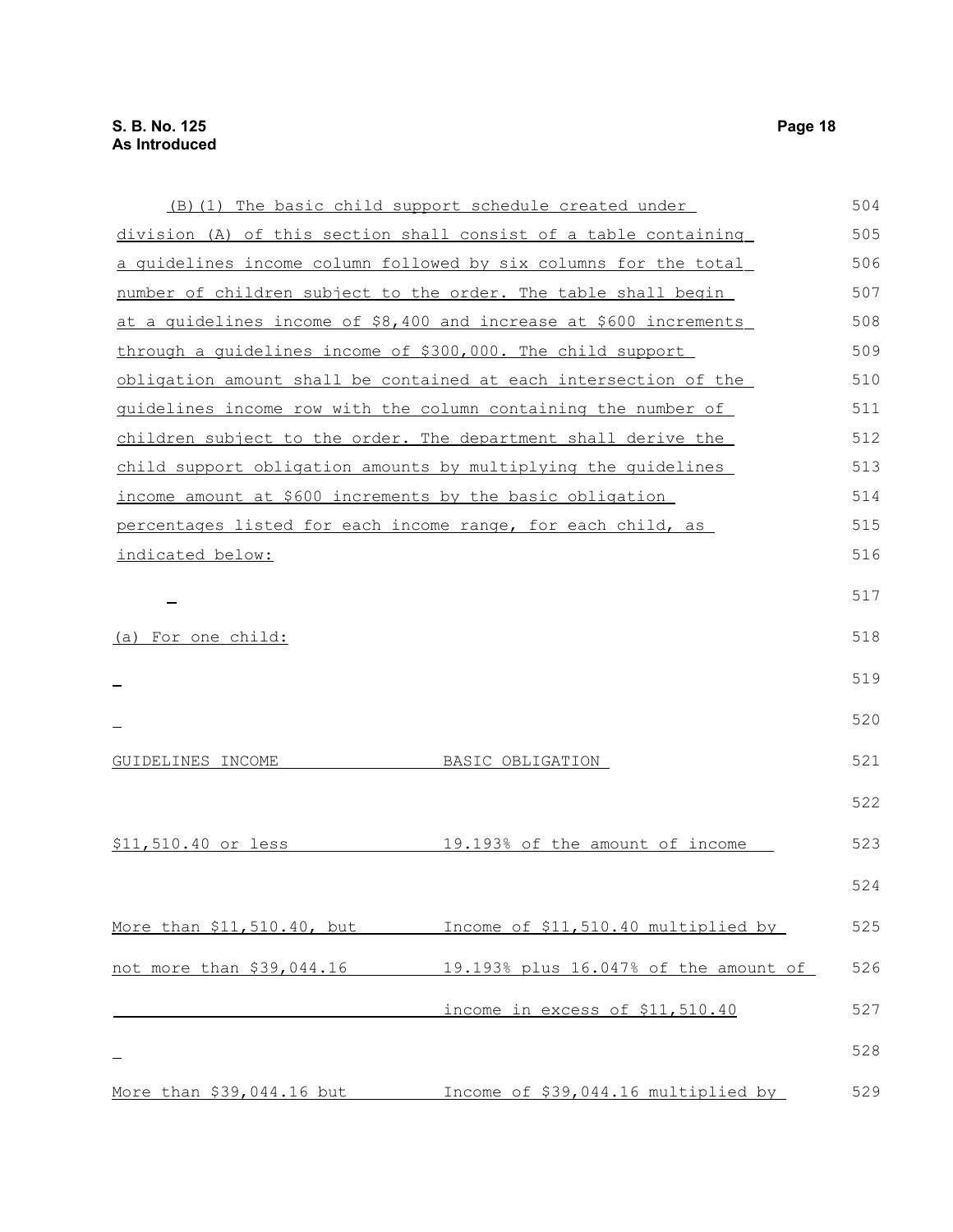(B)(1) The basic child support schedule created under division (A) of this section shall consist of a table containing a guidelines income column followed by six columns for the total number of children subject to the order. The table shall begin at a guidelines income of $8,400 and increase at $600 increments through a guidelines income of $300,000. The child support obligation amount shall be contained at each intersection of the guidelines income row with the column containing the number of children subject to the order. The department shall derive the child support obligation amounts by multiplying the guidelines income amount at $600 increments by the basic obligation percentages listed for each income range, for each child, as indicated below:

(a) For one child:

| GUIDELINES INCOME | BASIC OBLIGATION |
| --- | --- |
| $11,510.40 or less | 19.193% of the amount of income |
| More than $11,510.40, but not more than $39,044.16 | Income of $11,510.40 multiplied by 19.193% plus 16.047% of the amount of income in excess of $11,510.40 |
| More than $39,044.16 but | Income of $39,044.16 multiplied by |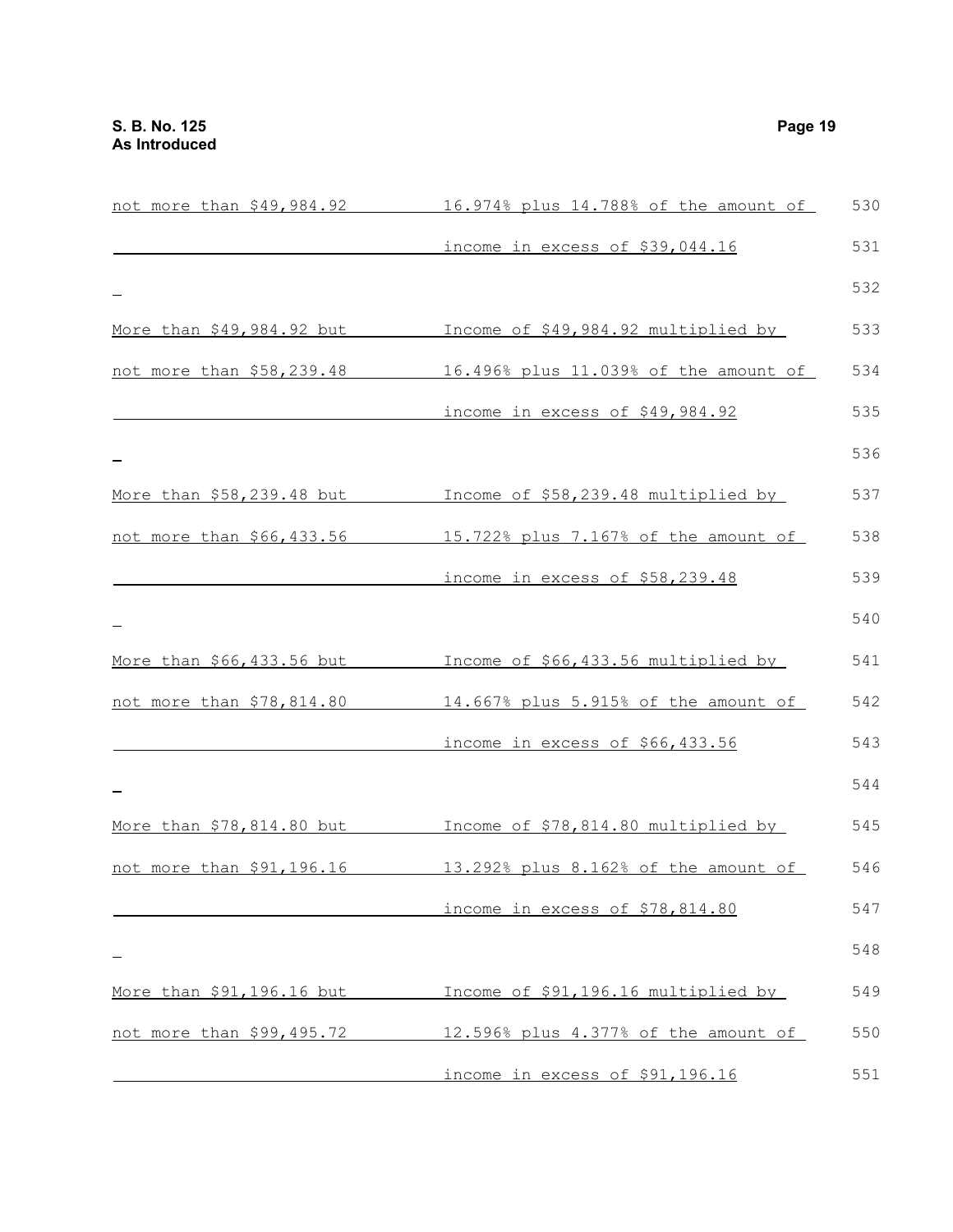| | | |
|---|---|---|
| not more than $49,984.92 | 16.974% plus 14.788% of the amount of | 530 |
| | income in excess of $39,044.16 | 531 |
| | | 532 |
| More than $49,984.92 but | Income of $49,984.92 multiplied by | 533 |
| not more than $58,239.48 | 16.496% plus 11.039% of the amount of | 534 |
| | income in excess of $49,984.92 | 535 |
| | | 536 |
| More than $58,239.48 but | Income of $58,239.48 multiplied by | 537 |
| not more than $66,433.56 | 15.722% plus 7.167% of the amount of | 538 |
| | income in excess of $58,239.48 | 539 |
| | | 540 |
| More than $66,433.56 but | Income of $66,433.56 multiplied by | 541 |
| not more than $78,814.80 | 14.667% plus 5.915% of the amount of | 542 |
| | income in excess of $66,433.56 | 543 |
| | | 544 |
| More than $78,814.80 but | Income of $78,814.80 multiplied by | 545 |
| not more than $91,196.16 | 13.292% plus 8.162% of the amount of | 546 |
| | income in excess of $78,814.80 | 547 |
| | | 548 |
| More than $91,196.16 but | Income of $91,196.16 multiplied by | 549 |
| not more than $99,495.72 | 12.596% plus 4.377% of the amount of | 550 |
| | income in excess of $91,196.16 | 551 |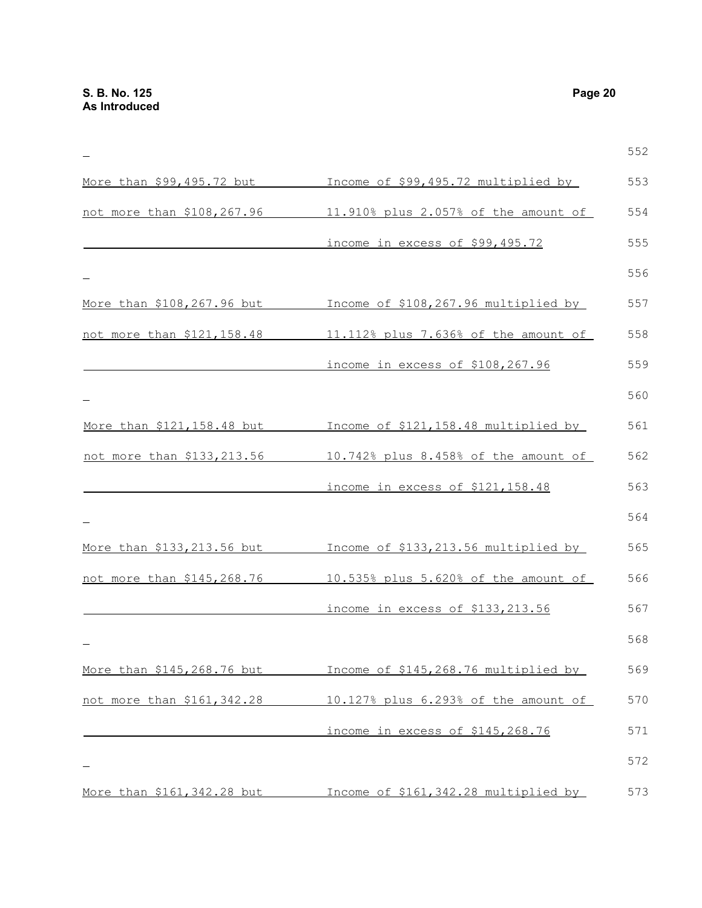| | |
|---|---|
| More than \$99,495.72 but not more than \$108,267.96 | Income of \$99,495.72 multiplied by 11.910% plus 2.057% of the amount of income in excess of \$99,495.72 |
| More than \$108,267.96 but not more than \$121,158.48 | Income of \$108,267.96 multiplied by 11.112% plus 7.636% of the amount of income in excess of \$108,267.96 |
| More than \$121,158.48 but not more than \$133,213.56 | Income of \$121,158.48 multiplied by 10.742% plus 8.458% of the amount of income in excess of \$121,158.48 |
| More than \$133,213.56 but not more than \$145,268.76 | Income of \$133,213.56 multiplied by 10.535% plus 5.620% of the amount of income in excess of \$133,213.56 |
| More than \$145,268.76 but not more than \$161,342.28 | Income of \$145,268.76 multiplied by 10.127% plus 6.293% of the amount of income in excess of \$145,268.76 |
| More than \$161,342.28 but | Income of \$161,342.28 multiplied by |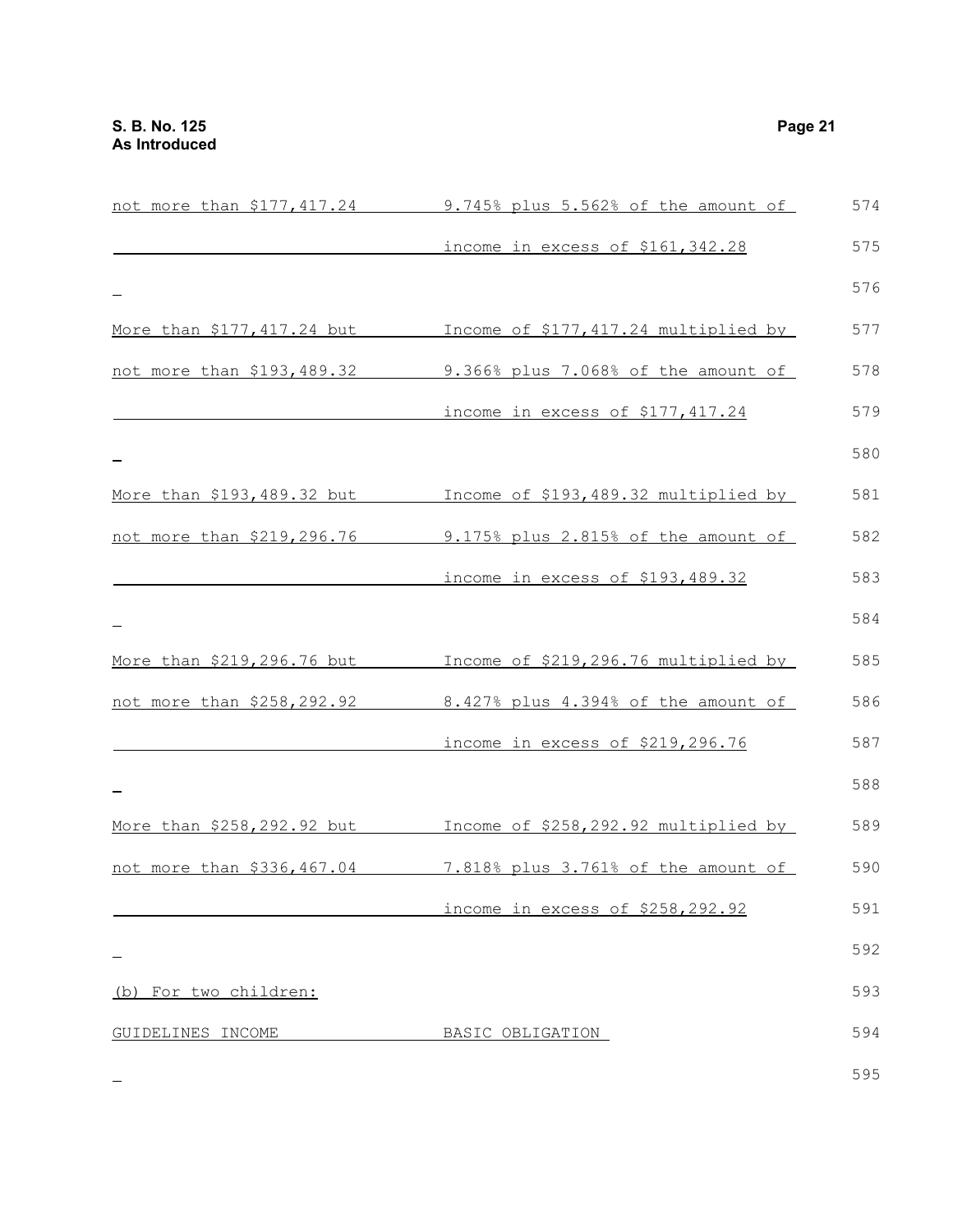| | |
|---|---|
| not more than $177,417.24 | 9.745% plus 5.562% of the amount of income in excess of $161,342.28 |
| More than $177,417.24 but not more than $193,489.32 | Income of $177,417.24 multiplied by 9.366% plus 7.068% of the amount of income in excess of $177,417.24 |
| More than $193,489.32 but not more than $219,296.76 | Income of $193,489.32 multiplied by 9.175% plus 2.815% of the amount of income in excess of $193,489.32 |
| More than $219,296.76 but not more than $258,292.92 | Income of $219,296.76 multiplied by 8.427% plus 4.394% of the amount of income in excess of $219,296.76 |
| More than $258,292.92 but not more than $336,467.04 | Income of $258,292.92 multiplied by 7.818% plus 3.761% of the amount of income in excess of $258,292.92 |

(b) For two children:

| GUIDELINES INCOME | BASIC OBLIGATION |
|---|---|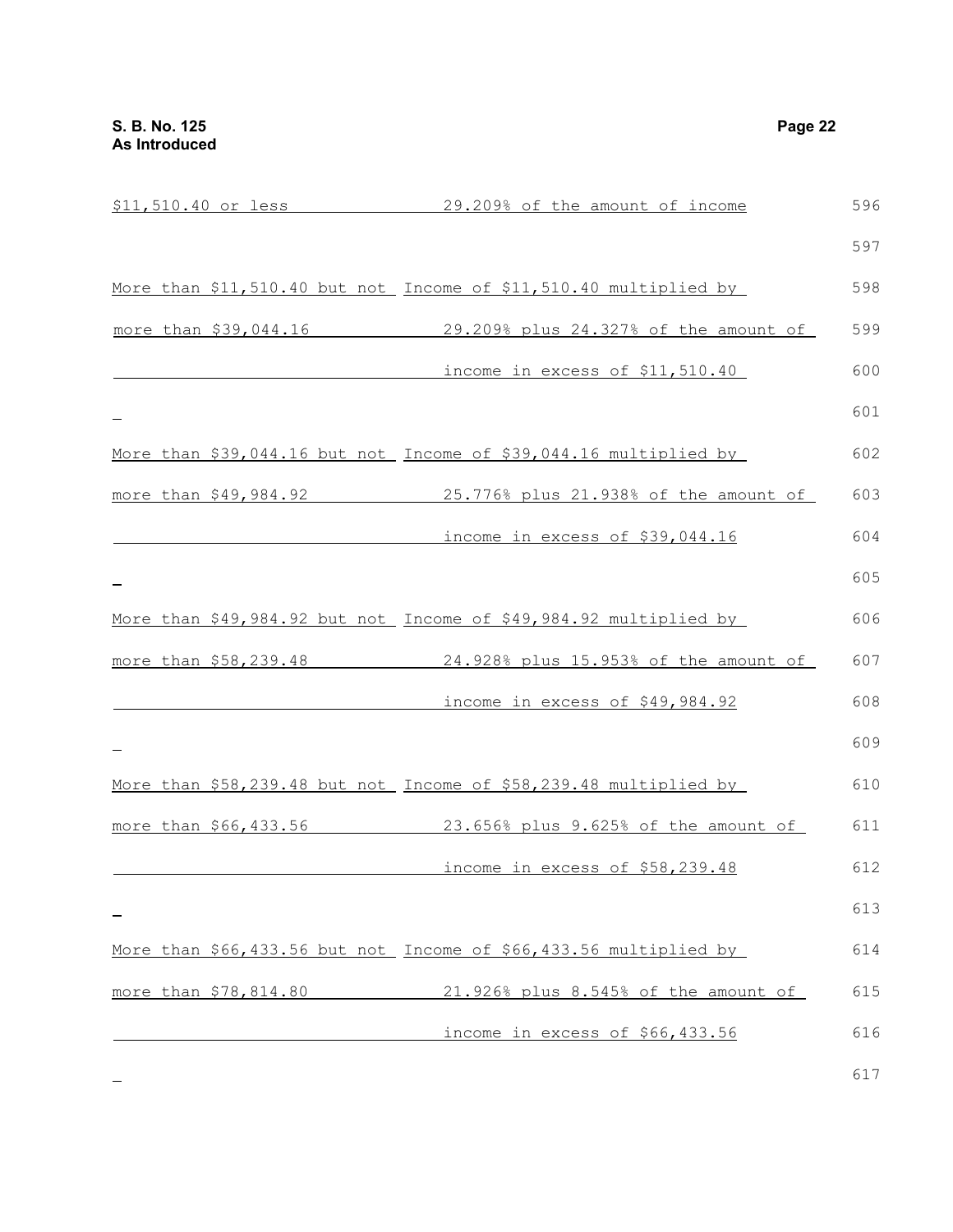| | |
|---|---|
| $11,510.40 or less | 29.209% of the amount of income |
| More than $11,510.40 but not more than $39,044.16 | Income of $11,510.40 multiplied by 29.209% plus 24.327% of the amount of income in excess of $11,510.40 |
| More than $39,044.16 but not more than $49,984.92 | Income of $39,044.16 multiplied by 25.776% plus 21.938% of the amount of income in excess of $39,044.16 |
| More than $49,984.92 but not more than $58,239.48 | Income of $49,984.92 multiplied by 24.928% plus 15.953% of the amount of income in excess of $49,984.92 |
| More than $58,239.48 but not more than $66,433.56 | Income of $58,239.48 multiplied by 23.656% plus 9.625% of the amount of income in excess of $58,239.48 |
| More than $66,433.56 but not more than $78,814.80 | Income of $66,433.56 multiplied by 21.926% plus 8.545% of the amount of income in excess of $66,433.56 |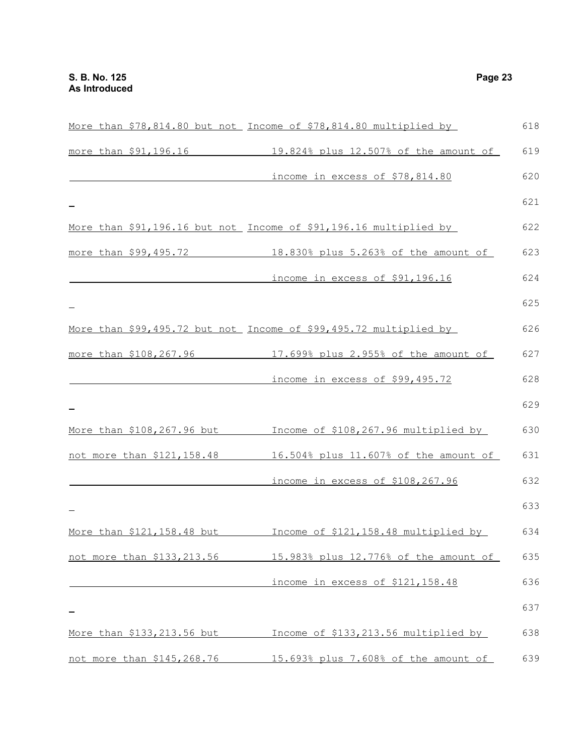| | |
|---|---|
| More than \$78,814.80 but not more than \$91,196.16 | Income of \$78,814.80 multiplied by 19.824% plus 12.507% of the amount of income in excess of \$78,814.80 |
| More than \$91,196.16 but not more than \$99,495.72 | Income of \$91,196.16 multiplied by 18.830% plus 5.263% of the amount of income in excess of \$91,196.16 |
| More than \$99,495.72 but not more than \$108,267.96 | Income of \$99,495.72 multiplied by 17.699% plus 2.955% of the amount of income in excess of \$99,495.72 |
| More than \$108,267.96 but not more than \$121,158.48 | Income of \$108,267.96 multiplied by 16.504% plus 11.607% of the amount of income in excess of \$108,267.96 |
| More than \$121,158.48 but not more than \$133,213.56 | Income of \$121,158.48 multiplied by 15.983% plus 12.776% of the amount of income in excess of \$121,158.48 |
| More than \$133,213.56 but not more than \$145,268.76 | Income of \$133,213.56 multiplied by 15.693% plus 7.608% of the amount of |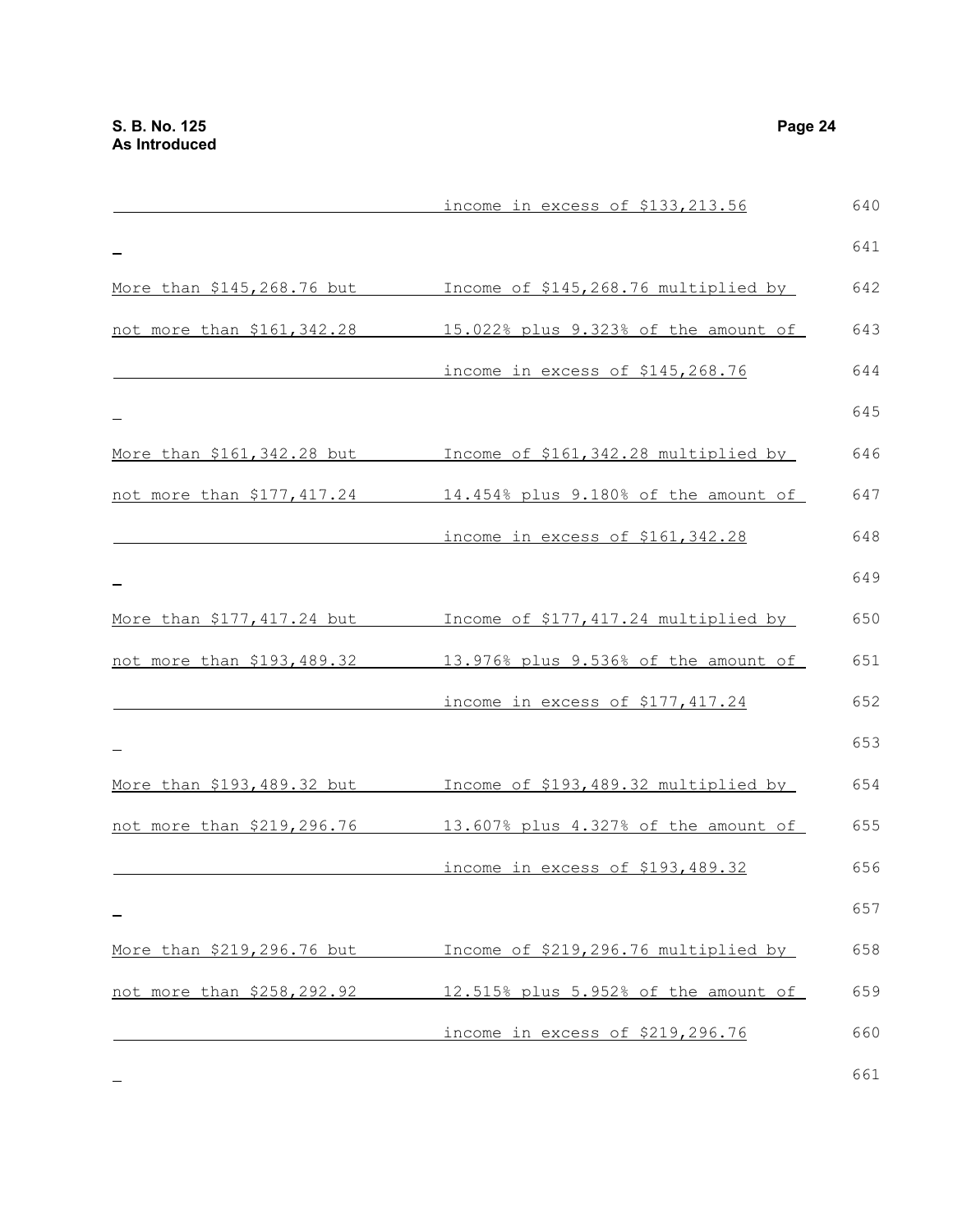| | |
|---|---|
| | income in excess of \$133,213.56 |
| More than \$145,268.76 but not more than \$161,342.28 | Income of \$145,268.76 multiplied by 15.022% plus 9.323% of the amount of income in excess of \$145,268.76 |
| More than \$161,342.28 but not more than \$177,417.24 | Income of \$161,342.28 multiplied by 14.454% plus 9.180% of the amount of income in excess of \$161,342.28 |
| More than \$177,417.24 but not more than \$193,489.32 | Income of \$177,417.24 multiplied by 13.976% plus 9.536% of the amount of income in excess of \$177,417.24 |
| More than \$193,489.32 but not more than \$219,296.76 | Income of \$193,489.32 multiplied by 13.607% plus 4.327% of the amount of income in excess of \$193,489.32 |
| More than \$219,296.76 but not more than \$258,292.92 | Income of \$219,296.76 multiplied by 12.515% plus 5.952% of the amount of income in excess of \$219,296.76 |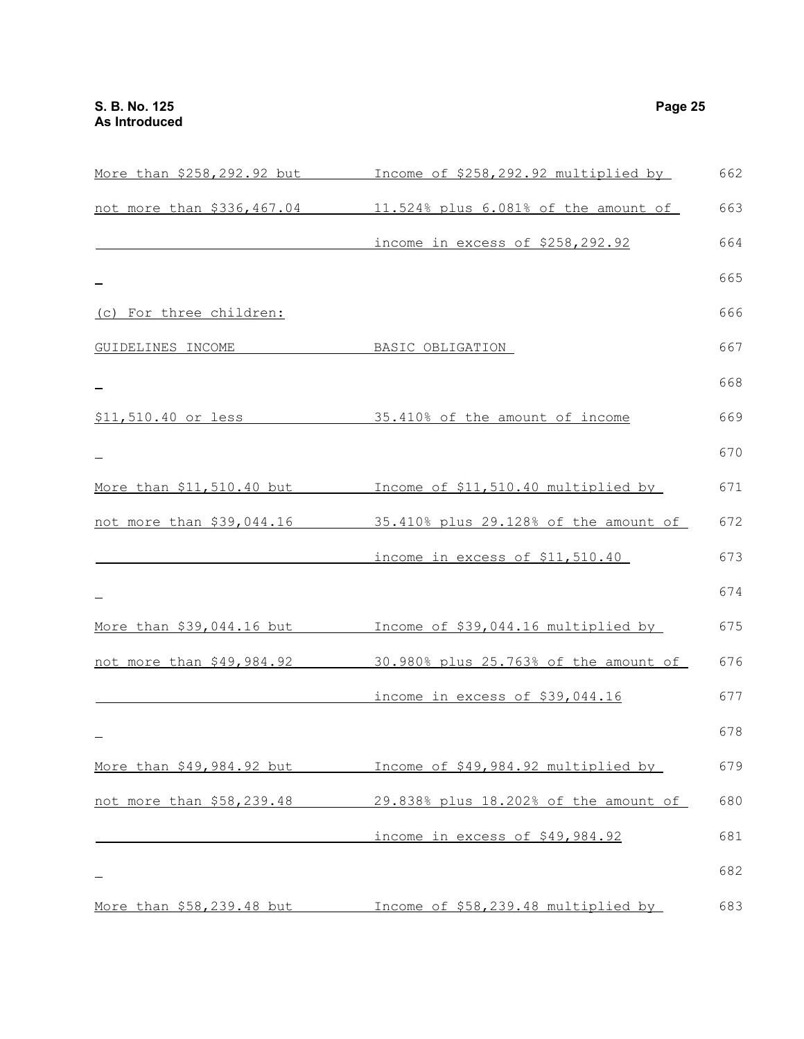| | |
|---|---|
| More than \$258,292.92 but not more than \$336,467.04 | Income of \$258,292.92 multiplied by 11.524% plus 6.081% of the amount of income in excess of \$258,292.92 |

(c) For three children:

| GUIDELINES INCOME | BASIC OBLIGATION |
|---|---|
| \$11,510.40 or less | 35.410% of the amount of income |
| More than \$11,510.40 but not more than \$39,044.16 | Income of \$11,510.40 multiplied by 35.410% plus 29.128% of the amount of income in excess of \$11,510.40 |
| More than \$39,044.16 but not more than \$49,984.92 | Income of \$39,044.16 multiplied by 30.980% plus 25.763% of the amount of income in excess of \$39,044.16 |
| More than \$49,984.92 but not more than \$58,239.48 | Income of \$49,984.92 multiplied by 29.838% plus 18.202% of the amount of income in excess of \$49,984.92 |
| More than \$58,239.48 but | Income of \$58,239.48 multiplied by |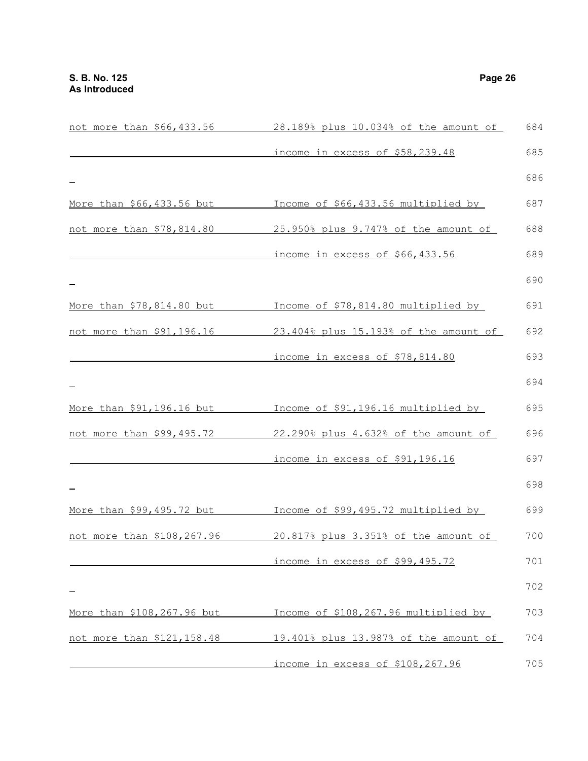| | | |
|---|---|---|
| not more than $66,433.56 | 28.189% plus 10.034% of the amount of | 684 |
| | income in excess of $58,239.48 | 685 |
| | | 686 |
| More than $66,433.56 but | Income of $66,433.56 multiplied by | 687 |
| not more than $78,814.80 | 25.950% plus 9.747% of the amount of | 688 |
| | income in excess of $66,433.56 | 689 |
| | | 690 |
| More than $78,814.80 but | Income of $78,814.80 multiplied by | 691 |
| not more than $91,196.16 | 23.404% plus 15.193% of the amount of | 692 |
| | income in excess of $78,814.80 | 693 |
| | | 694 |
| More than $91,196.16 but | Income of $91,196.16 multiplied by | 695 |
| not more than $99,495.72 | 22.290% plus 4.632% of the amount of | 696 |
| | income in excess of $91,196.16 | 697 |
| | | 698 |
| More than $99,495.72 but | Income of $99,495.72 multiplied by | 699 |
| not more than $108,267.96 | 20.817% plus 3.351% of the amount of | 700 |
| | income in excess of $99,495.72 | 701 |
| | | 702 |
| More than $108,267.96 but | Income of $108,267.96 multiplied by | 703 |
| not more than $121,158.48 | 19.401% plus 13.987% of the amount of | 704 |
| | income in excess of $108,267.96 | 705 |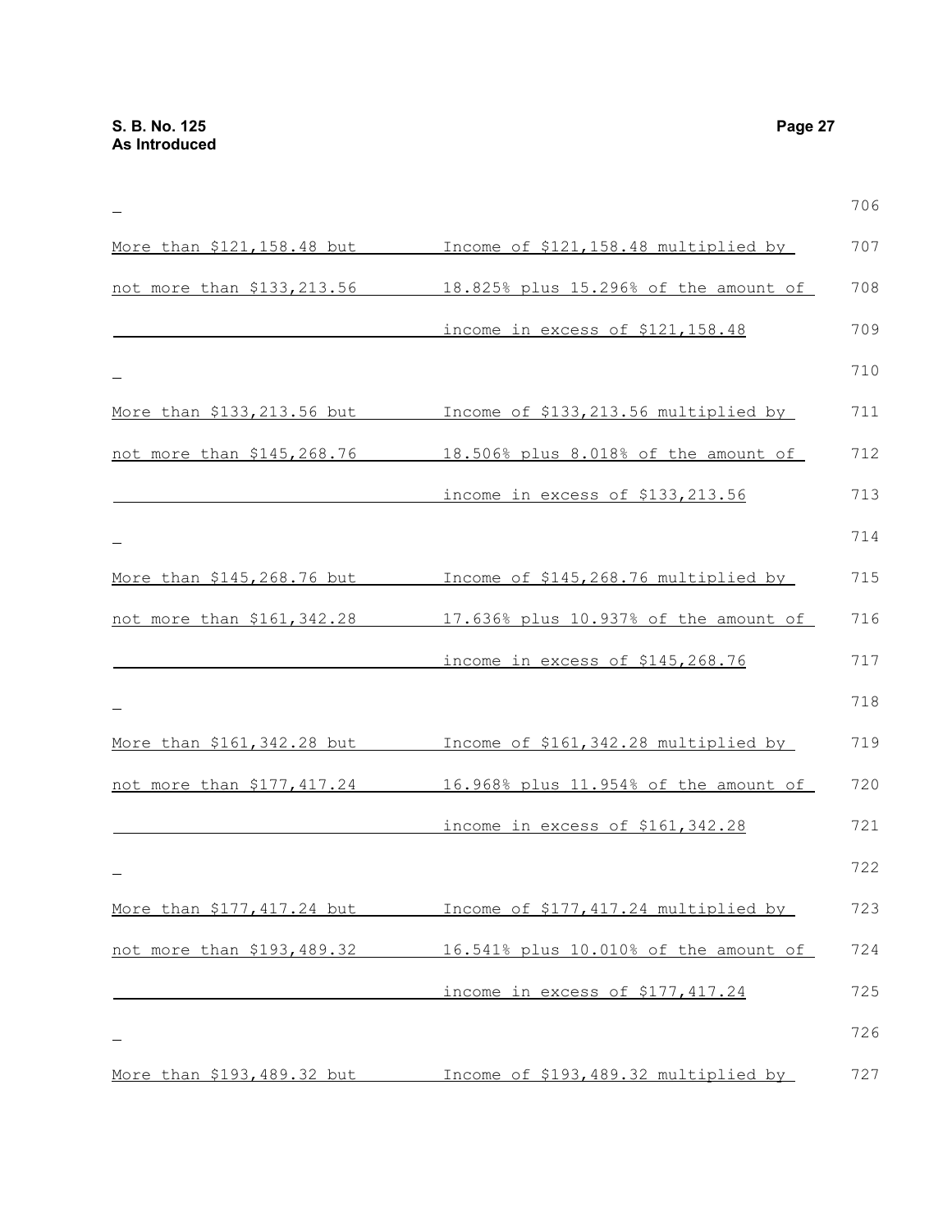| | |
|---|---|
| More than $121,158.48 but not more than $133,213.56 | Income of $121,158.48 multiplied by 18.825% plus 15.296% of the amount of income in excess of $121,158.48 |
| More than $133,213.56 but not more than $145,268.76 | Income of $133,213.56 multiplied by 18.506% plus 8.018% of the amount of income in excess of $133,213.56 |
| More than $145,268.76 but not more than $161,342.28 | Income of $145,268.76 multiplied by 17.636% plus 10.937% of the amount of income in excess of $145,268.76 |
| More than $161,342.28 but not more than $177,417.24 | Income of $161,342.28 multiplied by 16.968% plus 11.954% of the amount of income in excess of $161,342.28 |
| More than $177,417.24 but not more than $193,489.32 | Income of $177,417.24 multiplied by 16.541% plus 10.010% of the amount of income in excess of $177,417.24 |
| More than $193,489.32 but | Income of $193,489.32 multiplied by |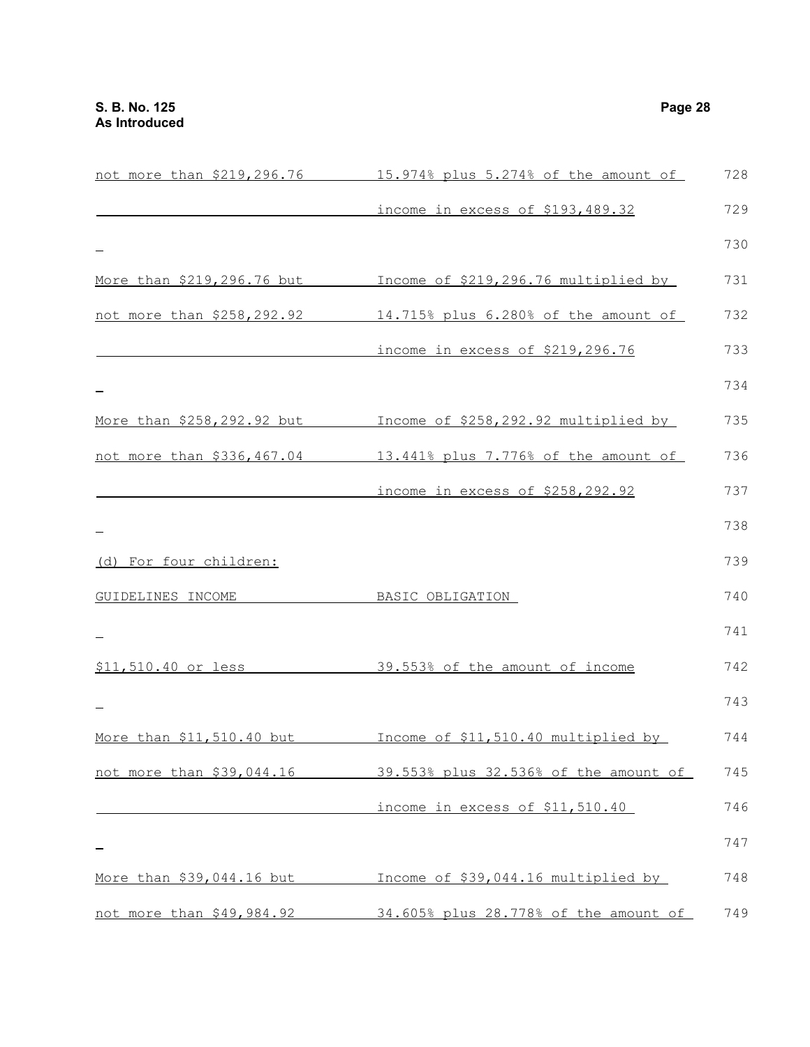| | |
|---|---|
| not more than $219,296.76 | 15.974% plus 5.274% of the amount of income in excess of $193,489.32 |
| More than $219,296.76 but not more than $258,292.92 | Income of $219,296.76 multiplied by 14.715% plus 6.280% of the amount of income in excess of $219,296.76 |
| More than $258,292.92 but not more than $336,467.04 | Income of $258,292.92 multiplied by 13.441% plus 7.776% of the amount of income in excess of $258,292.92 |

(d) For four children:

| GUIDELINES INCOME | BASIC OBLIGATION |
|---|---|
| $11,510.40 or less | 39.553% of the amount of income |
| More than $11,510.40 but not more than $39,044.16 | Income of $11,510.40 multiplied by 39.553% plus 32.536% of the amount of income in excess of $11,510.40 |
| More than $39,044.16 but not more than $49,984.92 | Income of $39,044.16 multiplied by 34.605% plus 28.778% of the amount of |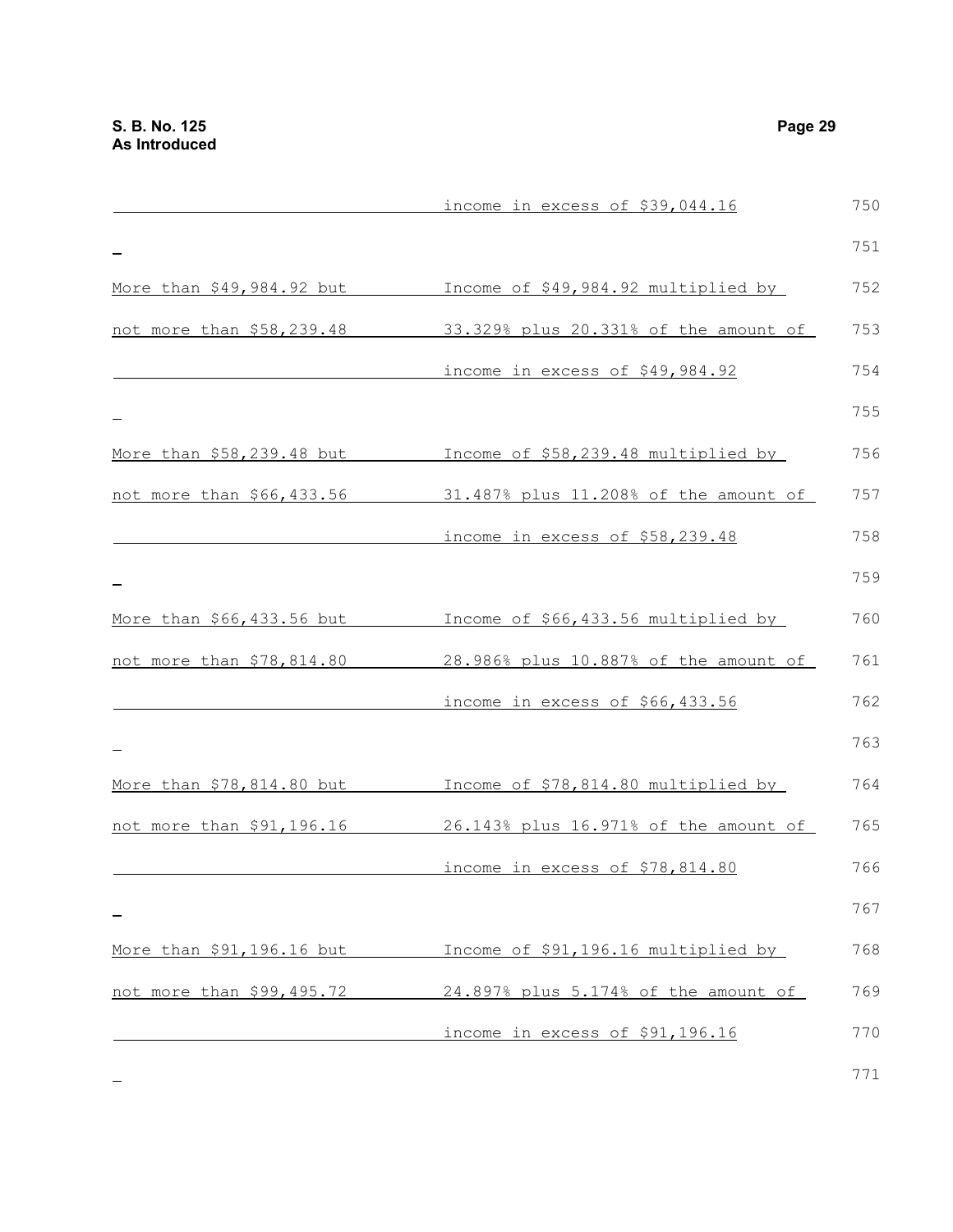| | |
|---|---|
| | income in excess of \$39,044.16 |
| More than \$49,984.92 but not more than \$58,239.48 | Income of \$49,984.92 multiplied by 33.329% plus 20.331% of the amount of income in excess of \$49,984.92 |
| More than \$58,239.48 but not more than \$66,433.56 | Income of \$58,239.48 multiplied by 31.487% plus 11.208% of the amount of income in excess of \$58,239.48 |
| More than \$66,433.56 but not more than \$78,814.80 | Income of \$66,433.56 multiplied by 28.986% plus 10.887% of the amount of income in excess of \$66,433.56 |
| More than \$78,814.80 but not more than \$91,196.16 | Income of \$78,814.80 multiplied by 26.143% plus 16.971% of the amount of income in excess of \$78,814.80 |
| More than \$91,196.16 but not more than \$99,495.72 | Income of \$91,196.16 multiplied by 24.897% plus 5.174% of the amount of income in excess of \$91,196.16 |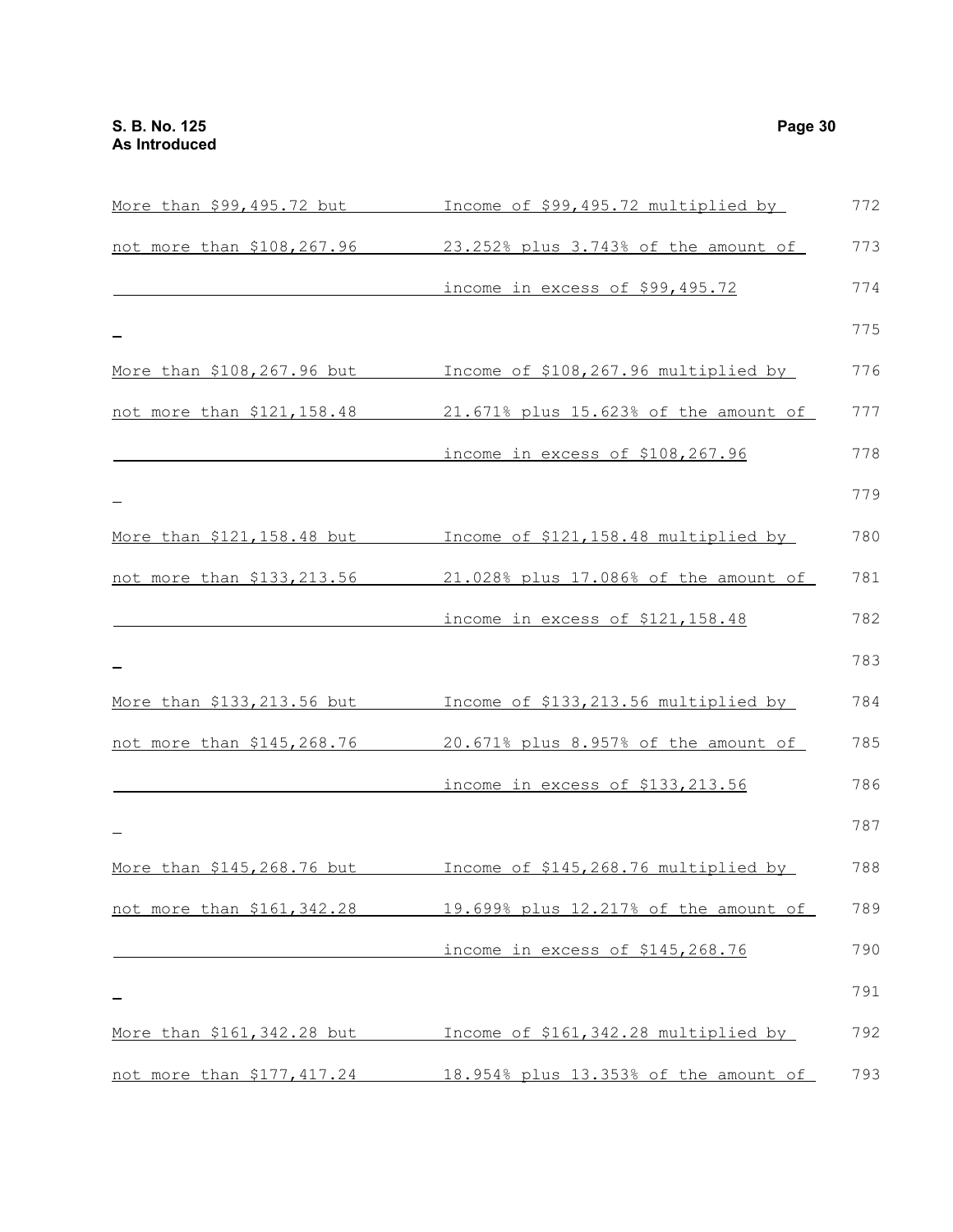| | |
|---|---|
| More than $99,495.72 but not more than $108,267.96 | Income of $99,495.72 multiplied by 23.252% plus 3.743% of the amount of income in excess of $99,495.72 |
| More than $108,267.96 but not more than $121,158.48 | Income of $108,267.96 multiplied by 21.671% plus 15.623% of the amount of income in excess of $108,267.96 |
| More than $121,158.48 but not more than $133,213.56 | Income of $121,158.48 multiplied by 21.028% plus 17.086% of the amount of income in excess of $121,158.48 |
| More than $133,213.56 but not more than $145,268.76 | Income of $133,213.56 multiplied by 20.671% plus 8.957% of the amount of income in excess of $133,213.56 |
| More than $145,268.76 but not more than $161,342.28 | Income of $145,268.76 multiplied by 19.699% plus 12.217% of the amount of income in excess of $145,268.76 |
| More than $161,342.28 but not more than $177,417.24 | Income of $161,342.28 multiplied by 18.954% plus 13.353% of the amount of |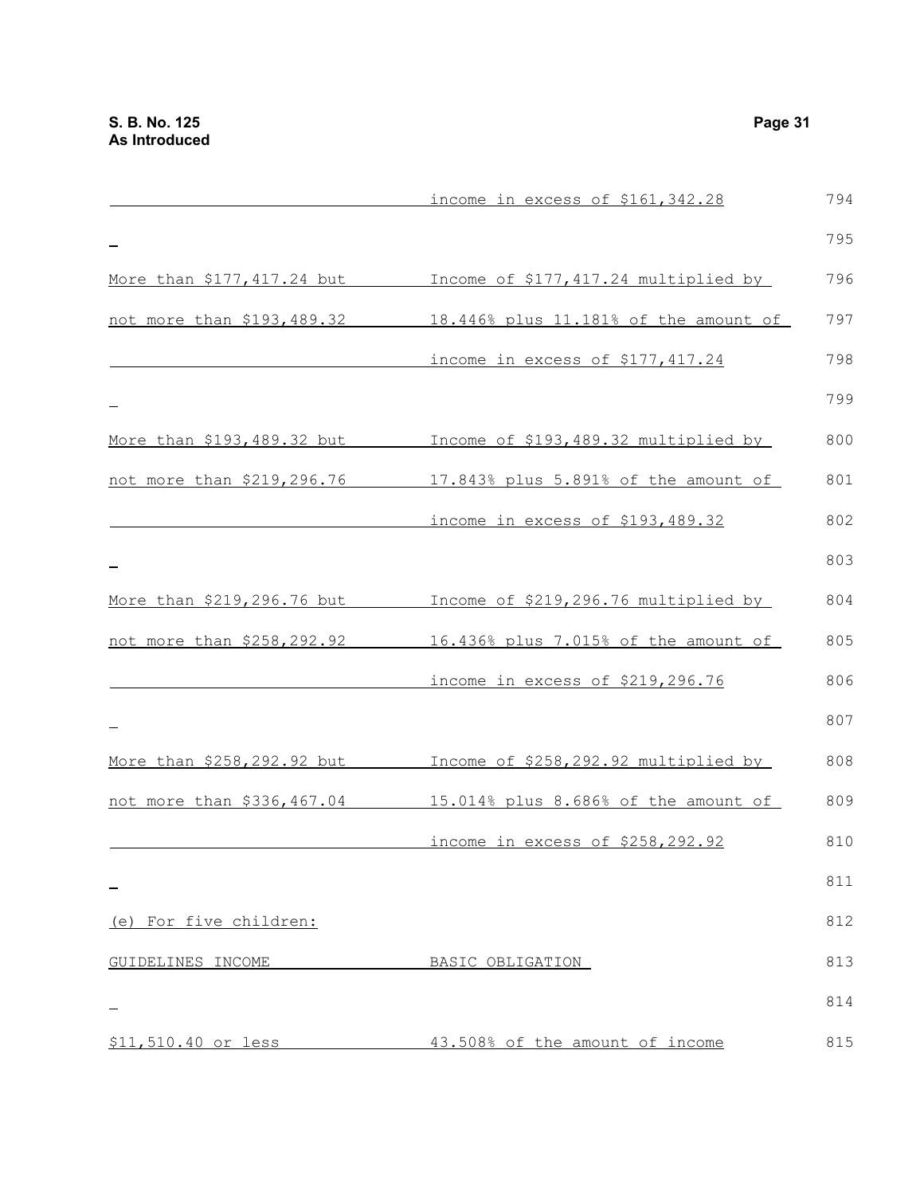| | |
|---|---|
| | income in excess of $161,342.28 |
| More than $177,417.24 but not more than $193,489.32 | Income of $177,417.24 multiplied by 18.446% plus 11.181% of the amount of income in excess of $177,417.24 |
| More than $193,489.32 but not more than $219,296.76 | Income of $193,489.32 multiplied by 17.843% plus 5.891% of the amount of income in excess of $193,489.32 |
| More than $219,296.76 but not more than $258,292.92 | Income of $219,296.76 multiplied by 16.436% plus 7.015% of the amount of income in excess of $219,296.76 |
| More than $258,292.92 but not more than $336,467.04 | Income of $258,292.92 multiplied by 15.014% plus 8.686% of the amount of income in excess of $258,292.92 |

(e) For five children:

| GUIDELINES INCOME | BASIC OBLIGATION |
|---|---|
| $11,510.40 or less | 43.508% of the amount of income |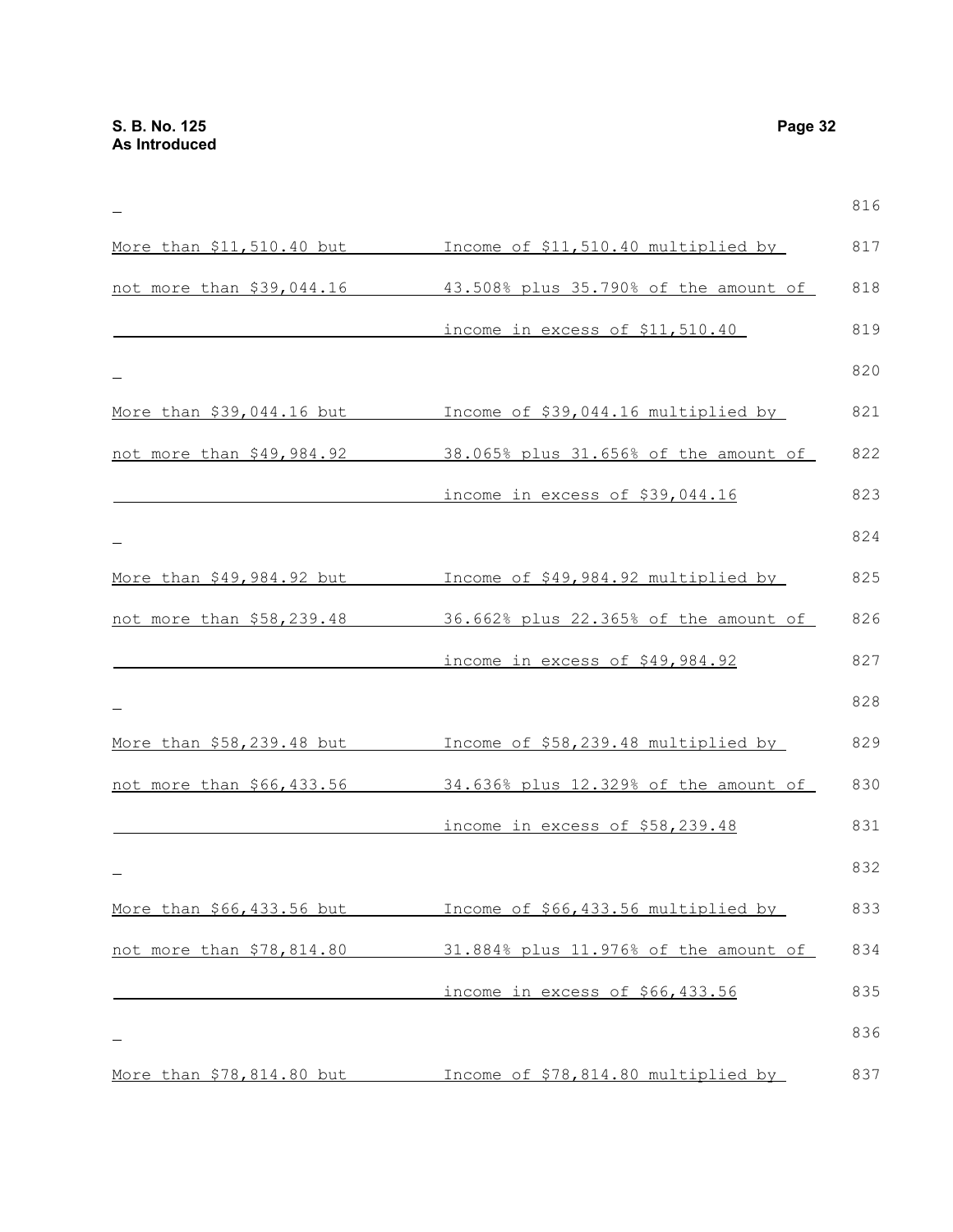| | |
|---|---|
| More than $11,510.40 but not more than $39,044.16 | Income of $11,510.40 multiplied by 43.508% plus 35.790% of the amount of income in excess of $11,510.40 |
| More than $39,044.16 but not more than $49,984.92 | Income of $39,044.16 multiplied by 38.065% plus 31.656% of the amount of income in excess of $39,044.16 |
| More than $49,984.92 but not more than $58,239.48 | Income of $49,984.92 multiplied by 36.662% plus 22.365% of the amount of income in excess of $49,984.92 |
| More than $58,239.48 but not more than $66,433.56 | Income of $58,239.48 multiplied by 34.636% plus 12.329% of the amount of income in excess of $58,239.48 |
| More than $66,433.56 but not more than $78,814.80 | Income of $66,433.56 multiplied by 31.884% plus 11.976% of the amount of income in excess of $66,433.56 |
| More than $78,814.80 but | Income of $78,814.80 multiplied by |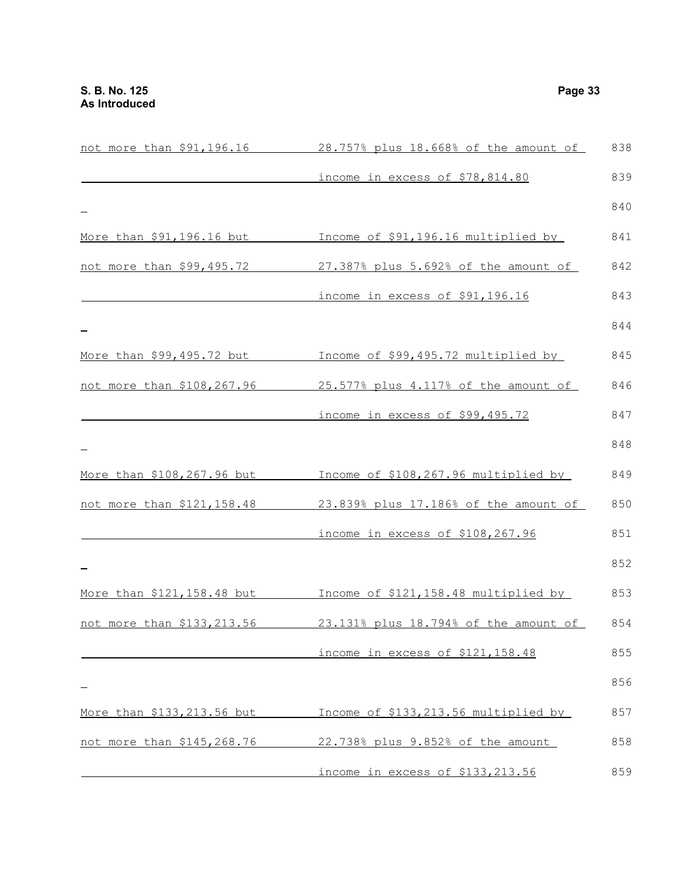| | |
|---|---|
| not more than $91,196.16 | 28.757% plus 18.668% of the amount of income in excess of $78,814.80 |
| More than $91,196.16 but not more than $99,495.72 | Income of $91,196.16 multiplied by 27.387% plus 5.692% of the amount of income in excess of $91,196.16 |
| More than $99,495.72 but not more than $108,267.96 | Income of $99,495.72 multiplied by 25.577% plus 4.117% of the amount of income in excess of $99,495.72 |
| More than $108,267.96 but not more than $121,158.48 | Income of $108,267.96 multiplied by 23.839% plus 17.186% of the amount of income in excess of $108,267.96 |
| More than $121,158.48 but not more than $133,213.56 | Income of $121,158.48 multiplied by 23.131% plus 18.794% of the amount of income in excess of $121,158.48 |
| More than $133,213.56 but not more than $145,268.76 | Income of $133,213.56 multiplied by 22.738% plus 9.852% of the amount income in excess of $133,213.56 |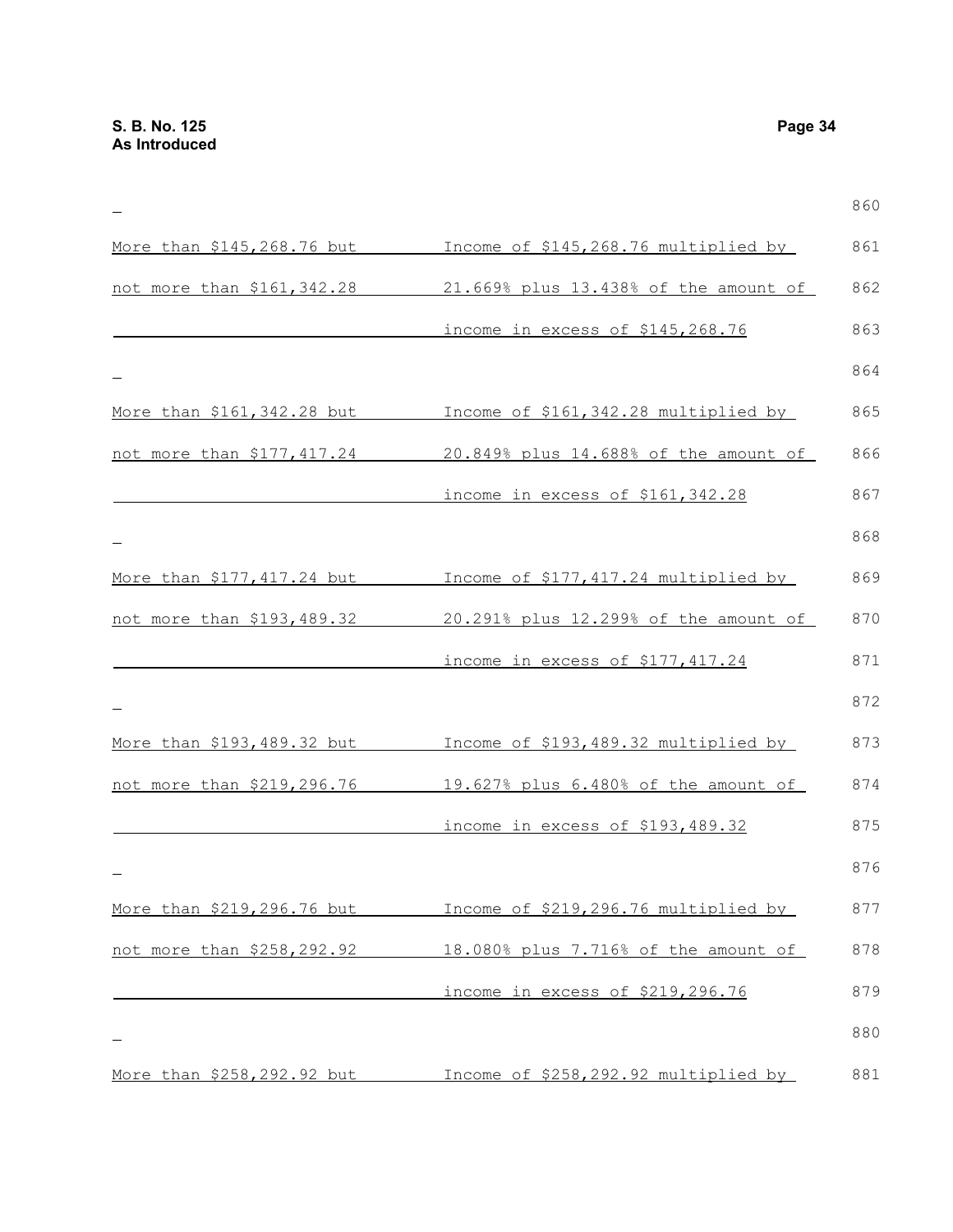| | |
|---|---|
| More than $145,268.76 but not more than $161,342.28 | Income of $145,268.76 multiplied by 21.669% plus 13.438% of the amount of income in excess of $145,268.76 |
| More than $161,342.28 but not more than $177,417.24 | Income of $161,342.28 multiplied by 20.849% plus 14.688% of the amount of income in excess of $161,342.28 |
| More than $177,417.24 but not more than $193,489.32 | Income of $177,417.24 multiplied by 20.291% plus 12.299% of the amount of income in excess of $177,417.24 |
| More than $193,489.32 but not more than $219,296.76 | Income of $193,489.32 multiplied by 19.627% plus 6.480% of the amount of income in excess of $193,489.32 |
| More than $219,296.76 but not more than $258,292.92 | Income of $219,296.76 multiplied by 18.080% plus 7.716% of the amount of income in excess of $219,296.76 |
| More than $258,292.92 but | Income of $258,292.92 multiplied by |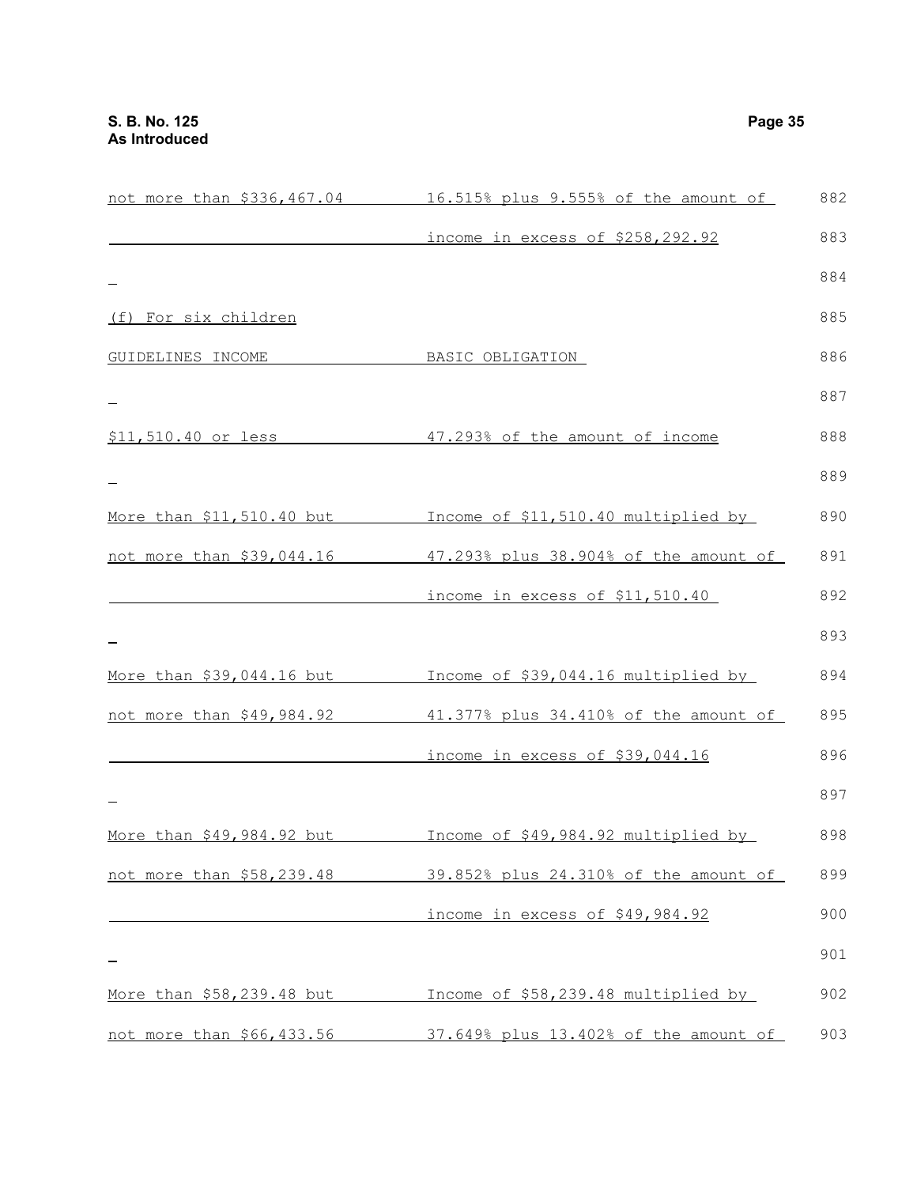| | |
|---|---|
| not more than $336,467.04 | 16.515% plus 9.555% of the amount of income in excess of $258,292.92 |

(f) For six children

| GUIDELINES INCOME | BASIC OBLIGATION |
|---|---|
| $11,510.40 or less | 47.293% of the amount of income |
| More than $11,510.40 but not more than $39,044.16 | Income of $11,510.40 multiplied by 47.293% plus 38.904% of the amount of income in excess of $11,510.40 |
| More than $39,044.16 but not more than $49,984.92 | Income of $39,044.16 multiplied by 41.377% plus 34.410% of the amount of income in excess of $39,044.16 |
| More than $49,984.92 but not more than $58,239.48 | Income of $49,984.92 multiplied by 39.852% plus 24.310% of the amount of income in excess of $49,984.92 |
| More than $58,239.48 but not more than $66,433.56 | Income of $58,239.48 multiplied by 37.649% plus 13.402% of the amount of |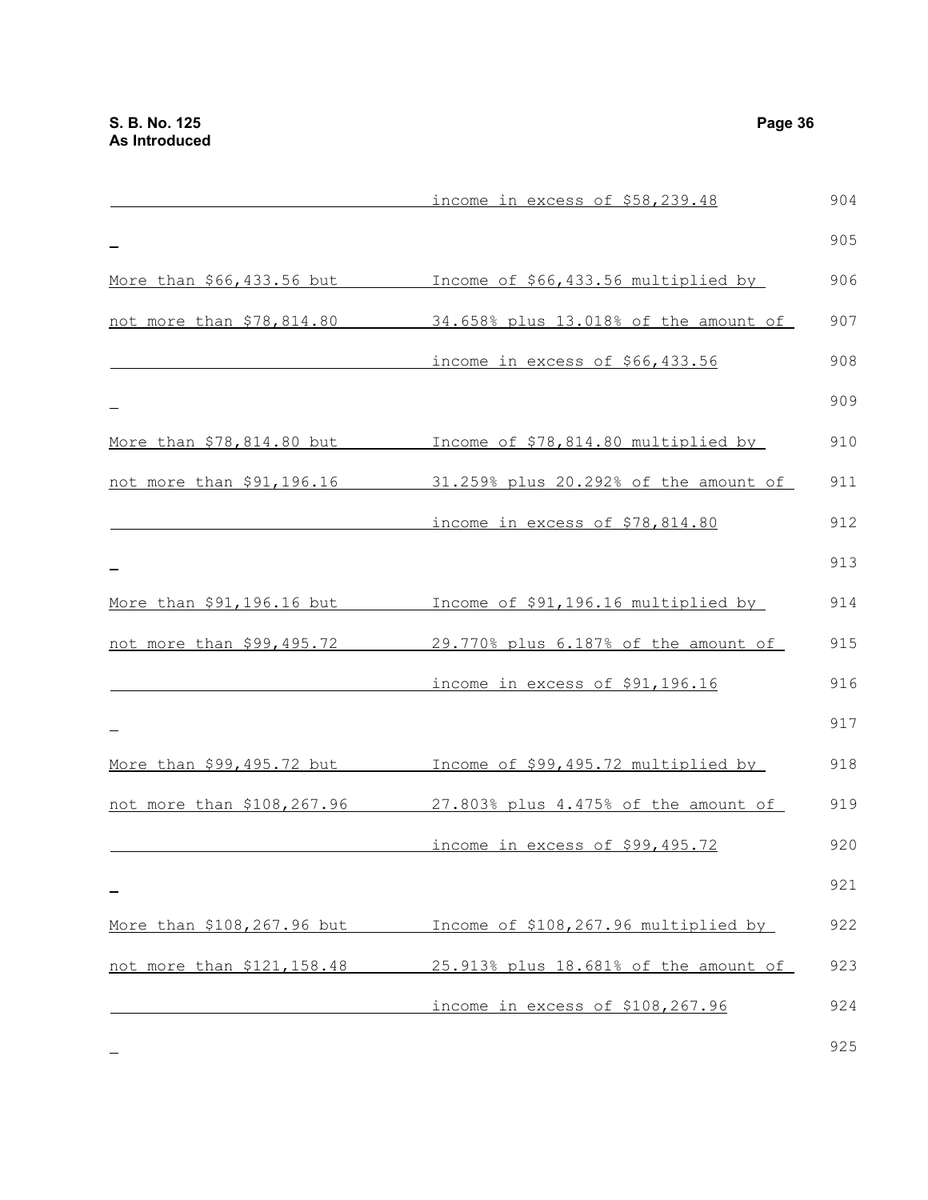| | |
|---|---|
| | income in excess of \$58,239.48 |
| More than \$66,433.56 but not more than \$78,814.80 | Income of \$66,433.56 multiplied by 34.658% plus 13.018% of the amount of income in excess of \$66,433.56 |
| More than \$78,814.80 but not more than \$91,196.16 | Income of \$78,814.80 multiplied by 31.259% plus 20.292% of the amount of income in excess of \$78,814.80 |
| More than \$91,196.16 but not more than \$99,495.72 | Income of \$91,196.16 multiplied by 29.770% plus 6.187% of the amount of income in excess of \$91,196.16 |
| More than \$99,495.72 but not more than \$108,267.96 | Income of \$99,495.72 multiplied by 27.803% plus 4.475% of the amount of income in excess of \$99,495.72 |
| More than \$108,267.96 but not more than \$121,158.48 | Income of \$108,267.96 multiplied by 25.913% plus 18.681% of the amount of income in excess of \$108,267.96 |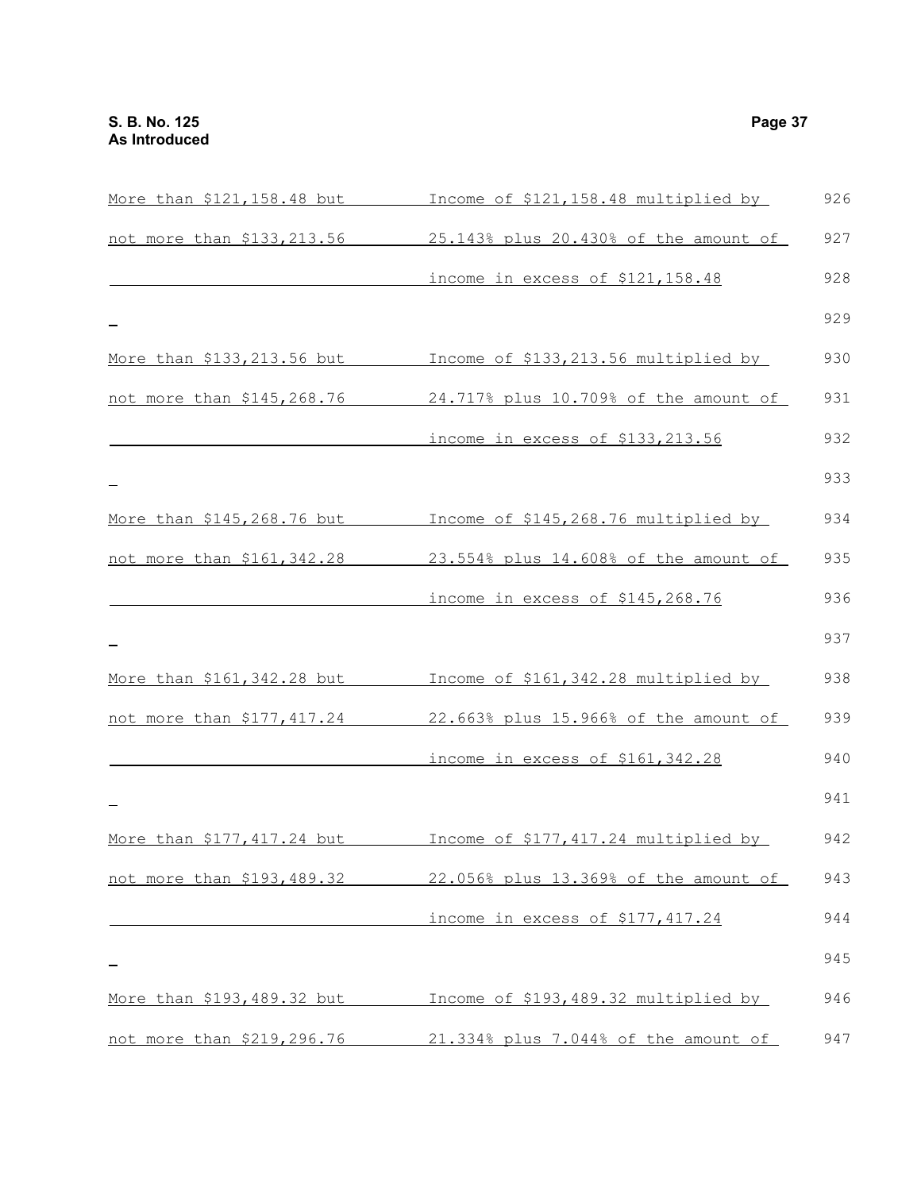| | |
|---|---|
| More than $121,158.48 but not more than $133,213.56 | Income of $121,158.48 multiplied by 25.143% plus 20.430% of the amount of income in excess of $121,158.48 |
| More than $133,213.56 but not more than $145,268.76 | Income of $133,213.56 multiplied by 24.717% plus 10.709% of the amount of income in excess of $133,213.56 |
| More than $145,268.76 but not more than $161,342.28 | Income of $145,268.76 multiplied by 23.554% plus 14.608% of the amount of income in excess of $145,268.76 |
| More than $161,342.28 but not more than $177,417.24 | Income of $161,342.28 multiplied by 22.663% plus 15.966% of the amount of income in excess of $161,342.28 |
| More than $177,417.24 but not more than $193,489.32 | Income of $177,417.24 multiplied by 22.056% plus 13.369% of the amount of income in excess of $177,417.24 |
| More than $193,489.32 but not more than $219,296.76 | Income of $193,489.32 multiplied by 21.334% plus 7.044% of the amount of |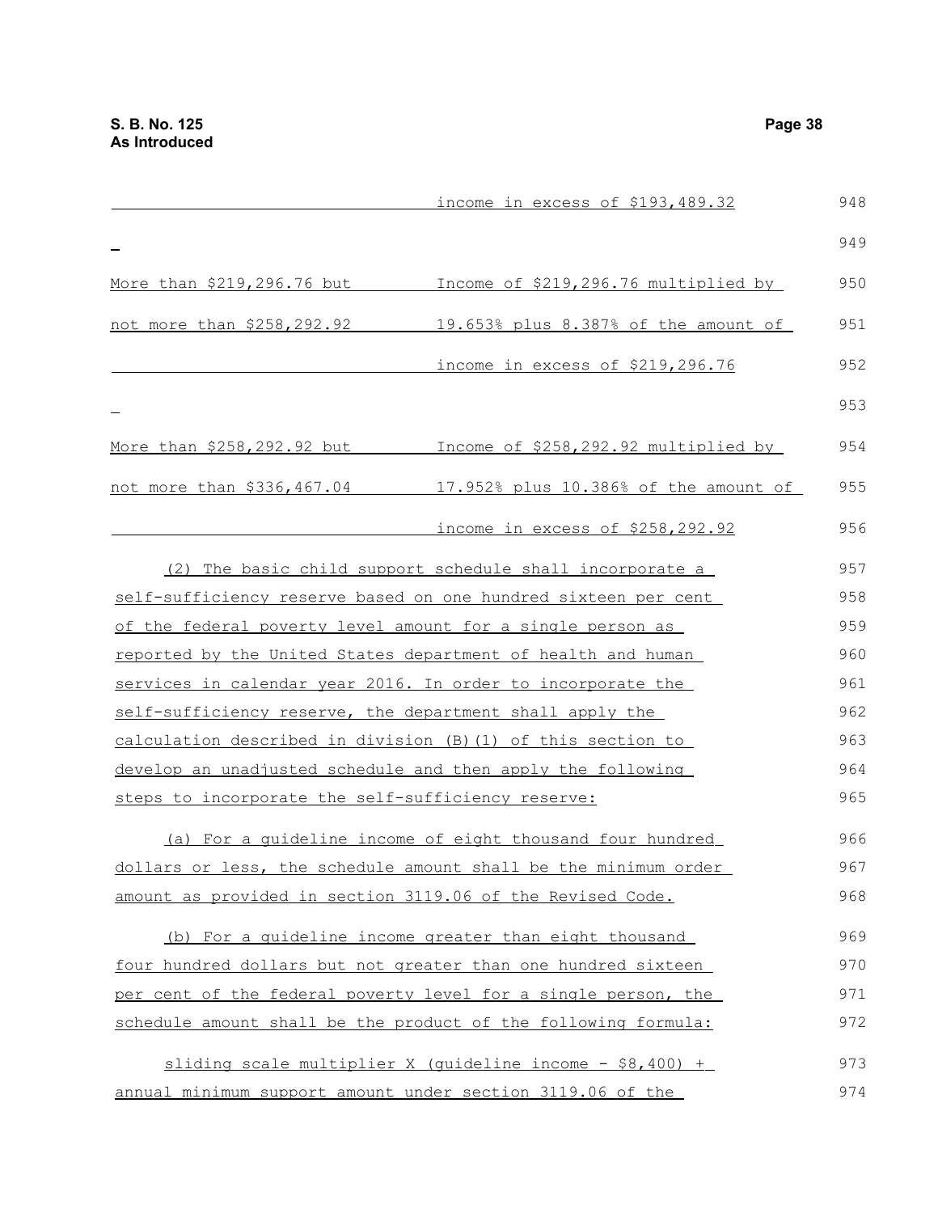| | |
|---|---|
| | income in excess of $193,489.32 |
| More than $219,296.76 but not more than $258,292.92 | Income of $219,296.76 multiplied by 19.653% plus 8.387% of the amount of income in excess of $219,296.76 |
| More than $258,292.92 but not more than $336,467.04 | Income of $258,292.92 multiplied by 17.952% plus 10.386% of the amount of income in excess of $258,292.92 |

(2) The basic child support schedule shall incorporate a self-sufficiency reserve based on one hundred sixteen per cent of the federal poverty level amount for a single person as reported by the United States department of health and human services in calendar year 2016. In order to incorporate the self-sufficiency reserve, the department shall apply the calculation described in division (B)(1) of this section to develop an unadjusted schedule and then apply the following steps to incorporate the self-sufficiency reserve:

(a) For a guideline income of eight thousand four hundred dollars or less, the schedule amount shall be the minimum order amount as provided in section 3119.06 of the Revised Code.

(b) For a guideline income greater than eight thousand four hundred dollars but not greater than one hundred sixteen per cent of the federal poverty level for a single person, the schedule amount shall be the product of the following formula:

sliding scale multiplier X (guideline income - $8,400) + annual minimum support amount under section 3119.06 of the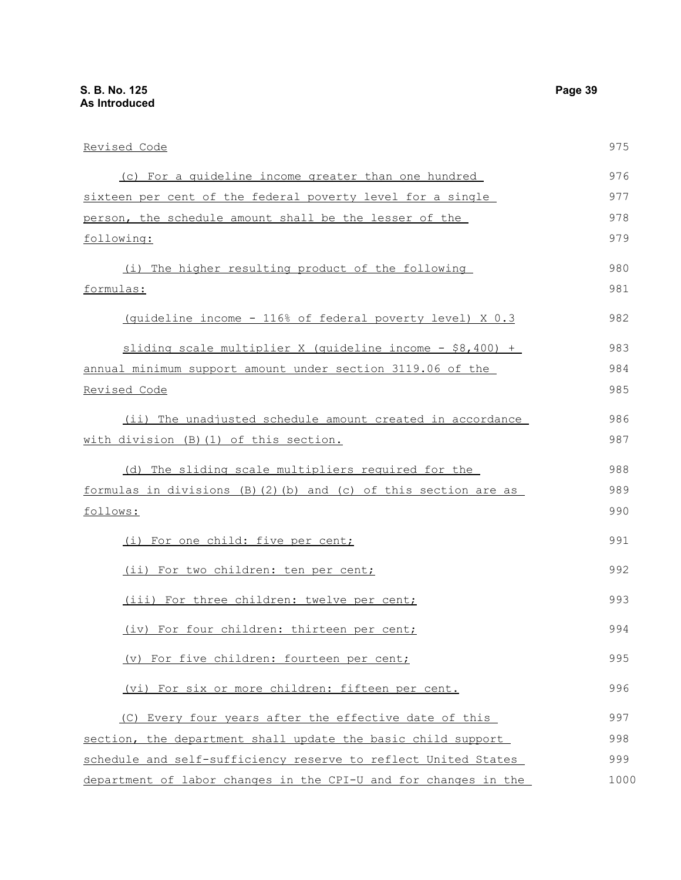Revised Code

(c) For a guideline income greater than one hundred sixteen per cent of the federal poverty level for a single person, the schedule amount shall be the lesser of the following:

(i) The higher resulting product of the following formulas:

(guideline income - 116% of federal poverty level) X 0.3

sliding scale multiplier X (guideline income - $8,400) + annual minimum support amount under section 3119.06 of the Revised Code

(ii) The unadjusted schedule amount created in accordance with division (B)(1) of this section.

(d) The sliding scale multipliers required for the formulas in divisions (B)(2)(b) and (c) of this section are as follows:

(i) For one child: five per cent;

(ii) For two children: ten per cent;

(iii) For three children: twelve per cent;

(iv) For four children: thirteen per cent;

(v) For five children: fourteen per cent;

(vi) For six or more children: fifteen per cent.

(C) Every four years after the effective date of this section, the department shall update the basic child support schedule and self-sufficiency reserve to reflect United States department of labor changes in the CPI-U and for changes in the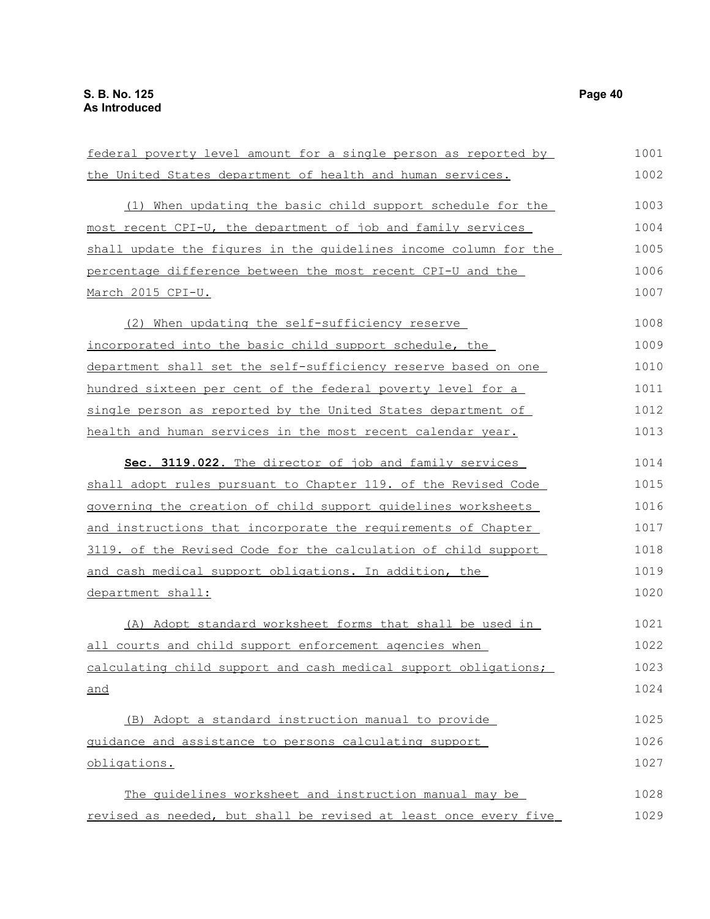federal poverty level amount for a single person as reported by the United States department of health and human services.

(1) When updating the basic child support schedule for the most recent CPI-U, the department of job and family services shall update the figures in the guidelines income column for the percentage difference between the most recent CPI-U and the March 2015 CPI-U.

(2) When updating the self-sufficiency reserve incorporated into the basic child support schedule, the department shall set the self-sufficiency reserve based on one hundred sixteen per cent of the federal poverty level for a single person as reported by the United States department of health and human services in the most recent calendar year.

**Sec. 3119.022.** The director of job and family services shall adopt rules pursuant to Chapter 119. of the Revised Code governing the creation of child support guidelines worksheets and instructions that incorporate the requirements of Chapter 3119. of the Revised Code for the calculation of child support and cash medical support obligations. In addition, the department shall:

(A) Adopt standard worksheet forms that shall be used in all courts and child support enforcement agencies when calculating child support and cash medical support obligations; and

(B) Adopt a standard instruction manual to provide guidance and assistance to persons calculating support obligations.

The guidelines worksheet and instruction manual may be revised as needed, but shall be revised at least once every five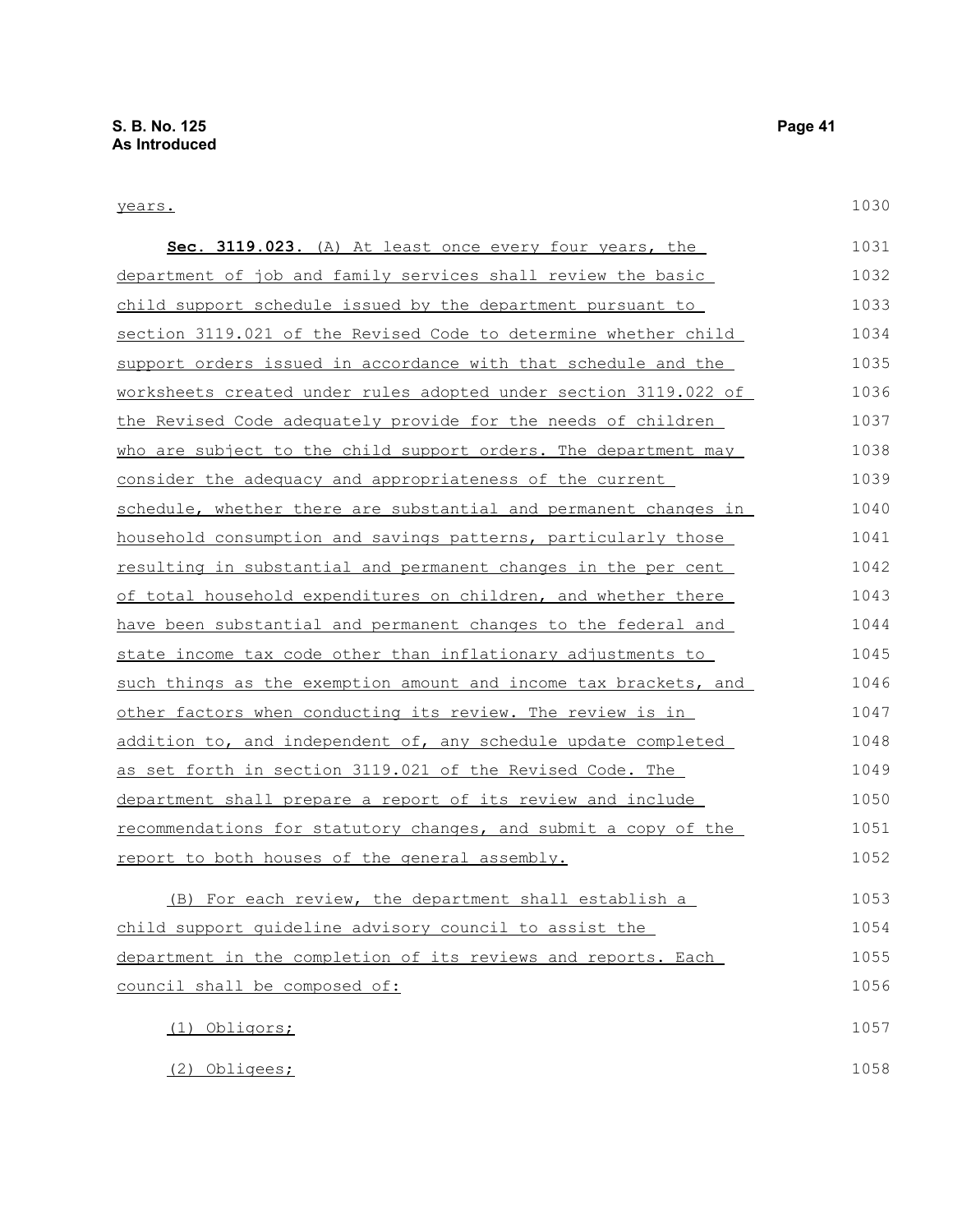years.

**Sec. 3119.023.** (A) At least once every four years, the department of job and family services shall review the basic child support schedule issued by the department pursuant to section 3119.021 of the Revised Code to determine whether child support orders issued in accordance with that schedule and the worksheets created under rules adopted under section 3119.022 of the Revised Code adequately provide for the needs of children who are subject to the child support orders. The department may consider the adequacy and appropriateness of the current schedule, whether there are substantial and permanent changes in household consumption and savings patterns, particularly those resulting in substantial and permanent changes in the per cent of total household expenditures on children, and whether there have been substantial and permanent changes to the federal and state income tax code other than inflationary adjustments to such things as the exemption amount and income tax brackets, and other factors when conducting its review. The review is in addition to, and independent of, any schedule update completed as set forth in section 3119.021 of the Revised Code. The department shall prepare a report of its review and include recommendations for statutory changes, and submit a copy of the report to both houses of the general assembly.

(B) For each review, the department shall establish a child support guideline advisory council to assist the department in the completion of its reviews and reports. Each council shall be composed of:

(1) Obligors;

(2) Obligees;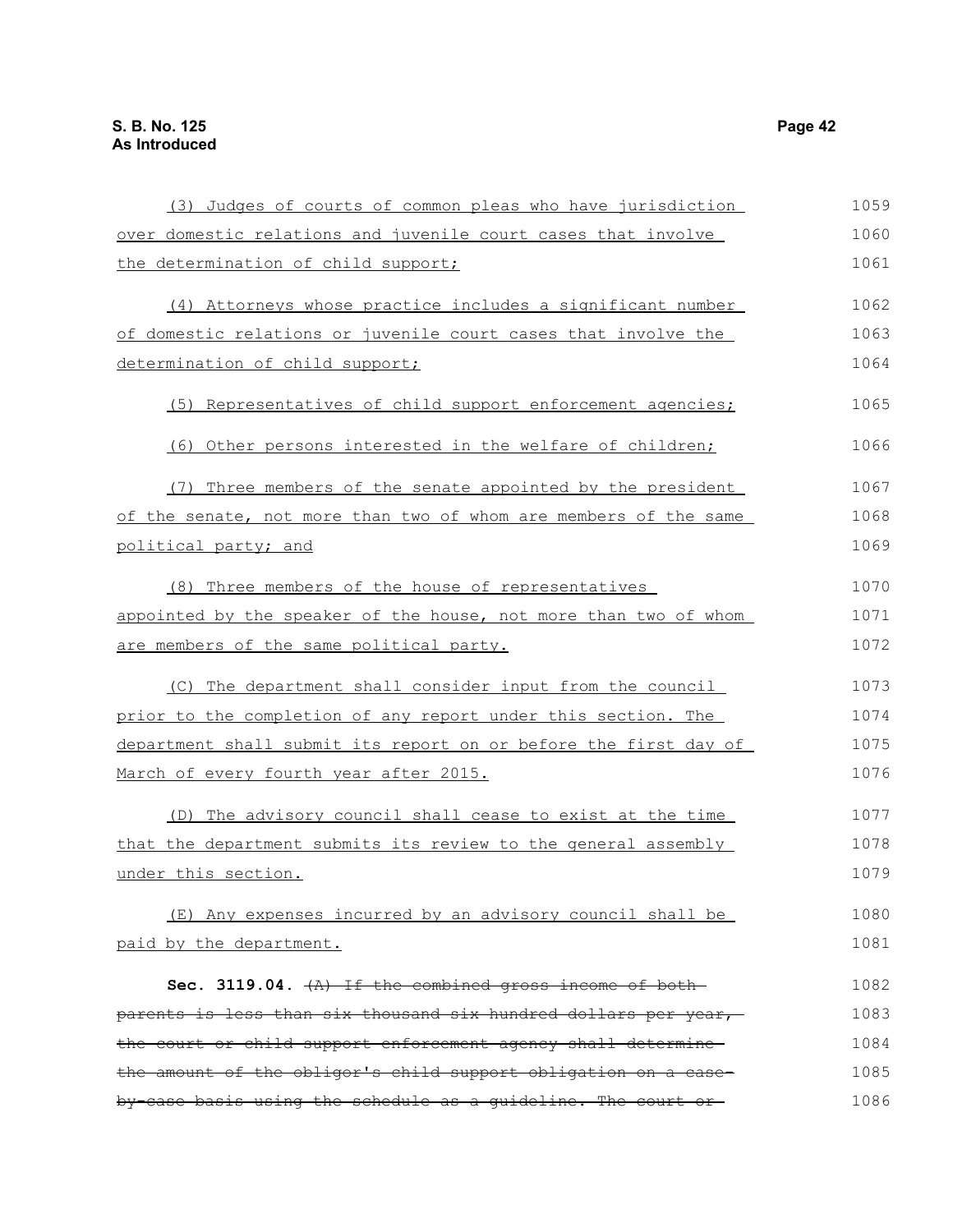(3) Judges of courts of common pleas who have jurisdiction over domestic relations and juvenile court cases that involve the determination of child support;

(4) Attorneys whose practice includes a significant number of domestic relations or juvenile court cases that involve the determination of child support;

(5) Representatives of child support enforcement agencies;

(6) Other persons interested in the welfare of children;

(7) Three members of the senate appointed by the president of the senate, not more than two of whom are members of the same political party; and

(8) Three members of the house of representatives appointed by the speaker of the house, not more than two of whom are members of the same political party.

(C) The department shall consider input from the council prior to the completion of any report under this section. The department shall submit its report on or before the first day of March of every fourth year after 2015.

(D) The advisory council shall cease to exist at the time that the department submits its review to the general assembly under this section.

(E) Any expenses incurred by an advisory council shall be paid by the department.

**Sec. 3119.04.** ~~(A) If the combined gross income of both parents is less than six thousand six hundred dollars per year, the court or child support enforcement agency shall determine the amount of the obligor's child support obligation on a case-by-case basis using the schedule as a guideline. The court or~~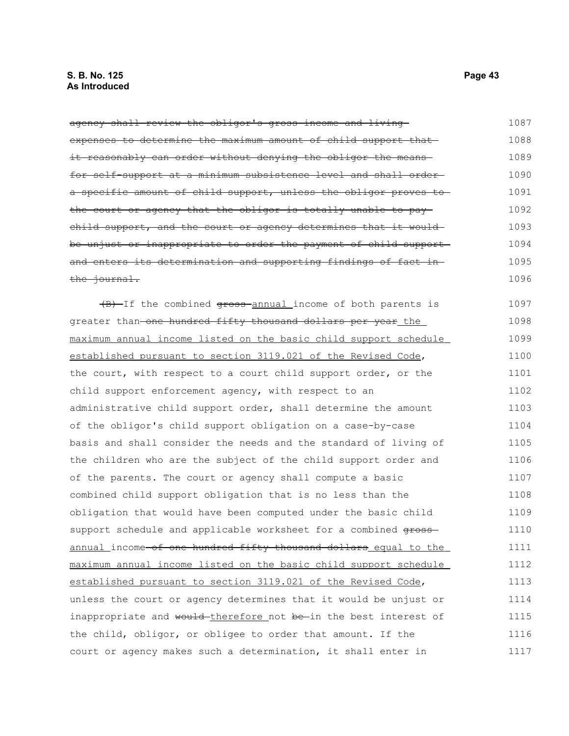~~agency shall review the obligor's gross income and living expenses to determine the maximum amount of child support that it reasonably can order without denying the obligor the means for self-support at a minimum subsistence level and shall order a specific amount of child support, unless the obligor proves to the court or agency that the obligor is totally unable to pay child support, and the court or agency determines that it would be unjust or inappropriate to order the payment of child support and enters its determination and supporting findings of fact in the journal.~~

~~(B)~~ If the combined ~~gross~~ annual income of both parents is greater than ~~one hundred fifty thousand dollars per year~~ the maximum annual income listed on the basic child support schedule established pursuant to section 3119.021 of the Revised Code, the court, with respect to a court child support order, or the child support enforcement agency, with respect to an administrative child support order, shall determine the amount of the obligor's child support obligation on a case-by-case basis and shall consider the needs and the standard of living of the children who are the subject of the child support order and of the parents. The court or agency shall compute a basic combined child support obligation that is no less than the obligation that would have been computed under the basic child support schedule and applicable worksheet for a combined ~~gross~~ annual income ~~of one hundred fifty thousand dollars~~ equal to the maximum annual income listed on the basic child support schedule established pursuant to section 3119.021 of the Revised Code, unless the court or agency determines that it would be unjust or inappropriate and ~~would~~ therefore not ~~be~~ in the best interest of the child, obligor, or obligee to order that amount. If the court or agency makes such a determination, it shall enter in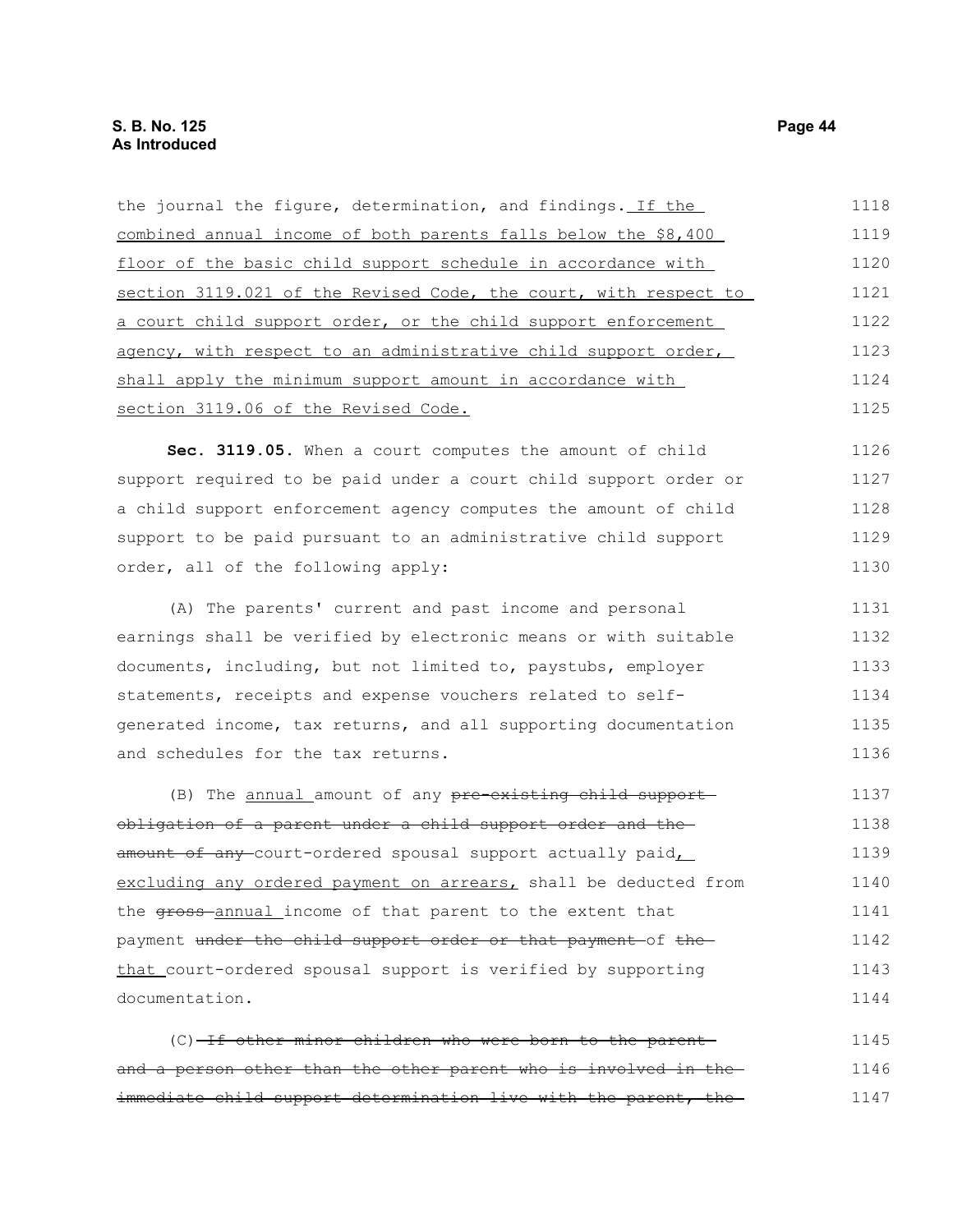the journal the figure, determination, and findings. If the combined annual income of both parents falls below the $8,400 floor of the basic child support schedule in accordance with section 3119.021 of the Revised Code, the court, with respect to a court child support order, or the child support enforcement agency, with respect to an administrative child support order, shall apply the minimum support amount in accordance with section 3119.06 of the Revised Code.

**Sec. 3119.05.** When a court computes the amount of child support required to be paid under a court child support order or a child support enforcement agency computes the amount of child support to be paid pursuant to an administrative child support order, all of the following apply:

(A) The parents' current and past income and personal earnings shall be verified by electronic means or with suitable documents, including, but not limited to, paystubs, employer statements, receipts and expense vouchers related to self-generated income, tax returns, and all supporting documentation and schedules for the tax returns.

(B) The annual amount of any ~~pre-existing child support obligation of a parent under a child support order and the amount of any~~ court-ordered spousal support actually paid, excluding any ordered payment on arrears, shall be deducted from the ~~gross~~ annual income of that parent to the extent that payment ~~under the child support order or that payment~~ of ~~the~~ that court-ordered spousal support is verified by supporting documentation.

(C) ~~If other minor children who were born to the parent and a person other than the other parent who is involved in the immediate child support determination live with the parent, the~~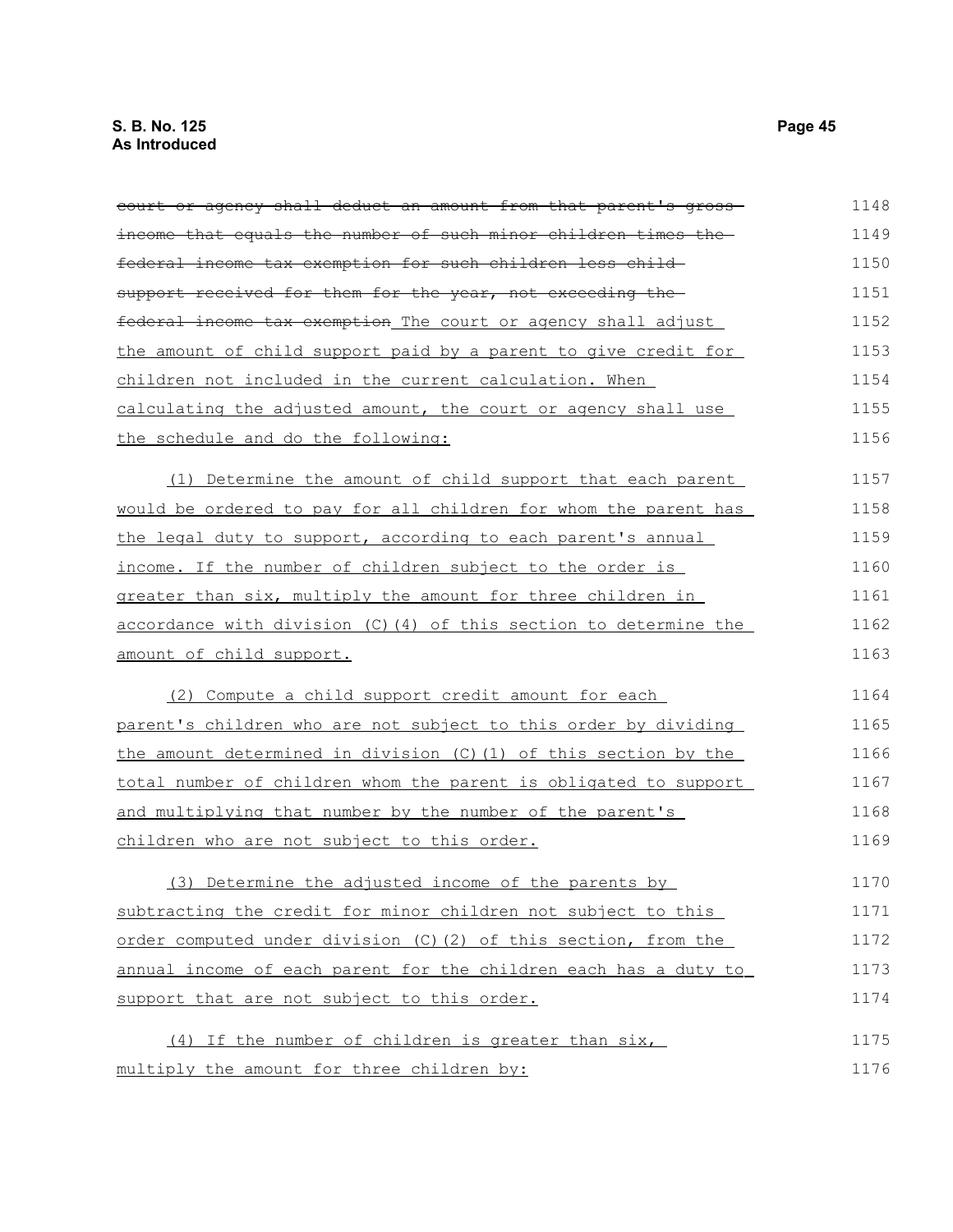~~court or agency shall deduct an amount from that parent's gross income that equals the number of such minor children times the federal income tax exemption for such children less child support received for them for the year, not exceeding the federal income tax exemption~~ The court or agency shall adjust the amount of child support paid by a parent to give credit for children not included in the current calculation. When calculating the adjusted amount, the court or agency shall use the schedule and do the following:

(1) Determine the amount of child support that each parent would be ordered to pay for all children for whom the parent has the legal duty to support, according to each parent's annual income. If the number of children subject to the order is greater than six, multiply the amount for three children in accordance with division (C)(4) of this section to determine the amount of child support.

(2) Compute a child support credit amount for each parent's children who are not subject to this order by dividing the amount determined in division (C)(1) of this section by the total number of children whom the parent is obligated to support and multiplying that number by the number of the parent's children who are not subject to this order.

(3) Determine the adjusted income of the parents by subtracting the credit for minor children not subject to this order computed under division (C)(2) of this section, from the annual income of each parent for the children each has a duty to support that are not subject to this order.

(4) If the number of children is greater than six, multiply the amount for three children by: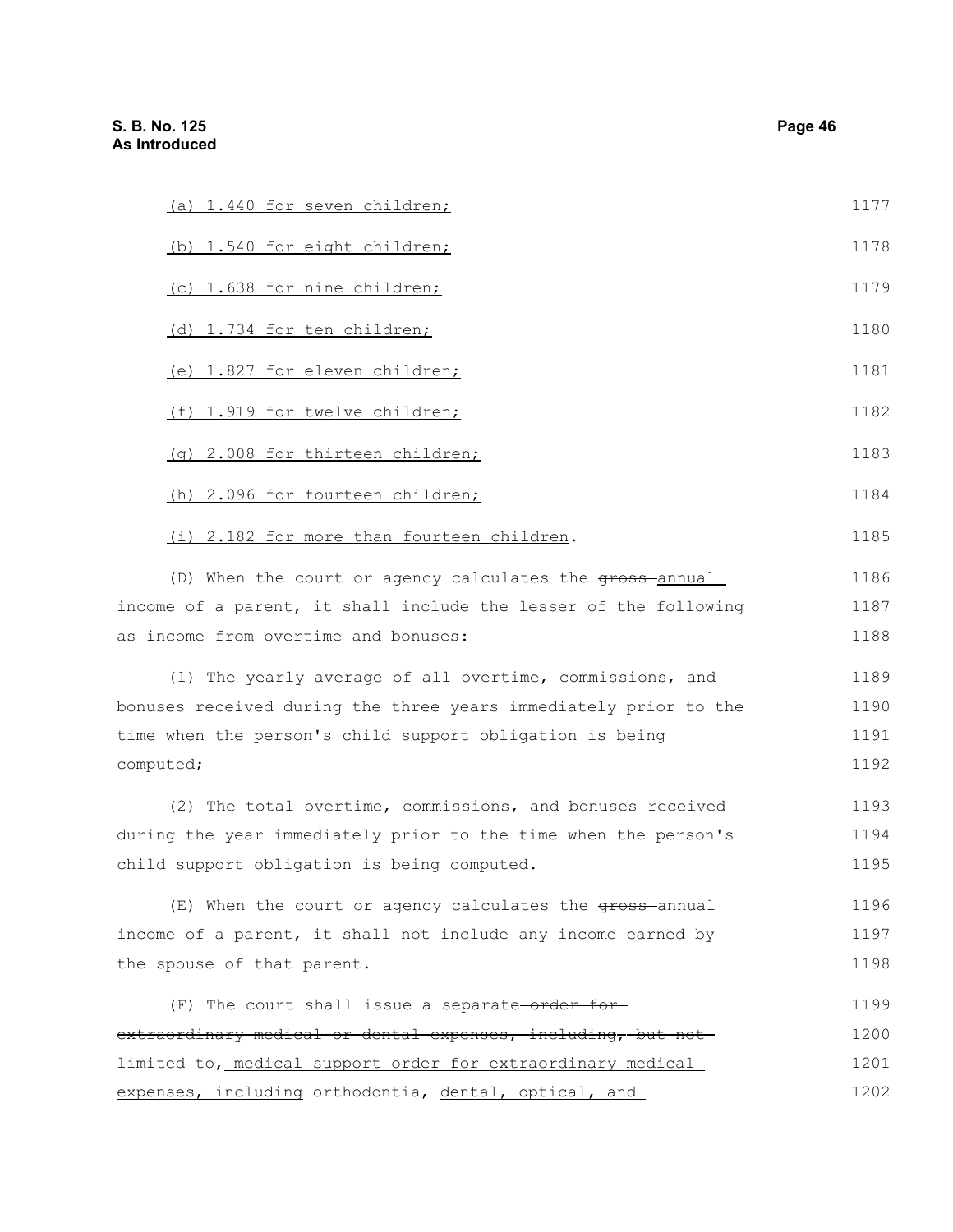(a) 1.440 for seven children;

(b) 1.540 for eight children;

(c) 1.638 for nine children;

(d) 1.734 for ten children;

(e) 1.827 for eleven children;

(f) 1.919 for twelve children;

(g) 2.008 for thirteen children;

(h) 2.096 for fourteen children;

(i) 2.182 for more than fourteen children.

(D) When the court or agency calculates the ~~gross~~ annual income of a parent, it shall include the lesser of the following as income from overtime and bonuses:

(1) The yearly average of all overtime, commissions, and bonuses received during the three years immediately prior to the time when the person's child support obligation is being computed;

(2) The total overtime, commissions, and bonuses received during the year immediately prior to the time when the person's child support obligation is being computed.

(E) When the court or agency calculates the ~~gross~~ annual income of a parent, it shall not include any income earned by the spouse of that parent.

(F) The court shall issue a separate ~~order for extraordinary medical or dental expenses, including, but not limited to,~~ medical support order for extraordinary medical expenses, including orthodontia, dental, optical, and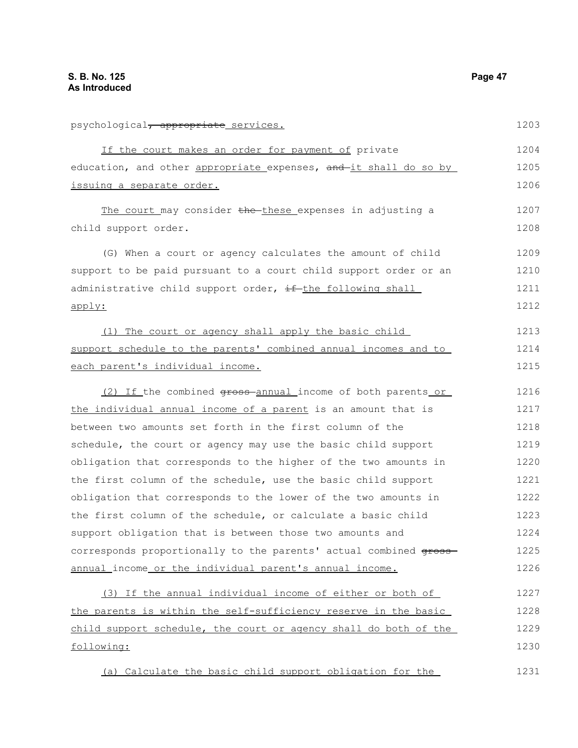psychological, appropriate services.

If the court makes an order for payment of private education, and other appropriate expenses, and it shall do so by issuing a separate order.

The court may consider the these expenses in adjusting a child support order.

(G) When a court or agency calculates the amount of child support to be paid pursuant to a court child support order or an administrative child support order, if the following shall apply:

(1) The court or agency shall apply the basic child support schedule to the parents' combined annual incomes and to each parent's individual income.

(2) If the combined gross annual income of both parents or the individual annual income of a parent is an amount that is between two amounts set forth in the first column of the schedule, the court or agency may use the basic child support obligation that corresponds to the higher of the two amounts in the first column of the schedule, use the basic child support obligation that corresponds to the lower of the two amounts in the first column of the schedule, or calculate a basic child support obligation that is between those two amounts and corresponds proportionally to the parents' actual combined gross annual income or the individual parent's annual income.

(3) If the annual individual income of either or both of the parents is within the self-sufficiency reserve in the basic child support schedule, the court or agency shall do both of the following:

(a) Calculate the basic child support obligation for the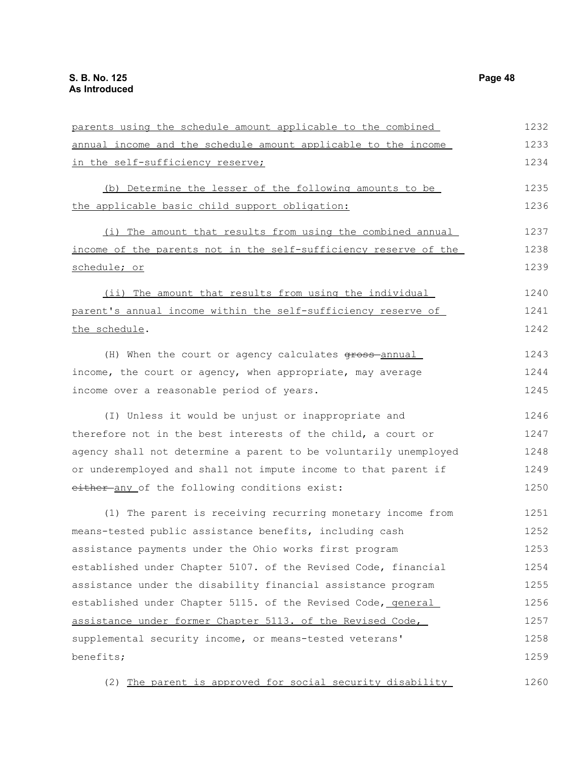parents using the schedule amount applicable to the combined annual income and the schedule amount applicable to the income in the self-sufficiency reserve;

(b) Determine the lesser of the following amounts to be the applicable basic child support obligation:

(i) The amount that results from using the combined annual income of the parents not in the self-sufficiency reserve of the schedule; or

(ii) The amount that results from using the individual parent's annual income within the self-sufficiency reserve of the schedule.

(H) When the court or agency calculates ~~gross~~ annual income, the court or agency, when appropriate, may average income over a reasonable period of years.

(I) Unless it would be unjust or inappropriate and therefore not in the best interests of the child, a court or agency shall not determine a parent to be voluntarily unemployed or underemployed and shall not impute income to that parent if ~~either~~ any of the following conditions exist:

(1) The parent is receiving recurring monetary income from means-tested public assistance benefits, including cash assistance payments under the Ohio works first program established under Chapter 5107. of the Revised Code, financial assistance under the disability financial assistance program established under Chapter 5115. of the Revised Code, general assistance under former Chapter 5113. of the Revised Code, supplemental security income, or means-tested veterans' benefits;

(2) The parent is approved for social security disability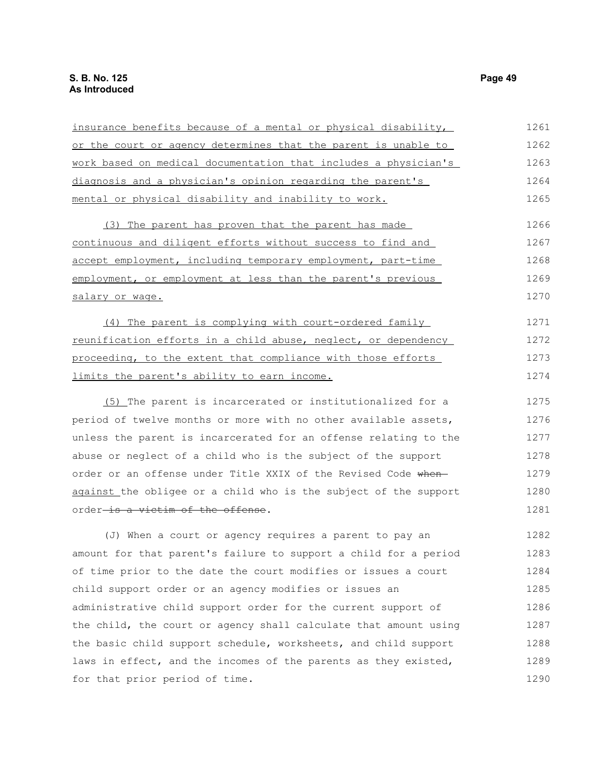insurance benefits because of a mental or physical disability, or the court or agency determines that the parent is unable to work based on medical documentation that includes a physician's diagnosis and a physician's opinion regarding the parent's mental or physical disability and inability to work.

(3) The parent has proven that the parent has made continuous and diligent efforts without success to find and accept employment, including temporary employment, part-time employment, or employment at less than the parent's previous salary or wage.

(4) The parent is complying with court-ordered family reunification efforts in a child abuse, neglect, or dependency proceeding, to the extent that compliance with those efforts limits the parent's ability to earn income.

(5) The parent is incarcerated or institutionalized for a period of twelve months or more with no other available assets, unless the parent is incarcerated for an offense relating to the abuse or neglect of a child who is the subject of the support order or an offense under Title XXIX of the Revised Code ~~when~~ against the obligee or a child who is the subject of the support order ~~is a victim of the offense~~.

(J) When a court or agency requires a parent to pay an amount for that parent's failure to support a child for a period of time prior to the date the court modifies or issues a court child support order or an agency modifies or issues an administrative child support order for the current support of the child, the court or agency shall calculate that amount using the basic child support schedule, worksheets, and child support laws in effect, and the incomes of the parents as they existed, for that prior period of time.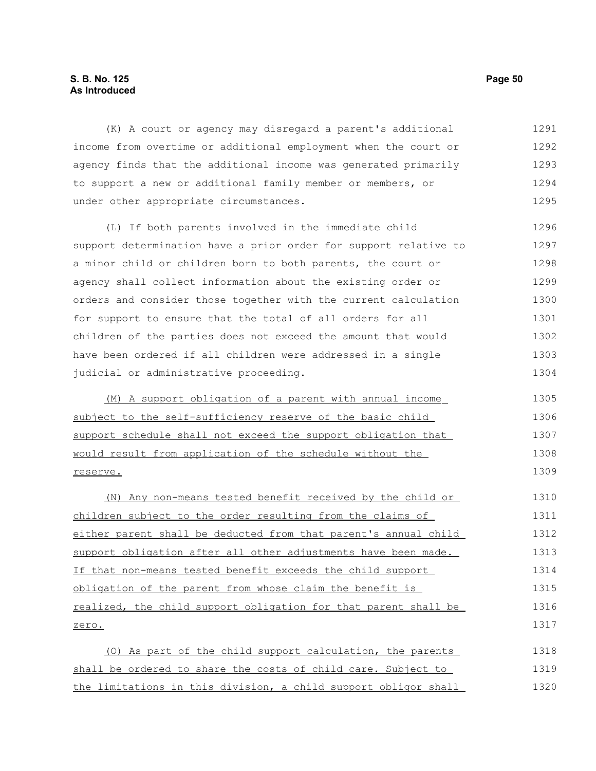(K) A court or agency may disregard a parent's additional income from overtime or additional employment when the court or agency finds that the additional income was generated primarily to support a new or additional family member or members, or under other appropriate circumstances.

(L) If both parents involved in the immediate child support determination have a prior order for support relative to a minor child or children born to both parents, the court or agency shall collect information about the existing order or orders and consider those together with the current calculation for support to ensure that the total of all orders for all children of the parties does not exceed the amount that would have been ordered if all children were addressed in a single judicial or administrative proceeding.

<u>(M) A support obligation of a parent with annual income subject to the self-sufficiency reserve of the basic child support schedule shall not exceed the support obligation that would result from application of the schedule without the reserve.</u>

<u>(N) Any non-means tested benefit received by the child or children subject to the order resulting from the claims of either parent shall be deducted from that parent's annual child support obligation after all other adjustments have been made. If that non-means tested benefit exceeds the child support obligation of the parent from whose claim the benefit is realized, the child support obligation for that parent shall be zero.</u>

<u>(O) As part of the child support calculation, the parents shall be ordered to share the costs of child care. Subject to the limitations in this division, a child support obligor shall</u>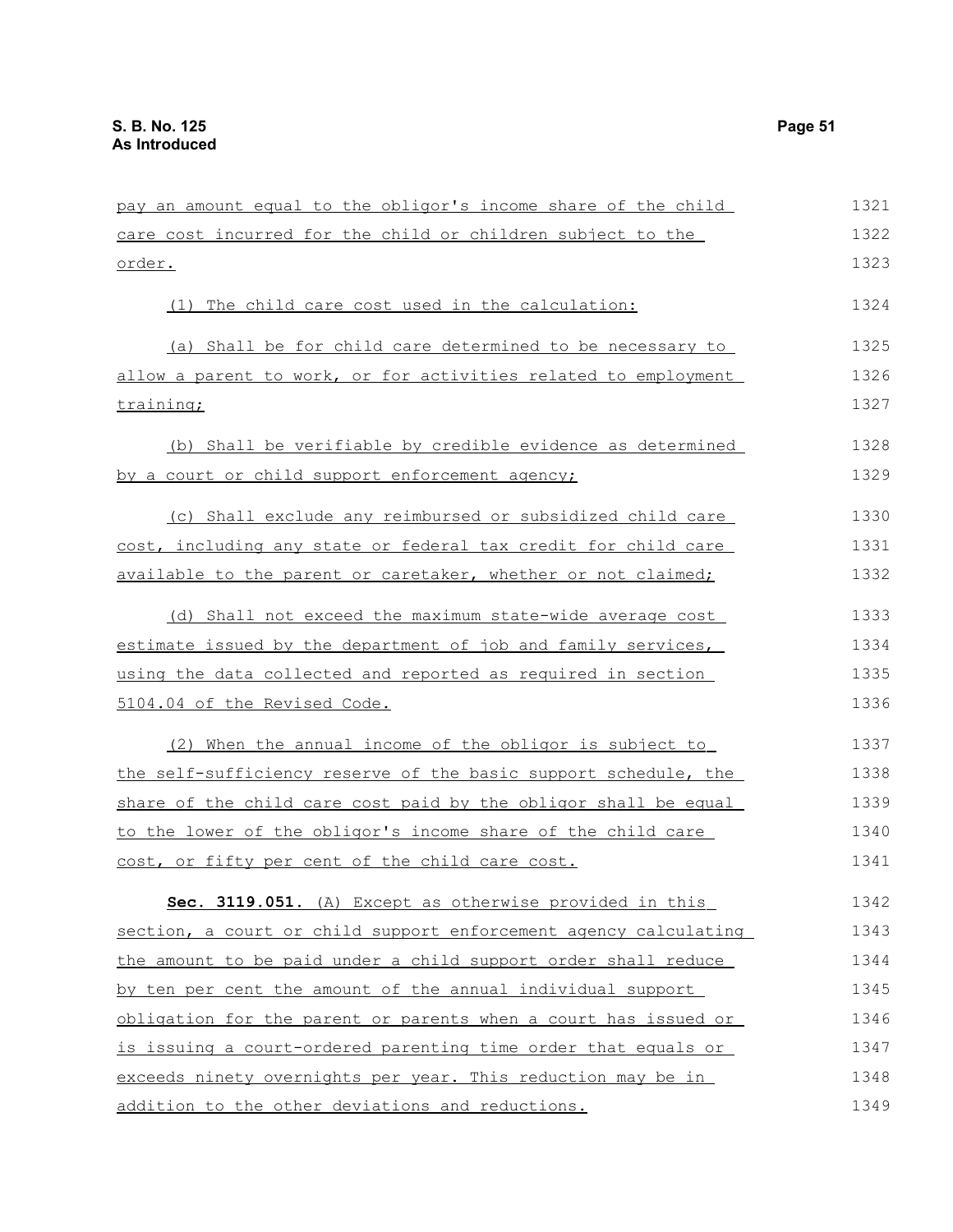pay an amount equal to the obligor's income share of the child care cost incurred for the child or children subject to the order.

(1) The child care cost used in the calculation:

(a) Shall be for child care determined to be necessary to allow a parent to work, or for activities related to employment training;

(b) Shall be verifiable by credible evidence as determined by a court or child support enforcement agency;

(c) Shall exclude any reimbursed or subsidized child care cost, including any state or federal tax credit for child care available to the parent or caretaker, whether or not claimed;

(d) Shall not exceed the maximum state-wide average cost estimate issued by the department of job and family services, using the data collected and reported as required in section 5104.04 of the Revised Code.

(2) When the annual income of the obligor is subject to the self-sufficiency reserve of the basic support schedule, the share of the child care cost paid by the obligor shall be equal to the lower of the obligor's income share of the child care cost, or fifty per cent of the child care cost.

**Sec. 3119.051.** (A) Except as otherwise provided in this section, a court or child support enforcement agency calculating the amount to be paid under a child support order shall reduce by ten per cent the amount of the annual individual support obligation for the parent or parents when a court has issued or is issuing a court-ordered parenting time order that equals or exceeds ninety overnights per year. This reduction may be in addition to the other deviations and reductions.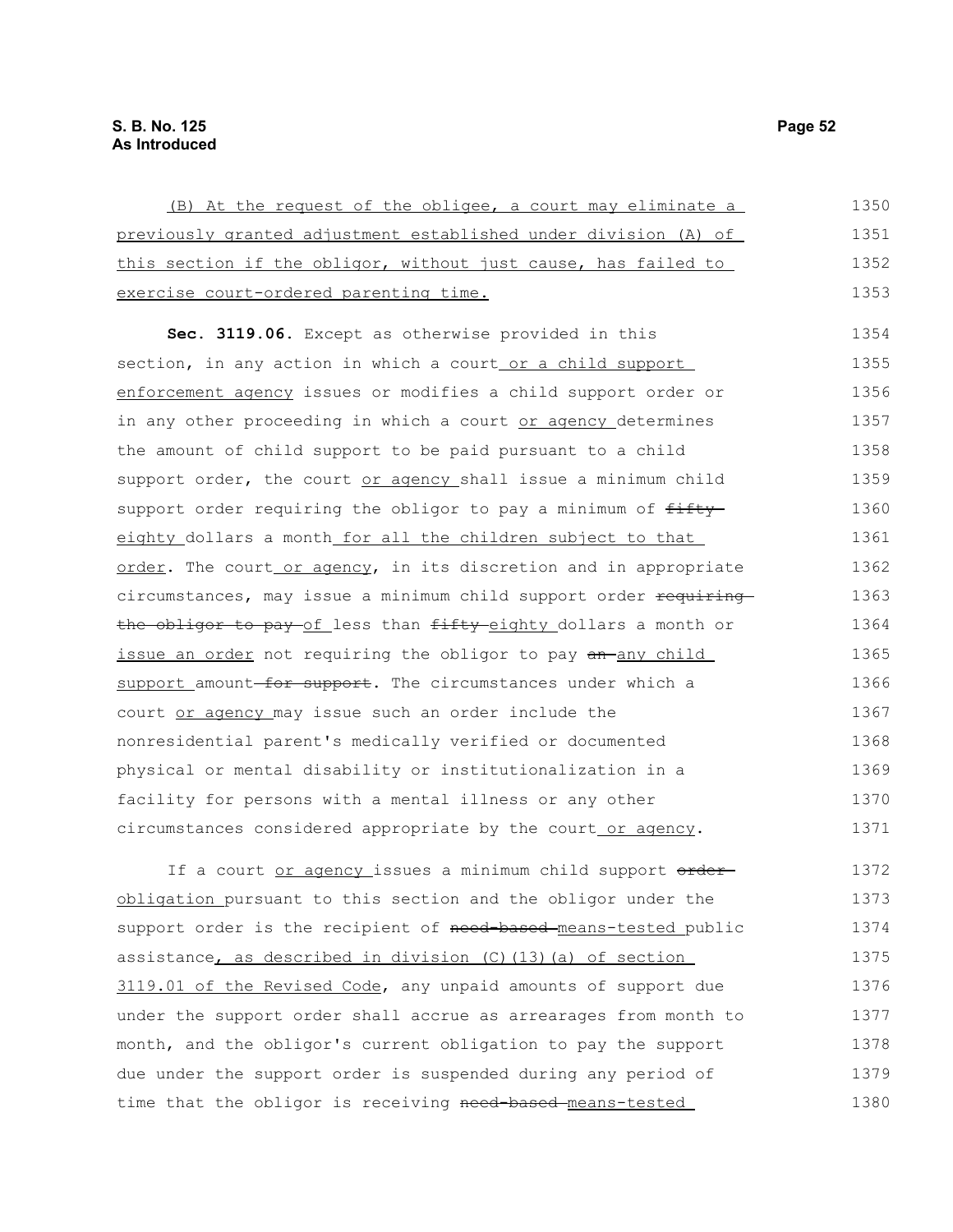(B) At the request of the obligee, a court may eliminate a previously granted adjustment established under division (A) of this section if the obligor, without just cause, has failed to exercise court-ordered parenting time.

**Sec. 3119.06.** Except as otherwise provided in this section, in any action in which a court or a child support enforcement agency issues or modifies a child support order or in any other proceeding in which a court or agency determines the amount of child support to be paid pursuant to a child support order, the court or agency shall issue a minimum child support order requiring the obligor to pay a minimum of ~~fifty~~ eighty dollars a month for all the children subject to that order. The court or agency, in its discretion and in appropriate circumstances, may issue a minimum child support order ~~requiring the obligor to pay~~ of less than ~~fifty~~ eighty dollars a month or issue an order not requiring the obligor to pay ~~an~~ any child support amount ~~for support~~. The circumstances under which a court or agency may issue such an order include the nonresidential parent's medically verified or documented physical or mental disability or institutionalization in a facility for persons with a mental illness or any other circumstances considered appropriate by the court or agency.

If a court or agency issues a minimum child support ~~order~~ obligation pursuant to this section and the obligor under the support order is the recipient of ~~need-based~~ means-tested public assistance, as described in division (C)(13)(a) of section 3119.01 of the Revised Code, any unpaid amounts of support due under the support order shall accrue as arrearages from month to month, and the obligor's current obligation to pay the support due under the support order is suspended during any period of time that the obligor is receiving ~~need-based~~ means-tested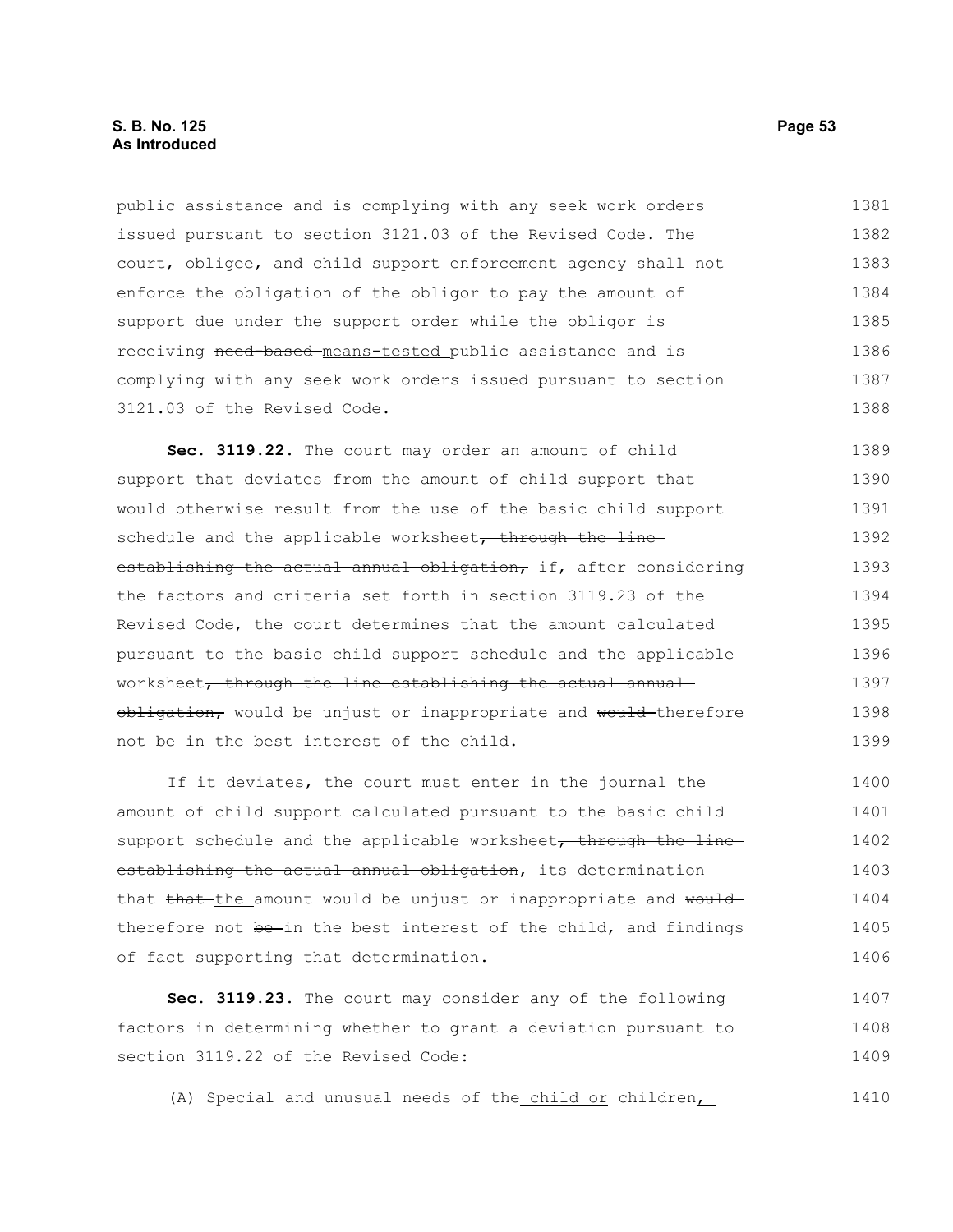public assistance and is complying with any seek work orders issued pursuant to section 3121.03 of the Revised Code. The court, obligee, and child support enforcement agency shall not enforce the obligation of the obligor to pay the amount of support due under the support order while the obligor is receiving ~~need-based~~ <u>means-tested</u> public assistance and is complying with any seek work orders issued pursuant to section 3121.03 of the Revised Code.

**Sec. 3119.22.** The court may order an amount of child support that deviates from the amount of child support that would otherwise result from the use of the basic child support schedule and the applicable worksheet~~, through the line establishing the actual annual obligation,~~ if, after considering the factors and criteria set forth in section 3119.23 of the Revised Code, the court determines that the amount calculated pursuant to the basic child support schedule and the applicable worksheet~~, through the line establishing the actual annual obligation,~~ would be unjust or inappropriate and ~~would~~ <u>therefore</u> not be in the best interest of the child.

If it deviates, the court must enter in the journal the amount of child support calculated pursuant to the basic child support schedule and the applicable worksheet~~, through the line establishing the actual annual obligation~~, its determination that ~~that~~ <u>the</u> amount would be unjust or inappropriate and ~~would~~ <u>therefore</u> not ~~be~~ in the best interest of the child, and findings of fact supporting that determination.

**Sec. 3119.23.** The court may consider any of the following factors in determining whether to grant a deviation pursuant to section 3119.22 of the Revised Code:

(A) Special and unusual needs of the <u>child or</u> children<u>,</u>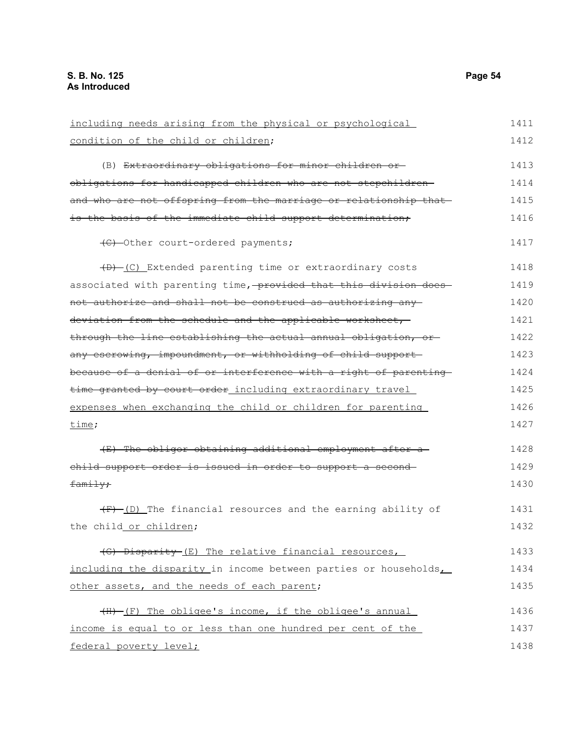<u>including needs arising from the physical or psychological condition of the child or children</u>;

(B) ~~Extraordinary obligations for minor children or obligations for handicapped children who are not stepchildren and who are not offspring from the marriage or relationship that is the basis of the immediate child support determination;~~

~~(C)~~ Other court-ordered payments;

~~(D)~~ <u>(C)</u> Extended parenting time or extraordinary costs associated with parenting time, ~~provided that this division does not authorize and shall not be construed as authorizing any deviation from the schedule and the applicable worksheet, through the line establishing the actual annual obligation, or any escrowing, impoundment, or withholding of child support because of a denial of or interference with a right of parenting time granted by court order~~ <u>including extraordinary travel expenses when exchanging the child or children for parenting time</u>;

~~(E) The obligor obtaining additional employment after a child support order is issued in order to support a second family;~~

~~(F)~~ <u>(D)</u> The financial resources and the earning ability of the child <u>or children</u>;

~~(G) Disparity~~ <u>(E) The relative financial resources, including the disparity</u> in income between parties or households<u>, other assets, and the needs of each parent</u>;

~~(H)~~ <u>(F) The obligee's income, if the obligee's annual income is equal to or less than one hundred per cent of the federal poverty level;</u>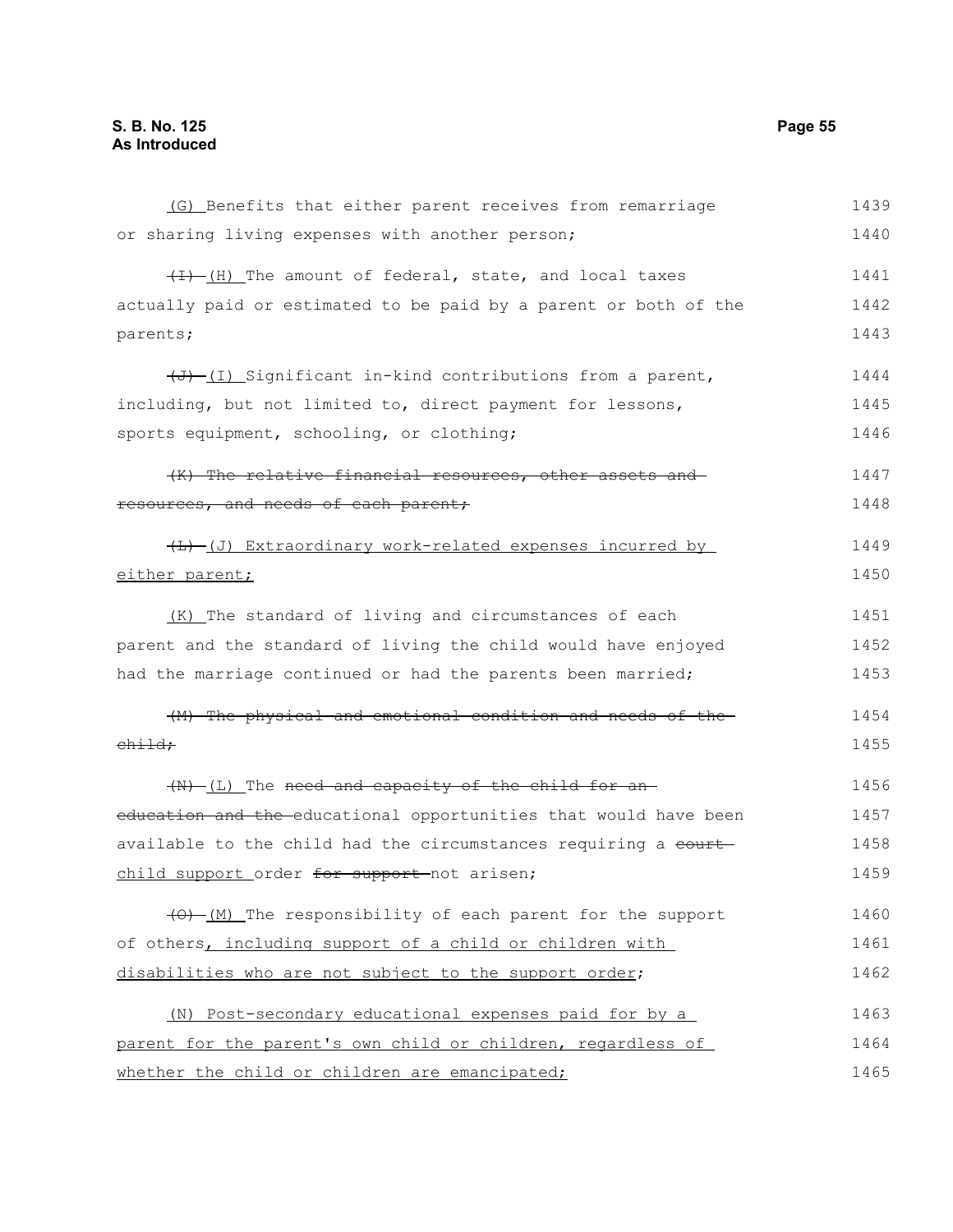(G) Benefits that either parent receives from remarriage or sharing living expenses with another person;

~~(I)~~ (H) The amount of federal, state, and local taxes actually paid or estimated to be paid by a parent or both of the parents;

~~(J)~~ (I) Significant in-kind contributions from a parent, including, but not limited to, direct payment for lessons, sports equipment, schooling, or clothing;

~~(K) The relative financial resources, other assets and resources, and needs of each parent;~~

~~(L)~~ (J) Extraordinary work-related expenses incurred by either parent;

(K) The standard of living and circumstances of each parent and the standard of living the child would have enjoyed had the marriage continued or had the parents been married;

~~(M) The physical and emotional condition and needs of the child;~~

~~(N)~~ (L) The ~~need and capacity of the child for an education and the~~ educational opportunities that would have been available to the child had the circumstances requiring a ~~court~~ child support order ~~for support~~ not arisen;

~~(O)~~ (M) The responsibility of each parent for the support of others, including support of a child or children with disabilities who are not subject to the support order;

(N) Post-secondary educational expenses paid for by a parent for the parent's own child or children, regardless of whether the child or children are emancipated;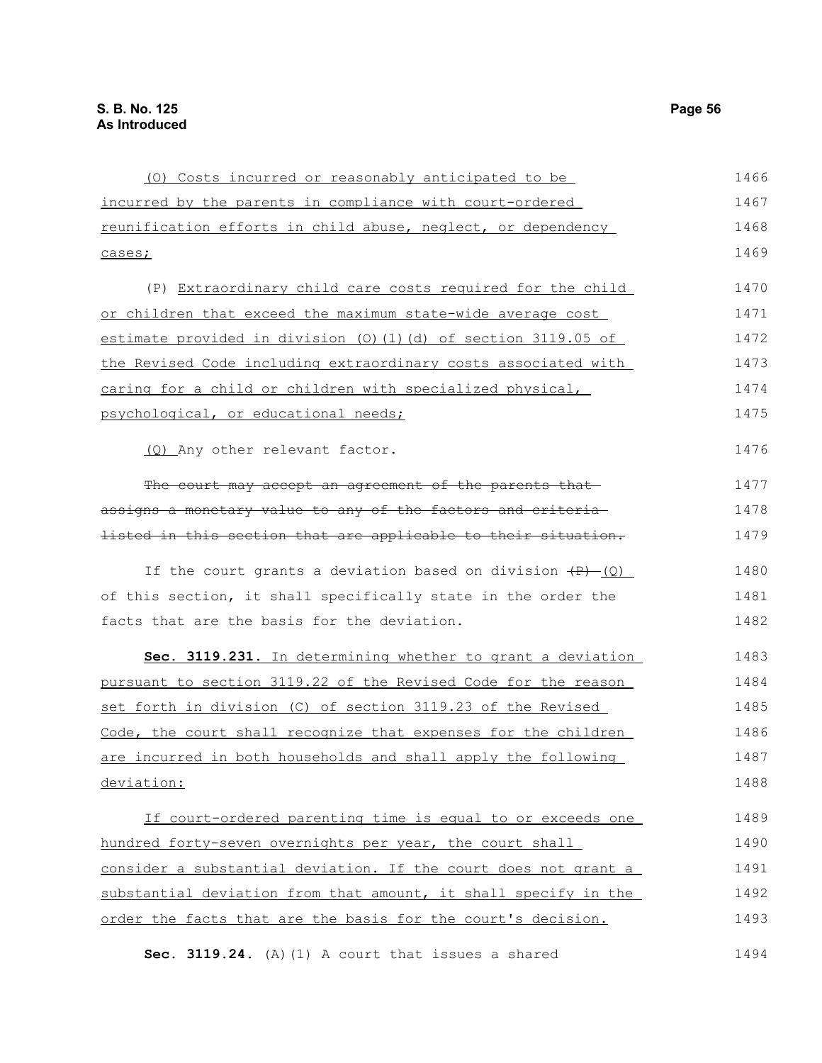(O) Costs incurred or reasonably anticipated to be incurred by the parents in compliance with court-ordered reunification efforts in child abuse, neglect, or dependency cases;

(P) Extraordinary child care costs required for the child or children that exceed the maximum state-wide average cost estimate provided in division (O)(1)(d) of section 3119.05 of the Revised Code including extraordinary costs associated with caring for a child or children with specialized physical, psychological, or educational needs;

(Q) Any other relevant factor.

~~The court may accept an agreement of the parents that assigns a monetary value to any of the factors and criteria listed in this section that are applicable to their situation.~~

If the court grants a deviation based on division ~~(P)~~ (Q) of this section, it shall specifically state in the order the facts that are the basis for the deviation.

**Sec. 3119.231.** In determining whether to grant a deviation pursuant to section 3119.22 of the Revised Code for the reason set forth in division (C) of section 3119.23 of the Revised Code, the court shall recognize that expenses for the children are incurred in both households and shall apply the following deviation:

If court-ordered parenting time is equal to or exceeds one hundred forty-seven overnights per year, the court shall consider a substantial deviation. If the court does not grant a substantial deviation from that amount, it shall specify in the order the facts that are the basis for the court's decision.

**Sec. 3119.24.** (A)(1) A court that issues a shared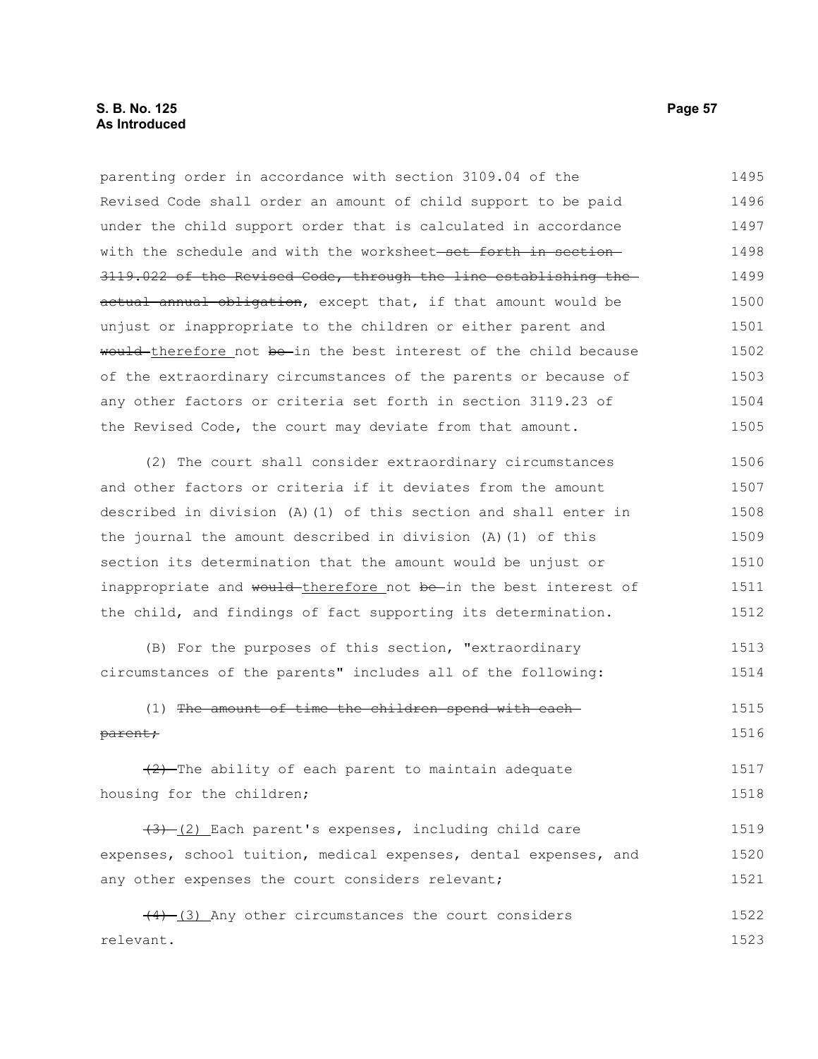parenting order in accordance with section 3109.04 of the Revised Code shall order an amount of child support to be paid under the child support order that is calculated in accordance with the schedule and with the worksheet ~~set forth in section 3119.022 of the Revised Code, through the line establishing the actual annual obligation~~, except that, if that amount would be unjust or inappropriate to the children or either parent and ~~would~~ therefore not ~~be~~ in the best interest of the child because of the extraordinary circumstances of the parents or because of any other factors or criteria set forth in section 3119.23 of the Revised Code, the court may deviate from that amount.

(2) The court shall consider extraordinary circumstances and other factors or criteria if it deviates from the amount described in division (A)(1) of this section and shall enter in the journal the amount described in division (A)(1) of this section its determination that the amount would be unjust or inappropriate and ~~would~~ therefore not ~~be~~ in the best interest of the child, and findings of fact supporting its determination.

(B) For the purposes of this section, "extraordinary circumstances of the parents" includes all of the following:

(1) ~~The amount of time the children spend with each parent;~~

~~(2)~~ The ability of each parent to maintain adequate housing for the children;

~~(3)~~ (2) Each parent's expenses, including child care expenses, school tuition, medical expenses, dental expenses, and any other expenses the court considers relevant;

~~(4)~~ (3) Any other circumstances the court considers relevant.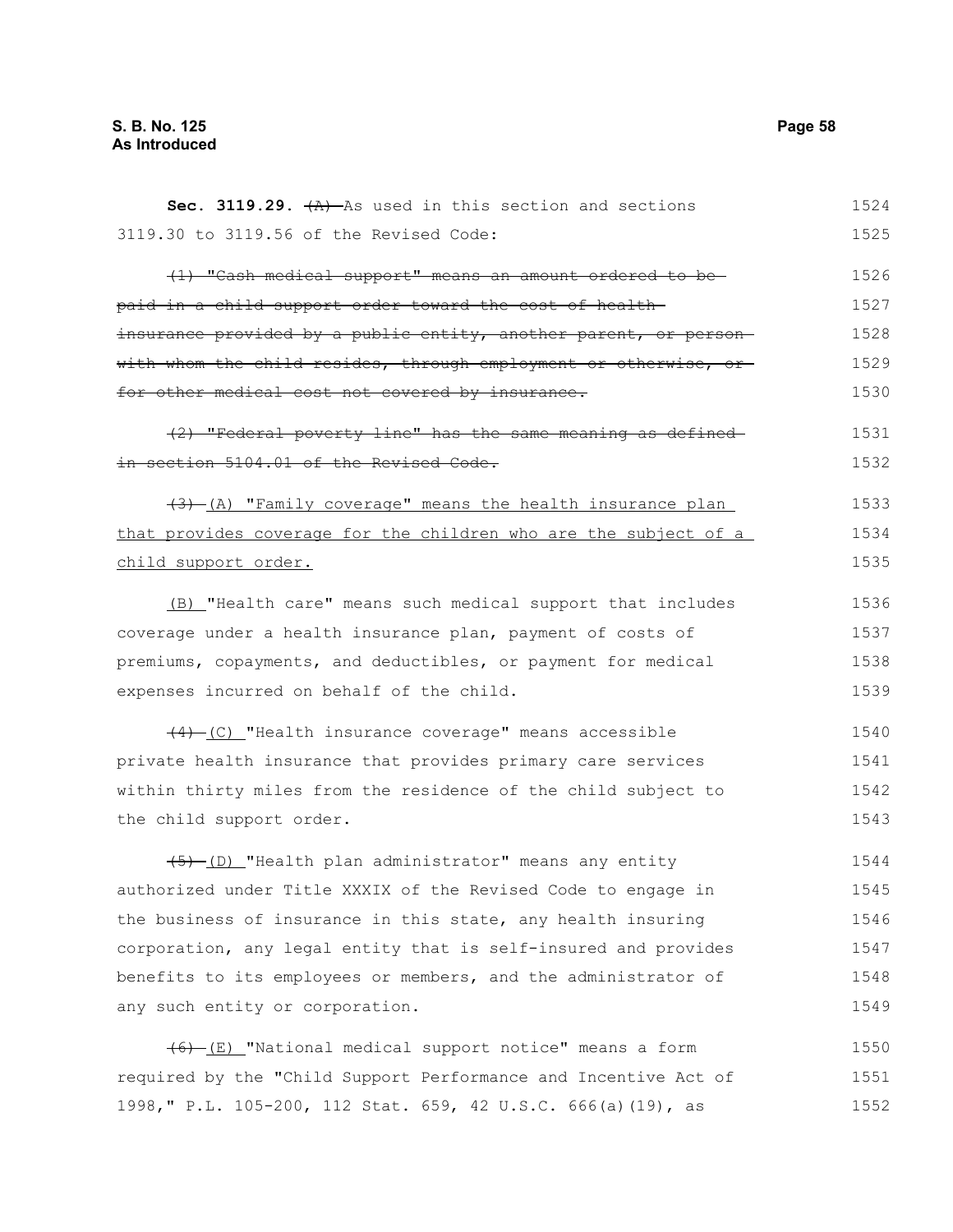**Sec. 3119.29.** ~~(A)~~ As used in this section and sections 3119.30 to 3119.56 of the Revised Code:

~~(1) "Cash medical support" means an amount ordered to be paid in a child support order toward the cost of health insurance provided by a public entity, another parent, or person with whom the child resides, through employment or otherwise, or for other medical cost not covered by insurance.~~

~~(2) "Federal poverty line" has the same meaning as defined in section 5104.01 of the Revised Code.~~

~~(3)~~ (A) "Family coverage" means the health insurance plan that provides coverage for the children who are the subject of a child support order.

(B) "Health care" means such medical support that includes coverage under a health insurance plan, payment of costs of premiums, copayments, and deductibles, or payment for medical expenses incurred on behalf of the child.

~~(4)~~ (C) "Health insurance coverage" means accessible private health insurance that provides primary care services within thirty miles from the residence of the child subject to the child support order.

~~(5)~~ (D) "Health plan administrator" means any entity authorized under Title XXXIX of the Revised Code to engage in the business of insurance in this state, any health insuring corporation, any legal entity that is self-insured and provides benefits to its employees or members, and the administrator of any such entity or corporation.

~~(6)~~ (E) "National medical support notice" means a form required by the "Child Support Performance and Incentive Act of 1998," P.L. 105-200, 112 Stat. 659, 42 U.S.C. 666(a)(19), as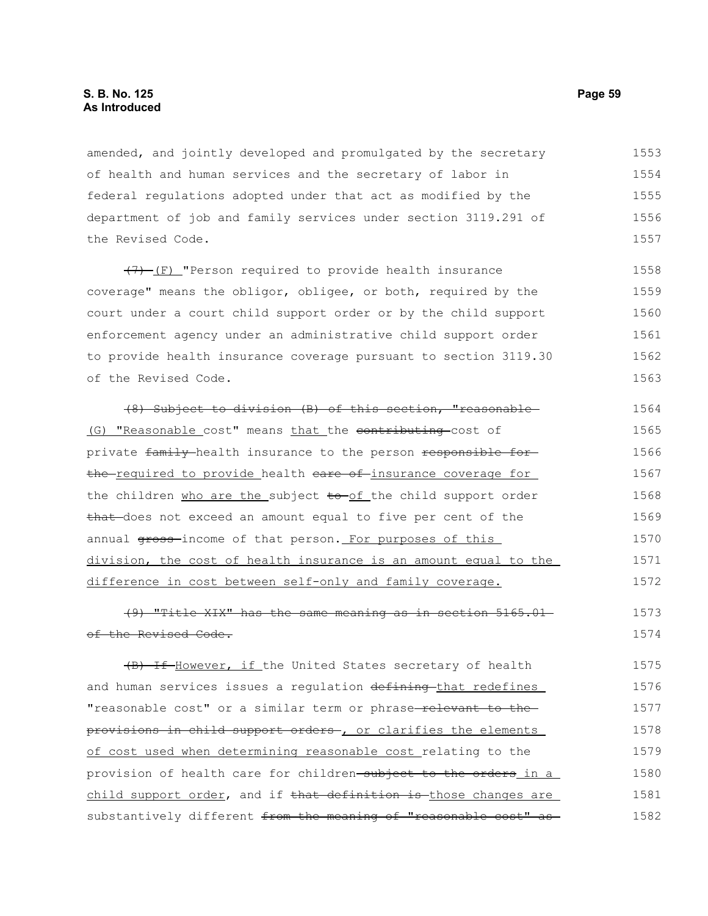amended, and jointly developed and promulgated by the secretary of health and human services and the secretary of labor in federal regulations adopted under that act as modified by the department of job and family services under section 3119.291 of the Revised Code.

~~(7)~~ (F) "Person required to provide health insurance coverage" means the obligor, obligee, or both, required by the court under a court child support order or by the child support enforcement agency under an administrative child support order to provide health insurance coverage pursuant to section 3119.30 of the Revised Code.

~~(8) Subject to division (B) of this section, "reasonable~~ (G) "Reasonable cost" means that the ~~contributing~~ cost of private ~~family~~ health insurance to the person ~~responsible for the~~ required to provide health ~~care of~~ insurance coverage for the children who are the subject ~~to~~ of the child support order ~~that~~ does not exceed an amount equal to five per cent of the annual ~~gross~~ income of that person. For purposes of this division, the cost of health insurance is an amount equal to the difference in cost between self-only and family coverage.

~~(9) "Title XIX" has the same meaning as in section 5165.01 of the Revised Code.~~

~~(B) If~~ However, if the United States secretary of health and human services issues a regulation ~~defining~~ that redefines "reasonable cost" or a similar term or phrase ~~relevant to the provisions in child support orders~~ , or clarifies the elements of cost used when determining reasonable cost relating to the provision of health care for children ~~subject to the orders~~ in a child support order, and if ~~that definition is~~ those changes are substantively different ~~from the meaning of "reasonable cost" as~~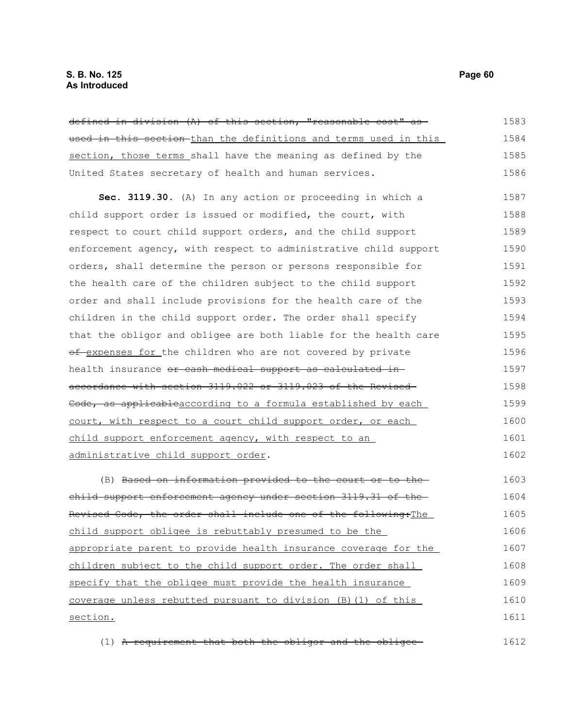~~defined in division (A) of this section, "reasonable cost" as used in this section~~ than the definitions and terms used in this section, those terms shall have the meaning as defined by the United States secretary of health and human services.

**Sec. 3119.30.** (A) In any action or proceeding in which a child support order is issued or modified, the court, with respect to court child support orders, and the child support enforcement agency, with respect to administrative child support orders, shall determine the person or persons responsible for the health care of the children subject to the child support order and shall include provisions for the health care of the children in the child support order. The order shall specify that the obligor and obligee are both liable for the health care ~~of~~ expenses for the children who are not covered by private health insurance ~~or cash medical support as calculated in accordance with section 3119.022 or 3119.023 of the Revised Code, as applicable~~according to a formula established by each court, with respect to a court child support order, or each child support enforcement agency, with respect to an administrative child support order.

(B) ~~Based on information provided to the court or to the child support enforcement agency under section 3119.31 of the Revised Code, the order shall include one of the following:~~The child support obligee is rebuttably presumed to be the appropriate parent to provide health insurance coverage for the children subject to the child support order. The order shall specify that the obligee must provide the health insurance coverage unless rebutted pursuant to division (B)(1) of this section.

(1) ~~A requirement that both the obligor and the obligee~~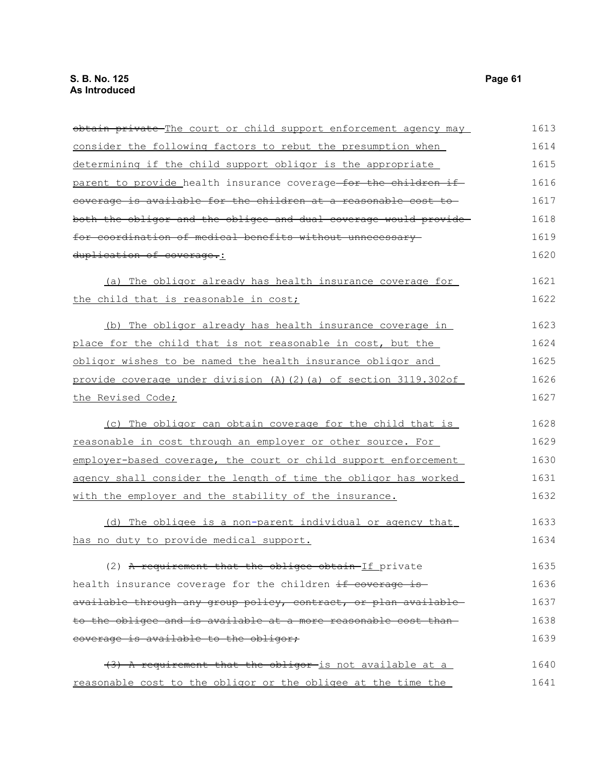~~obtain private~~ The court or child support enforcement agency may consider the following factors to rebut the presumption when determining if the child support obligor is the appropriate parent to provide health insurance coverage ~~for the children if coverage is available for the children at a reasonable cost to both the obligor and the obligee and dual coverage would provide for coordination of medical benefits without unnecessary duplication of coverage.~~:

(a) The obligor already has health insurance coverage for the child that is reasonable in cost;

(b) The obligor already has health insurance coverage in place for the child that is not reasonable in cost, but the obligor wishes to be named the health insurance obligor and provide coverage under division (A)(2)(a) of section 3119.302of the Revised Code;

(c) The obligor can obtain coverage for the child that is reasonable in cost through an employer or other source. For employer-based coverage, the court or child support enforcement agency shall consider the length of time the obligor has worked with the employer and the stability of the insurance.

(d) The obligee is a non-parent individual or agency that has no duty to provide medical support.

(2) ~~A requirement that the obligee obtain~~ If private health insurance coverage for the children ~~if coverage is available through any group policy, contract, or plan available to the obligee and is available at a more reasonable cost than coverage is available to the obligor;~~

~~(3) A requirement that the obligor~~ is not available at a reasonable cost to the obligor or the obligee at the time the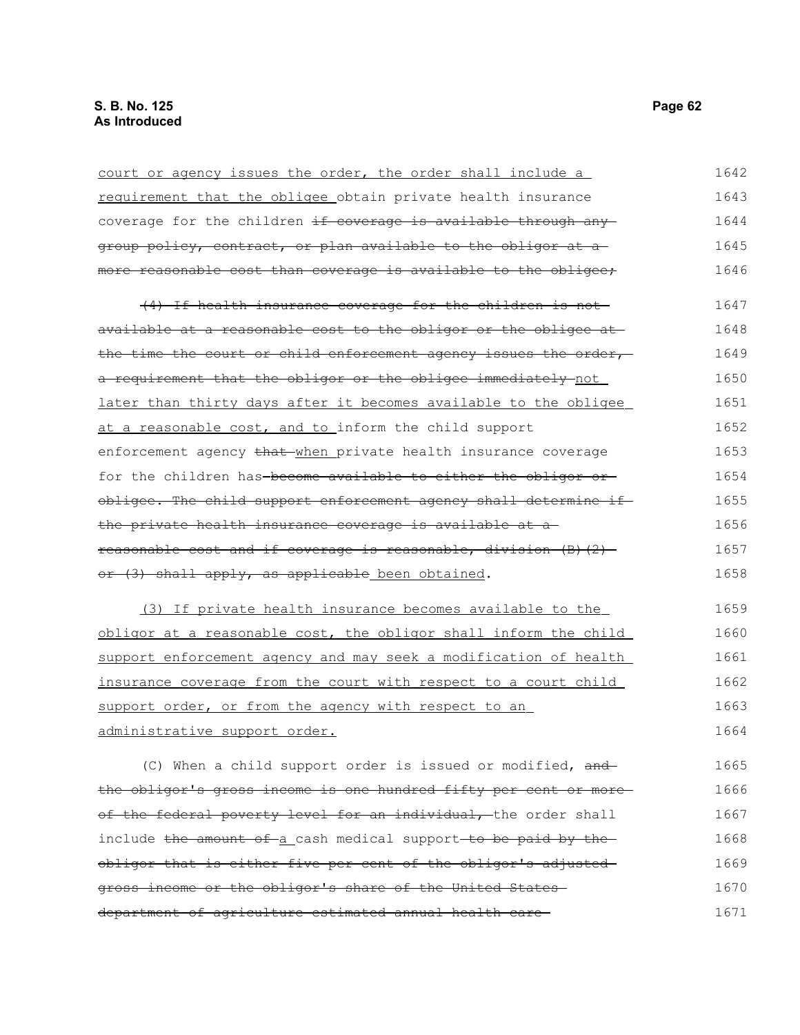court or agency issues the order, the order shall include a requirement that the obligee obtain private health insurance coverage for the children ~~if coverage is available through any group policy, contract, or plan available to the obligor at a more reasonable cost than coverage is available to the obligee;~~

~~(4) If health insurance coverage for the children is not available at a reasonable cost to the obligor or the obligee at the time the court or child enforcement agency issues the order, a requirement that the obligor or the obligee immediately~~ not later than thirty days after it becomes available to the obligee at a reasonable cost, and to inform the child support enforcement agency ~~that~~ when private health insurance coverage for the children has ~~become available to either the obligor or obligee. The child support enforcement agency shall determine if the private health insurance coverage is available at a reasonable cost and if coverage is reasonable, division (B)(2) or (3) shall apply, as applicable~~ been obtained.

(3) If private health insurance becomes available to the obligor at a reasonable cost, the obligor shall inform the child support enforcement agency and may seek a modification of health insurance coverage from the court with respect to a court child support order, or from the agency with respect to an administrative support order.

(C) When a child support order is issued or modified, ~~and the obligor's gross income is one hundred fifty per cent or more of the federal poverty level for an individual,~~ the order shall include ~~the amount of~~ a cash medical support ~~to be paid by the obligor that is either five per cent of the obligor's adjusted gross income or the obligor's share of the United States department of agriculture estimated annual health care~~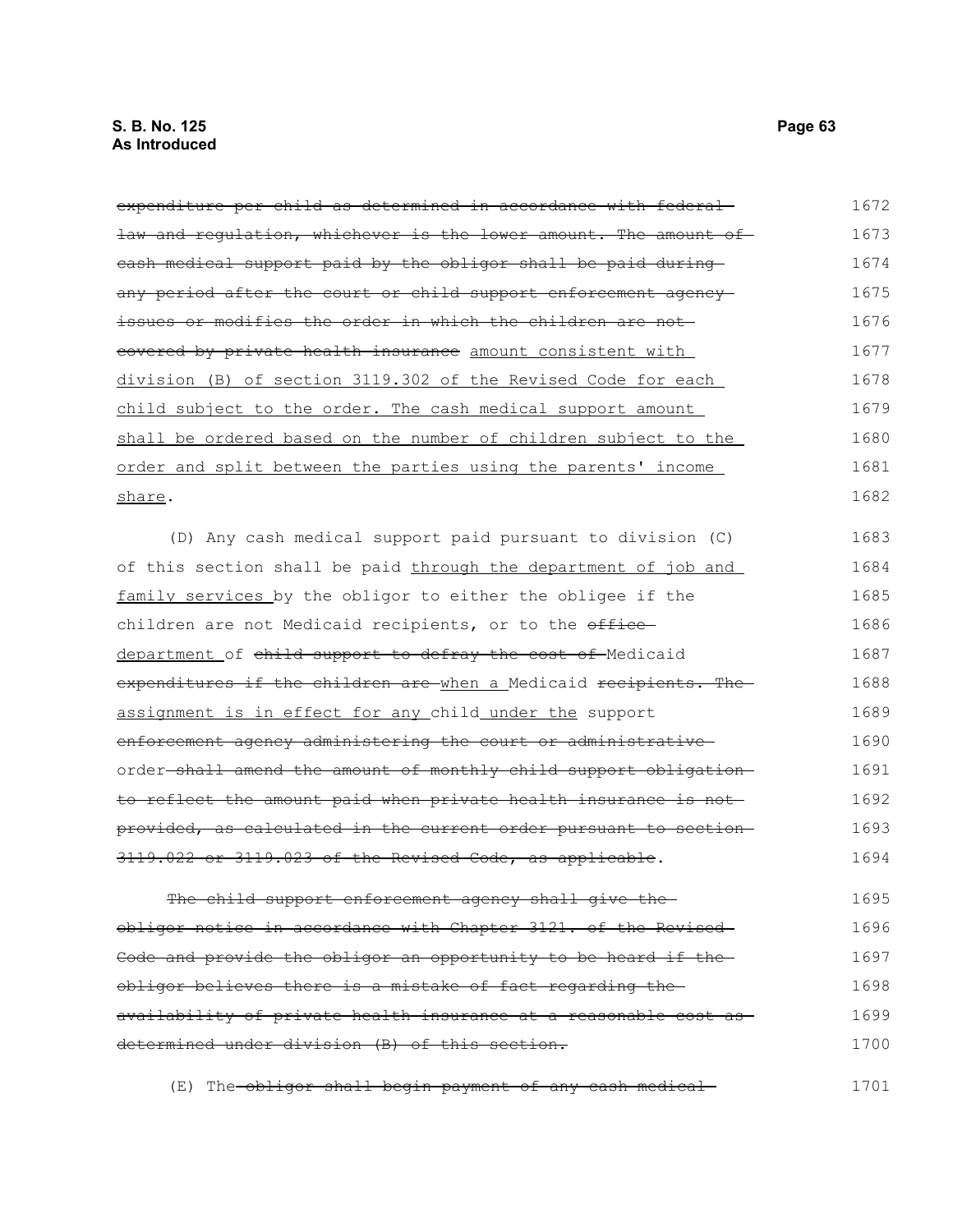~~expenditure per child as determined in accordance with federal law and regulation, whichever is the lower amount. The amount of cash medical support paid by the obligor shall be paid during any period after the court or child support enforcement agency issues or modifies the order in which the children are not covered by private health insurance~~ amount consistent with division (B) of section 3119.302 of the Revised Code for each child subject to the order. The cash medical support amount shall be ordered based on the number of children subject to the order and split between the parties using the parents' income share.

(D) Any cash medical support paid pursuant to division (C) of this section shall be paid through the department of job and family services by the obligor to either the obligee if the children are not Medicaid recipients, or to the ~~office~~ department of ~~child support to defray the cost of~~ Medicaid ~~expenditures if the children are~~ when a Medicaid ~~recipients. The~~ assignment is in effect for any child under the support ~~enforcement agency administering the court or administrative~~ order ~~shall amend the amount of monthly child support obligation to reflect the amount paid when private health insurance is not provided, as calculated in the current order pursuant to section 3119.022 or 3119.023 of the Revised Code, as applicable~~.

~~The child support enforcement agency shall give the obligor notice in accordance with Chapter 3121. of the Revised Code and provide the obligor an opportunity to be heard if the obligor believes there is a mistake of fact regarding the availability of private health insurance at a reasonable cost as determined under division (B) of this section.~~

(E) The ~~obligor shall begin payment of any cash medical~~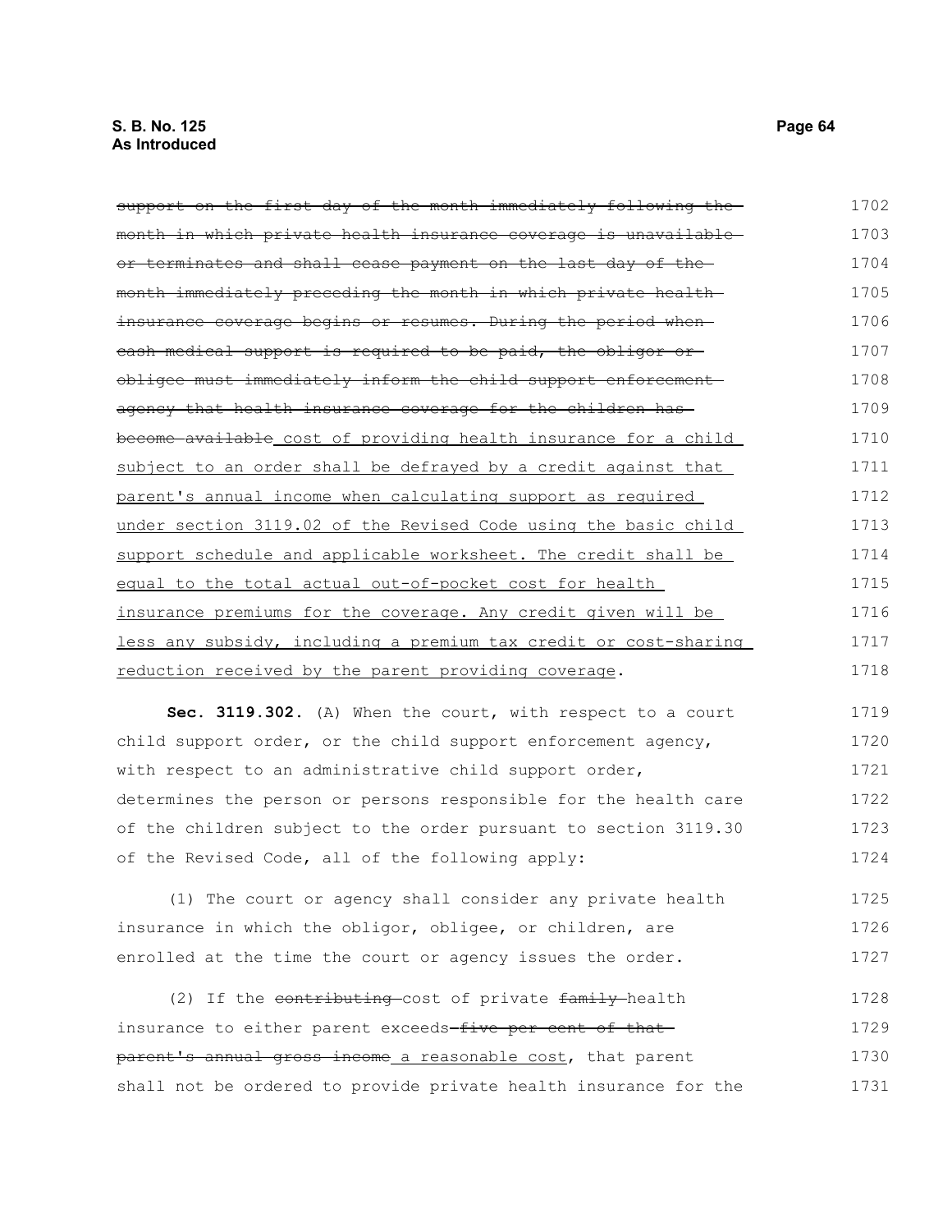~~support on the first day of the month immediately following the month in which private health insurance coverage is unavailable or terminates and shall cease payment on the last day of the month immediately preceding the month in which private health insurance coverage begins or resumes. During the period when cash medical support is required to be paid, the obligor or obligee must immediately inform the child support enforcement agency that health insurance coverage for the children has become available~~ <u>cost of providing health insurance for a child subject to an order shall be defrayed by a credit against that parent's annual income when calculating support as required under section 3119.02 of the Revised Code using the basic child support schedule and applicable worksheet. The credit shall be equal to the total actual out-of-pocket cost for health insurance premiums for the coverage. Any credit given will be less any subsidy, including a premium tax credit or cost-sharing reduction received by the parent providing coverage</u>.

**Sec. 3119.302.** (A) When the court, with respect to a court child support order, or the child support enforcement agency, with respect to an administrative child support order, determines the person or persons responsible for the health care of the children subject to the order pursuant to section 3119.30 of the Revised Code, all of the following apply:

(1) The court or agency shall consider any private health insurance in which the obligor, obligee, or children, are enrolled at the time the court or agency issues the order.

(2) If the ~~contributing~~ cost of private ~~family~~ health insurance to either parent exceeds ~~five per cent of that parent's annual gross income~~ <u>a reasonable cost</u>, that parent shall not be ordered to provide private health insurance for the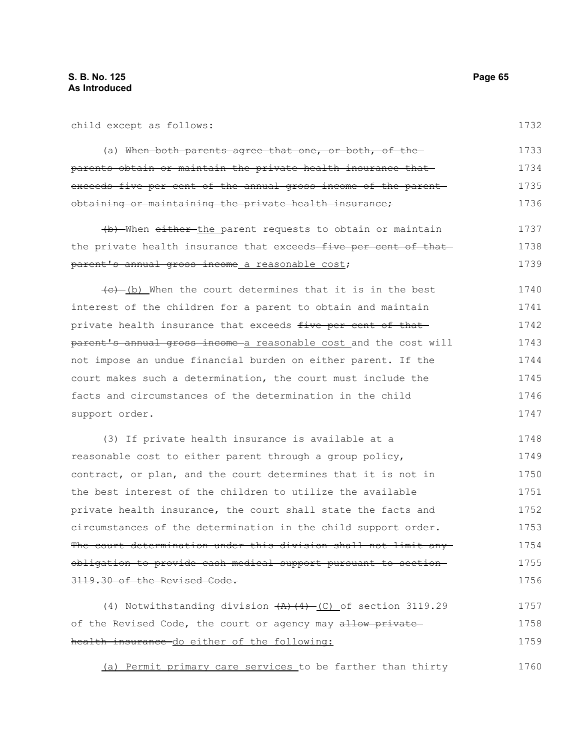child except as follows:

(a) ~~When both parents agree that one, or both, of the parents obtain or maintain the private health insurance that exceeds five per cent of the annual gross income of the parent obtaining or maintaining the private health insurance;~~

~~(b)~~ When ~~either~~ <u>the</u> parent requests to obtain or maintain the private health insurance that exceeds ~~five per cent of that parent's annual gross income~~ <u>a reasonable cost</u>;

~~(c)~~ <u>(b)</u> When the court determines that it is in the best interest of the children for a parent to obtain and maintain private health insurance that exceeds ~~five per cent of that parent's annual gross income~~ <u>a reasonable cost</u> and the cost will not impose an undue financial burden on either parent. If the court makes such a determination, the court must include the facts and circumstances of the determination in the child support order.

(3) If private health insurance is available at a reasonable cost to either parent through a group policy, contract, or plan, and the court determines that it is not in the best interest of the children to utilize the available private health insurance, the court shall state the facts and circumstances of the determination in the child support order. ~~The court determination under this division shall not limit any obligation to provide cash medical support pursuant to section 3119.30 of the Revised Code.~~

(4) Notwithstanding division ~~(A)(4)~~ <u>(C)</u> of section 3119.29 of the Revised Code, the court or agency may ~~allow private health insurance~~ <u>do either of the following:</u>

<u>(a) Permit primary care services</u> to be farther than thirty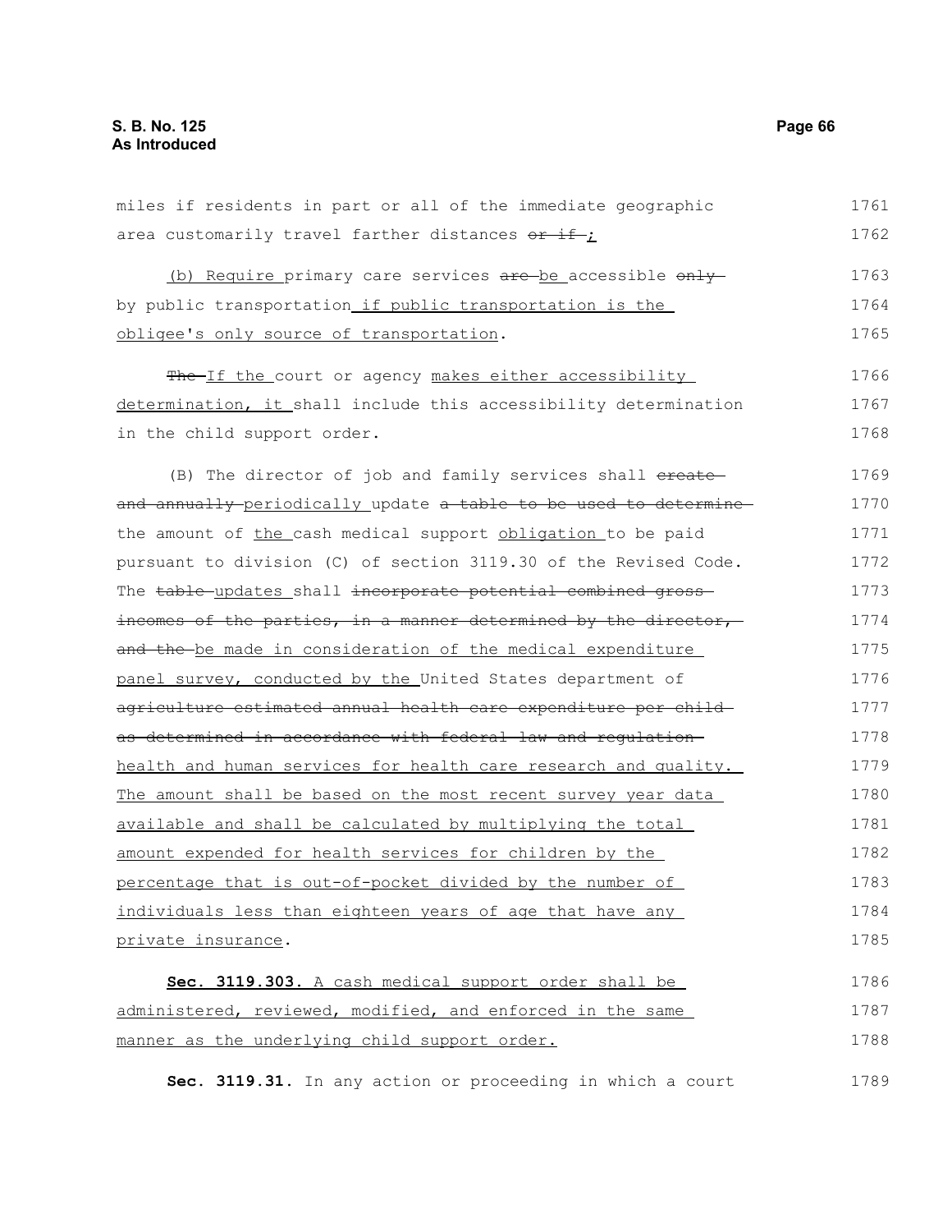miles if residents in part or all of the immediate geographic area customarily travel farther distances ~~or if~~ ;

(b) Require primary care services ~~are~~ be accessible ~~only~~ by public transportation if public transportation is the obligee's only source of transportation.

~~The~~ If the court or agency makes either accessibility determination, it shall include this accessibility determination in the child support order.

(B) The director of job and family services shall ~~create and annually~~ periodically update ~~a table to be used to determine~~ the amount of the cash medical support obligation to be paid pursuant to division (C) of section 3119.30 of the Revised Code. The ~~table~~ updates shall ~~incorporate potential combined gross incomes of the parties, in a manner determined by the director, and the~~ be made in consideration of the medical expenditure panel survey, conducted by the United States department of ~~agriculture estimated annual health care expenditure per child as determined in accordance with federal law and regulation~~ health and human services for health care research and quality. The amount shall be based on the most recent survey year data available and shall be calculated by multiplying the total amount expended for health services for children by the percentage that is out-of-pocket divided by the number of individuals less than eighteen years of age that have any private insurance.

**Sec. 3119.303.** A cash medical support order shall be administered, reviewed, modified, and enforced in the same manner as the underlying child support order.

**Sec. 3119.31.** In any action or proceeding in which a court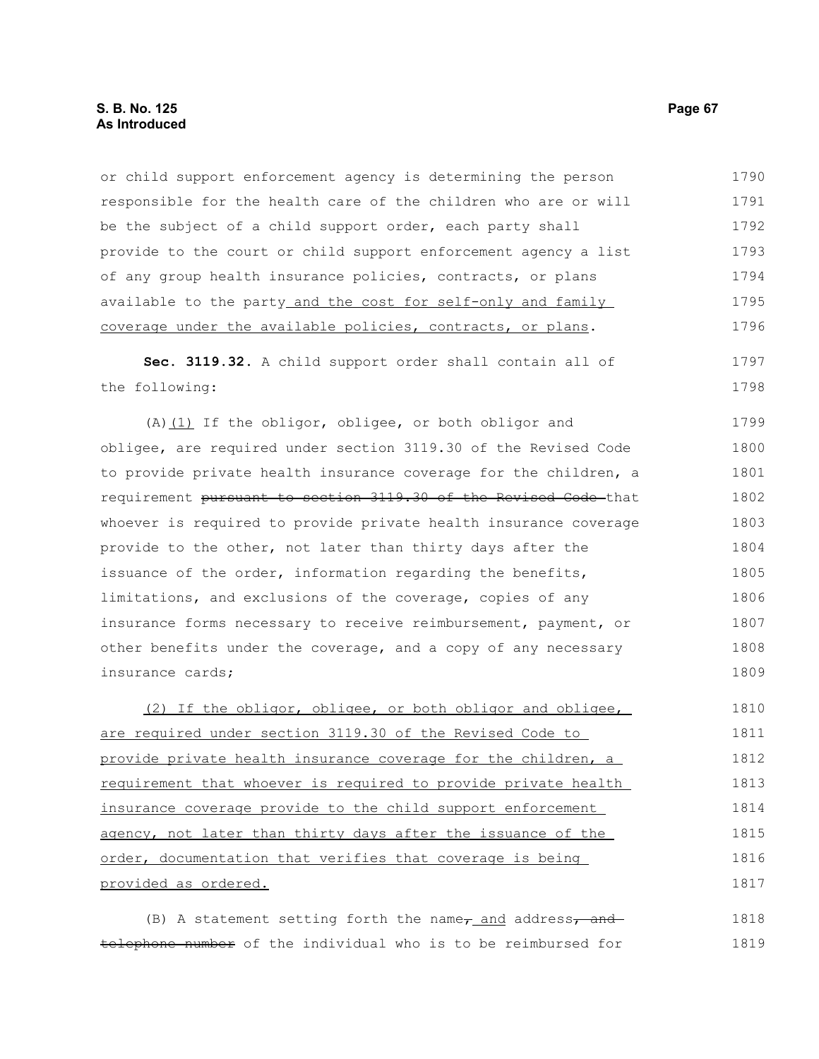or child support enforcement agency is determining the person responsible for the health care of the children who are or will be the subject of a child support order, each party shall provide to the court or child support enforcement agency a list of any group health insurance policies, contracts, or plans available to the party and the cost for self-only and family coverage under the available policies, contracts, or plans.

**Sec. 3119.32.** A child support order shall contain all of the following:

(A)(1) If the obligor, obligee, or both obligor and obligee, are required under section 3119.30 of the Revised Code to provide private health insurance coverage for the children, a requirement ~~pursuant to section 3119.30 of the Revised Code~~ that whoever is required to provide private health insurance coverage provide to the other, not later than thirty days after the issuance of the order, information regarding the benefits, limitations, and exclusions of the coverage, copies of any insurance forms necessary to receive reimbursement, payment, or other benefits under the coverage, and a copy of any necessary insurance cards;

(2) If the obligor, obligee, or both obligor and obligee, are required under section 3119.30 of the Revised Code to provide private health insurance coverage for the children, a requirement that whoever is required to provide private health insurance coverage provide to the child support enforcement agency, not later than thirty days after the issuance of the order, documentation that verifies that coverage is being provided as ordered.

(B) A statement setting forth the name~~,~~ and address~~, and telephone number~~ of the individual who is to be reimbursed for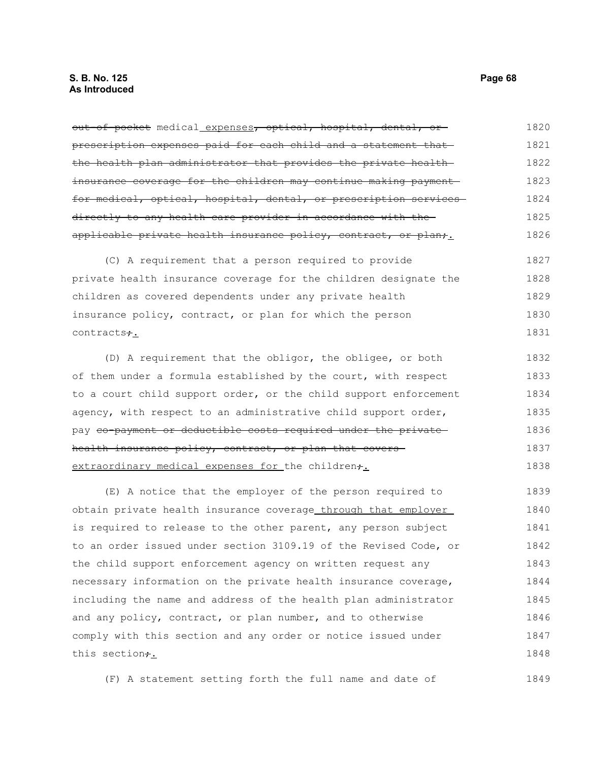~~out-of-pocket~~ medical expenses~~, optical, hospital, dental, or prescription expenses paid for each child and a statement that the health plan administrator that provides the private health insurance coverage for the children may continue making payment for medical, optical, hospital, dental, or prescription services directly to any health care provider in accordance with the applicable private health insurance policy, contract, or plan;~~.

(C) A requirement that a person required to provide private health insurance coverage for the children designate the children as covered dependents under any private health insurance policy, contract, or plan for which the person contracts~~;~~.

(D) A requirement that the obligor, the obligee, or both of them under a formula established by the court, with respect to a court child support order, or the child support enforcement agency, with respect to an administrative child support order, pay ~~co-payment or deductible costs required under the private health insurance policy, contract, or plan that covers~~ extraordinary medical expenses for the children~~;~~.

(E) A notice that the employer of the person required to obtain private health insurance coverage through that employer is required to release to the other parent, any person subject to an order issued under section 3109.19 of the Revised Code, or the child support enforcement agency on written request any necessary information on the private health insurance coverage, including the name and address of the health plan administrator and any policy, contract, or plan number, and to otherwise comply with this section and any order or notice issued under this section~~;~~.

(F) A statement setting forth the full name and date of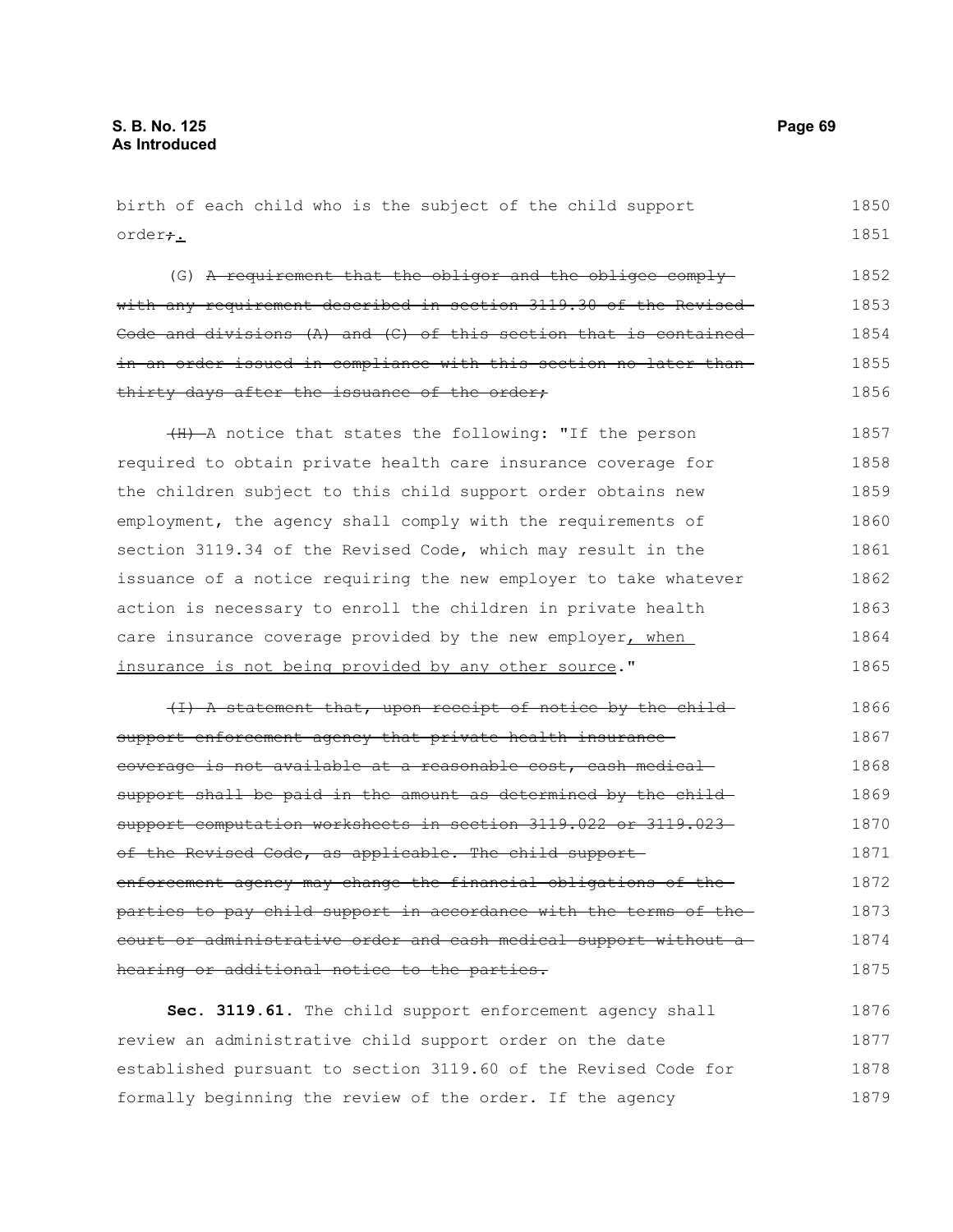birth of each child who is the subject of the child support order;.

(G) ~~A requirement that the obligor and the obligee comply with any requirement described in section 3119.30 of the Revised Code and divisions (A) and (C) of this section that is contained in an order issued in compliance with this section no later than thirty days after the issuance of the order;~~

~~(H)~~ A notice that states the following: "If the person required to obtain private health care insurance coverage for the children subject to this child support order obtains new employment, the agency shall comply with the requirements of section 3119.34 of the Revised Code, which may result in the issuance of a notice requiring the new employer to take whatever action is necessary to enroll the children in private health care insurance coverage provided by the new employer, when insurance is not being provided by any other source."

~~(I) A statement that, upon receipt of notice by the child support enforcement agency that private health insurance coverage is not available at a reasonable cost, cash medical support shall be paid in the amount as determined by the child support computation worksheets in section 3119.022 or 3119.023 of the Revised Code, as applicable. The child support enforcement agency may change the financial obligations of the parties to pay child support in accordance with the terms of the court or administrative order and cash medical support without a hearing or additional notice to the parties.~~

**Sec. 3119.61.** The child support enforcement agency shall review an administrative child support order on the date established pursuant to section 3119.60 of the Revised Code for formally beginning the review of the order. If the agency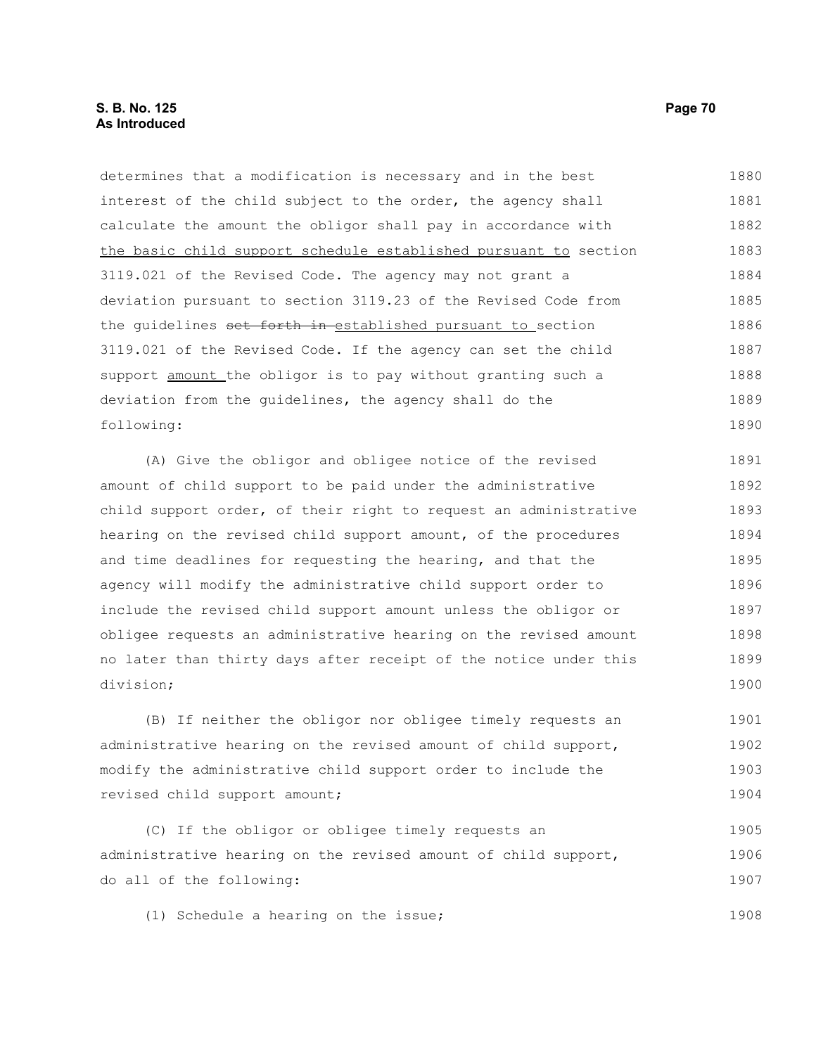determines that a modification is necessary and in the best interest of the child subject to the order, the agency shall calculate the amount the obligor shall pay in accordance with <u>the basic child support schedule established pursuant to</u> section 3119.021 of the Revised Code. The agency may not grant a deviation pursuant to section 3119.23 of the Revised Code from the guidelines ~~set forth in~~ <u>established pursuant to</u> section 3119.021 of the Revised Code. If the agency can set the child support <u>amount</u> the obligor is to pay without granting such a deviation from the guidelines, the agency shall do the following:

(A) Give the obligor and obligee notice of the revised amount of child support to be paid under the administrative child support order, of their right to request an administrative hearing on the revised child support amount, of the procedures and time deadlines for requesting the hearing, and that the agency will modify the administrative child support order to include the revised child support amount unless the obligor or obligee requests an administrative hearing on the revised amount no later than thirty days after receipt of the notice under this division;

(B) If neither the obligor nor obligee timely requests an administrative hearing on the revised amount of child support, modify the administrative child support order to include the revised child support amount;

(C) If the obligor or obligee timely requests an administrative hearing on the revised amount of child support, do all of the following:

(1) Schedule a hearing on the issue;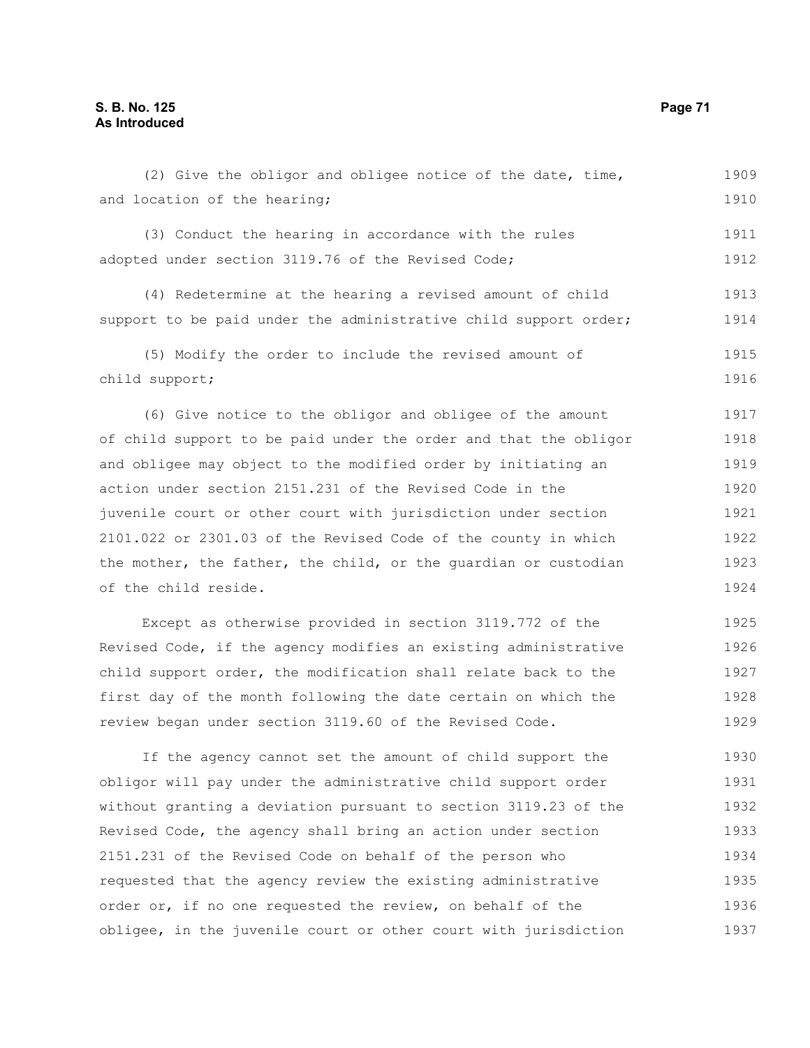(2) Give the obligor and obligee notice of the date, time, and location of the hearing;

(3) Conduct the hearing in accordance with the rules adopted under section 3119.76 of the Revised Code;

(4) Redetermine at the hearing a revised amount of child support to be paid under the administrative child support order;

(5) Modify the order to include the revised amount of child support;

(6) Give notice to the obligor and obligee of the amount of child support to be paid under the order and that the obligor and obligee may object to the modified order by initiating an action under section 2151.231 of the Revised Code in the juvenile court or other court with jurisdiction under section 2101.022 or 2301.03 of the Revised Code of the county in which the mother, the father, the child, or the guardian or custodian of the child reside.

Except as otherwise provided in section 3119.772 of the Revised Code, if the agency modifies an existing administrative child support order, the modification shall relate back to the first day of the month following the date certain on which the review began under section 3119.60 of the Revised Code.

If the agency cannot set the amount of child support the obligor will pay under the administrative child support order without granting a deviation pursuant to section 3119.23 of the Revised Code, the agency shall bring an action under section 2151.231 of the Revised Code on behalf of the person who requested that the agency review the existing administrative order or, if no one requested the review, on behalf of the obligee, in the juvenile court or other court with jurisdiction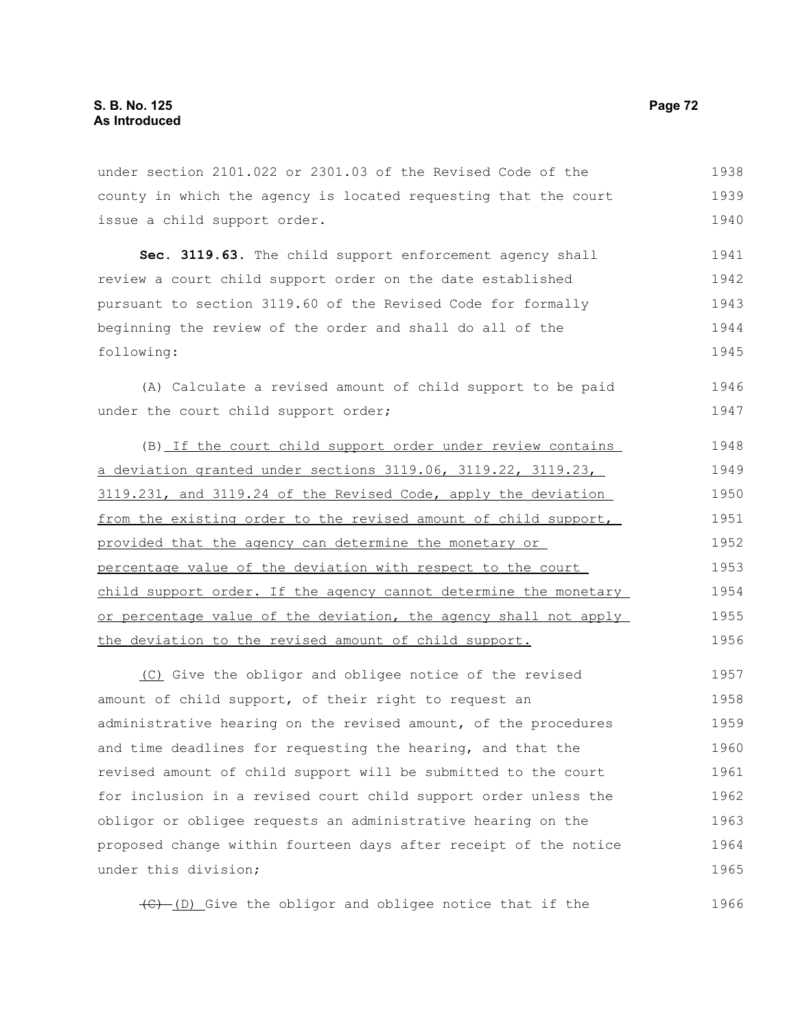under section 2101.022 or 2301.03 of the Revised Code of the county in which the agency is located requesting that the court issue a child support order.

**Sec. 3119.63.** The child support enforcement agency shall review a court child support order on the date established pursuant to section 3119.60 of the Revised Code for formally beginning the review of the order and shall do all of the following:

(A) Calculate a revised amount of child support to be paid under the court child support order;

(B) If the court child support order under review contains a deviation granted under sections 3119.06, 3119.22, 3119.23, 3119.231, and 3119.24 of the Revised Code, apply the deviation from the existing order to the revised amount of child support, provided that the agency can determine the monetary or percentage value of the deviation with respect to the court child support order. If the agency cannot determine the monetary or percentage value of the deviation, the agency shall not apply the deviation to the revised amount of child support.

(C) Give the obligor and obligee notice of the revised amount of child support, of their right to request an administrative hearing on the revised amount, of the procedures and time deadlines for requesting the hearing, and that the revised amount of child support will be submitted to the court for inclusion in a revised court child support order unless the obligor or obligee requests an administrative hearing on the proposed change within fourteen days after receipt of the notice under this division;

~~(C)~~ (D) Give the obligor and obligee notice that if the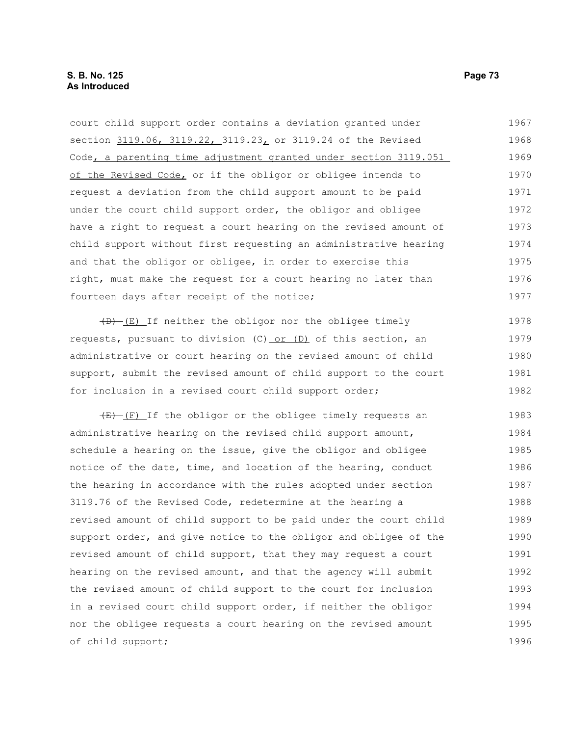court child support order contains a deviation granted under section 3119.06, 3119.22, 3119.23, or 3119.24 of the Revised Code, a parenting time adjustment granted under section 3119.051 of the Revised Code, or if the obligor or obligee intends to request a deviation from the child support amount to be paid under the court child support order, the obligor and obligee have a right to request a court hearing on the revised amount of child support without first requesting an administrative hearing and that the obligor or obligee, in order to exercise this right, must make the request for a court hearing no later than fourteen days after receipt of the notice;

~~(D)~~ (E) If neither the obligor nor the obligee timely requests, pursuant to division (C) or (D) of this section, an administrative or court hearing on the revised amount of child support, submit the revised amount of child support to the court for inclusion in a revised court child support order;

~~(E)~~ (F) If the obligor or the obligee timely requests an administrative hearing on the revised child support amount, schedule a hearing on the issue, give the obligor and obligee notice of the date, time, and location of the hearing, conduct the hearing in accordance with the rules adopted under section 3119.76 of the Revised Code, redetermine at the hearing a revised amount of child support to be paid under the court child support order, and give notice to the obligor and obligee of the revised amount of child support, that they may request a court hearing on the revised amount, and that the agency will submit the revised amount of child support to the court for inclusion in a revised court child support order, if neither the obligor nor the obligee requests a court hearing on the revised amount of child support;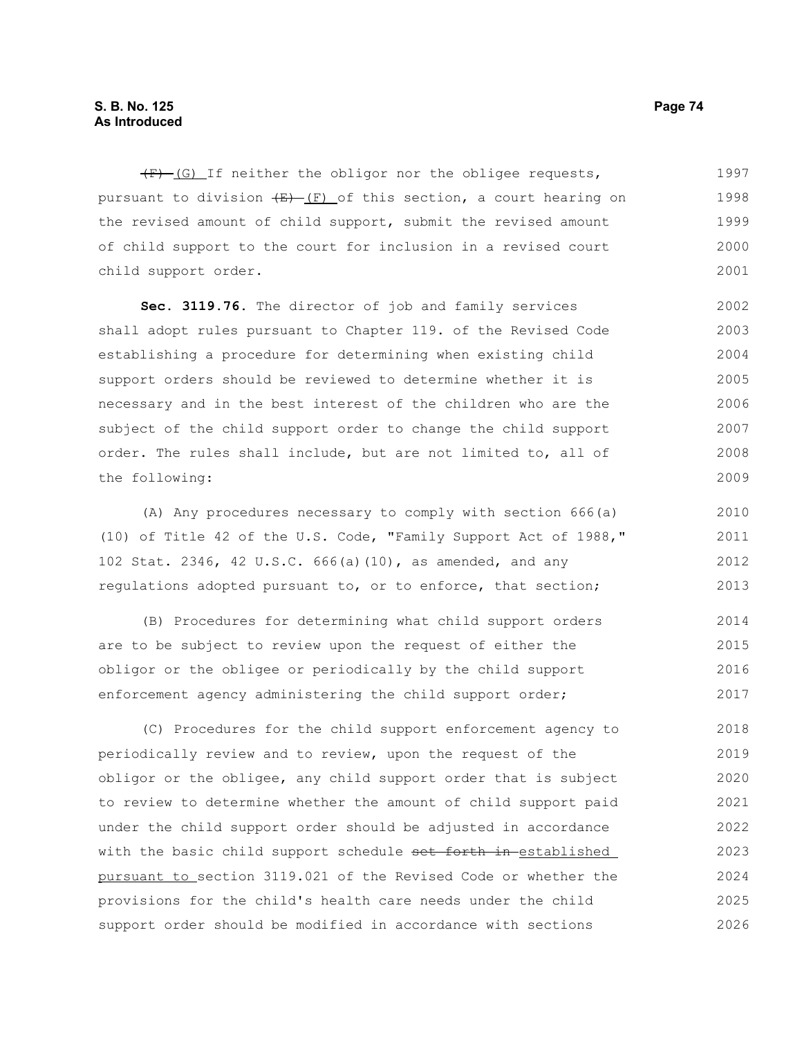~~(F)~~ (G) If neither the obligor nor the obligee requests, pursuant to division ~~(E)~~ (F) of this section, a court hearing on the revised amount of child support, submit the revised amount of child support to the court for inclusion in a revised court child support order.

**Sec. 3119.76.** The director of job and family services shall adopt rules pursuant to Chapter 119. of the Revised Code establishing a procedure for determining when existing child support orders should be reviewed to determine whether it is necessary and in the best interest of the children who are the subject of the child support order to change the child support order. The rules shall include, but are not limited to, all of the following:

(A) Any procedures necessary to comply with section 666(a)(10) of Title 42 of the U.S. Code, "Family Support Act of 1988," 102 Stat. 2346, 42 U.S.C. 666(a)(10), as amended, and any regulations adopted pursuant to, or to enforce, that section;

(B) Procedures for determining what child support orders are to be subject to review upon the request of either the obligor or the obligee or periodically by the child support enforcement agency administering the child support order;

(C) Procedures for the child support enforcement agency to periodically review and to review, upon the request of the obligor or the obligee, any child support order that is subject to review to determine whether the amount of child support paid under the child support order should be adjusted in accordance with the basic child support schedule ~~set forth in~~ established pursuant to section 3119.021 of the Revised Code or whether the provisions for the child's health care needs under the child support order should be modified in accordance with sections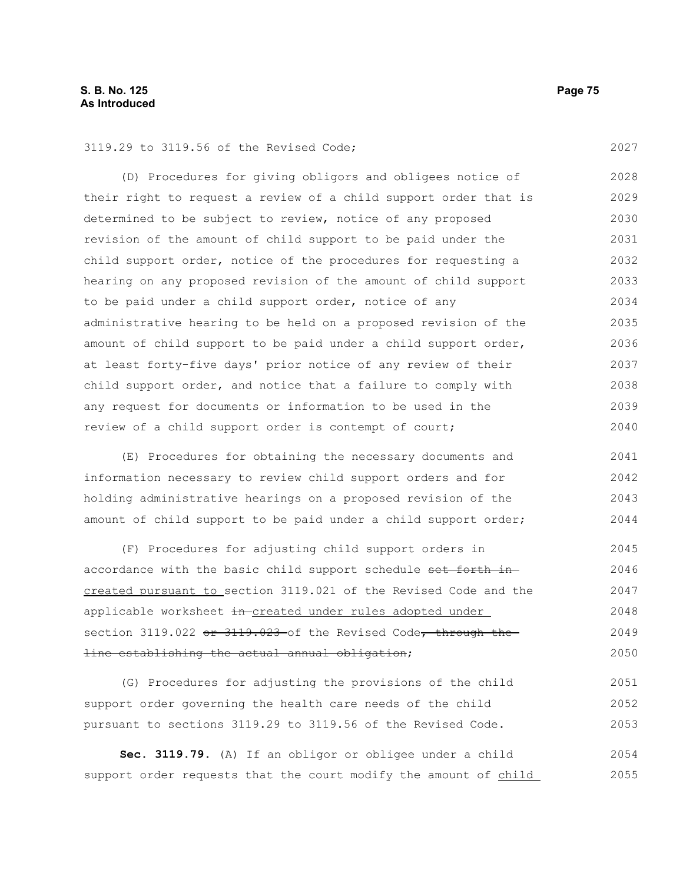3119.29 to 3119.56 of the Revised Code;

(D) Procedures for giving obligors and obligees notice of their right to request a review of a child support order that is determined to be subject to review, notice of any proposed revision of the amount of child support to be paid under the child support order, notice of the procedures for requesting a hearing on any proposed revision of the amount of child support to be paid under a child support order, notice of any administrative hearing to be held on a proposed revision of the amount of child support to be paid under a child support order, at least forty-five days' prior notice of any review of their child support order, and notice that a failure to comply with any request for documents or information to be used in the review of a child support order is contempt of court;

(E) Procedures for obtaining the necessary documents and information necessary to review child support orders and for holding administrative hearings on a proposed revision of the amount of child support to be paid under a child support order;

(F) Procedures for adjusting child support orders in accordance with the basic child support schedule ~~set forth in~~ created pursuant to section 3119.021 of the Revised Code and the applicable worksheet ~~in~~ created under rules adopted under section 3119.022 ~~or 3119.023~~ of the Revised Code~~, through the line establishing the actual annual obligation~~;

(G) Procedures for adjusting the provisions of the child support order governing the health care needs of the child pursuant to sections 3119.29 to 3119.56 of the Revised Code.

**Sec. 3119.79.** (A) If an obligor or obligee under a child support order requests that the court modify the amount of child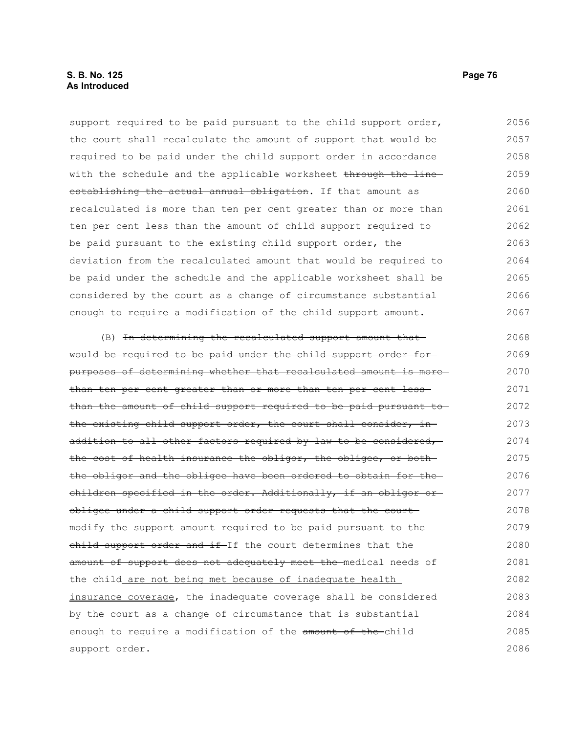support required to be paid pursuant to the child support order, the court shall recalculate the amount of support that would be required to be paid under the child support order in accordance with the schedule and the applicable worksheet ~~through the line establishing the actual annual obligation~~. If that amount as recalculated is more than ten per cent greater than or more than ten per cent less than the amount of child support required to be paid pursuant to the existing child support order, the deviation from the recalculated amount that would be required to be paid under the schedule and the applicable worksheet shall be considered by the court as a change of circumstance substantial enough to require a modification of the child support amount.

(B) ~~In determining the recalculated support amount that would be required to be paid under the child support order for purposes of determining whether that recalculated amount is more than ten per cent greater than or more than ten per cent less than the amount of child support required to be paid pursuant to the existing child support order, the court shall consider, in addition to all other factors required by law to be considered, the cost of health insurance the obligor, the obligee, or both the obligor and the obligee have been ordered to obtain for the children specified in the order. Additionally, if an obligor or obligee under a child support order requests that the court modify the support amount required to be paid pursuant to the child support order and if~~ <u>If</u> the court determines that the ~~amount of support does not adequately meet the~~ medical needs of the child<u> are not being met because of inadequate health insurance coverage</u>, the inadequate coverage shall be considered by the court as a change of circumstance that is substantial enough to require a modification of the ~~amount of the~~ child support order.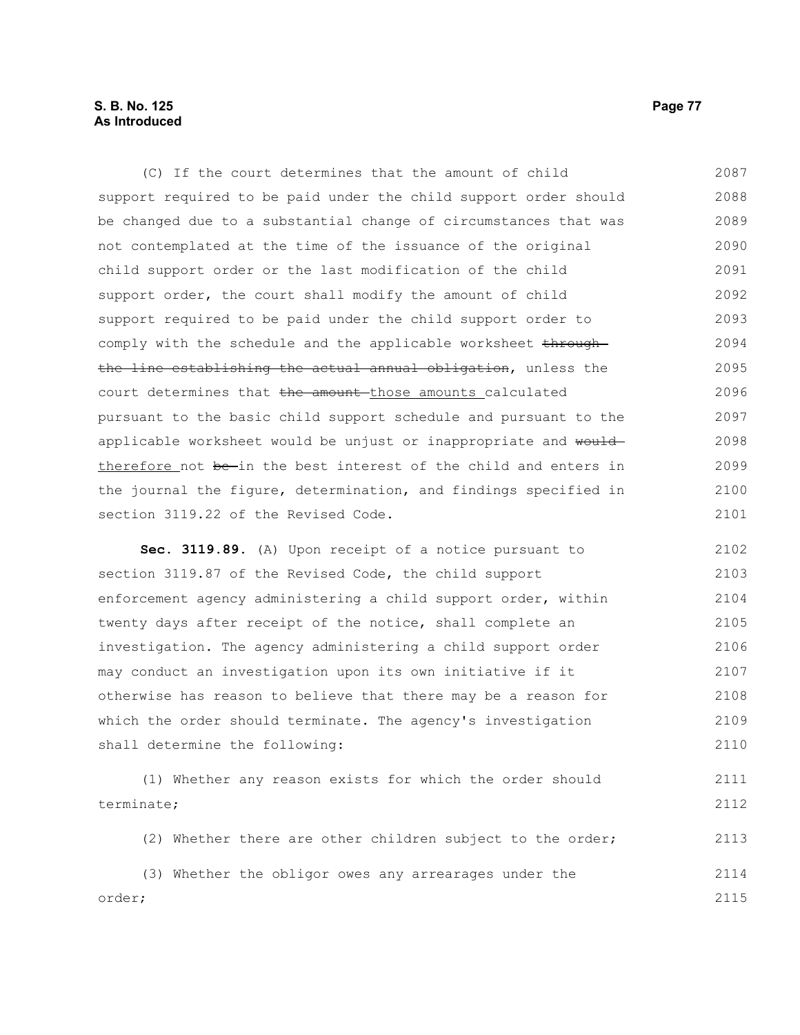(C) If the court determines that the amount of child support required to be paid under the child support order should be changed due to a substantial change of circumstances that was not contemplated at the time of the issuance of the original child support order or the last modification of the child support order, the court shall modify the amount of child support required to be paid under the child support order to comply with the schedule and the applicable worksheet ~~through the line establishing the actual annual obligation~~, unless the court determines that ~~the amount~~ those amounts calculated pursuant to the basic child support schedule and pursuant to the applicable worksheet would be unjust or inappropriate and ~~would~~ therefore not ~~be~~ in the best interest of the child and enters in the journal the figure, determination, and findings specified in section 3119.22 of the Revised Code.

**Sec. 3119.89.** (A) Upon receipt of a notice pursuant to section 3119.87 of the Revised Code, the child support enforcement agency administering a child support order, within twenty days after receipt of the notice, shall complete an investigation. The agency administering a child support order may conduct an investigation upon its own initiative if it otherwise has reason to believe that there may be a reason for which the order should terminate. The agency's investigation shall determine the following:

(1) Whether any reason exists for which the order should terminate;

(2) Whether there are other children subject to the order;

(3) Whether the obligor owes any arrearages under the order;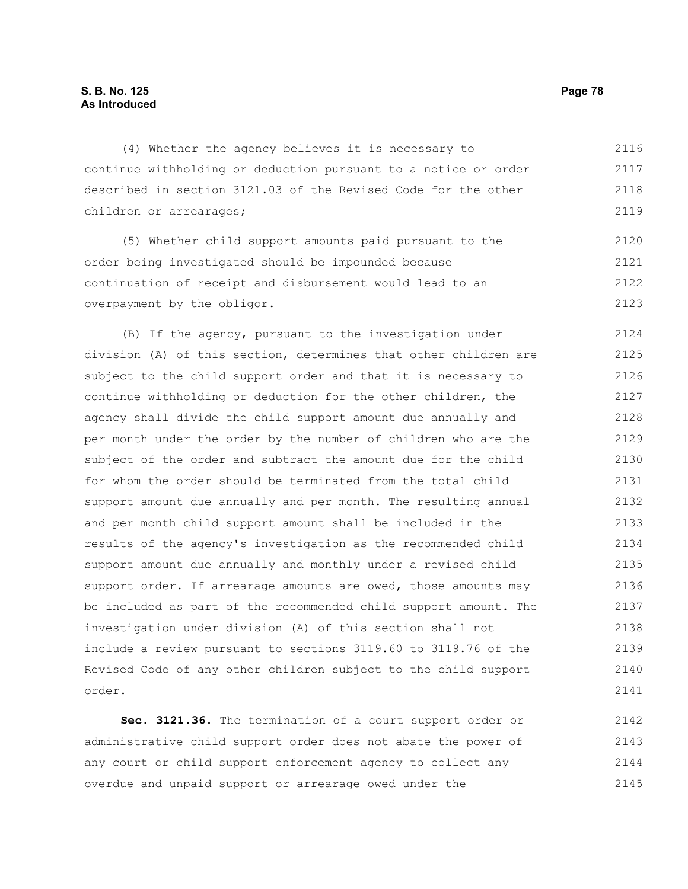(4) Whether the agency believes it is necessary to continue withholding or deduction pursuant to a notice or order described in section 3121.03 of the Revised Code for the other children or arrearages;

(5) Whether child support amounts paid pursuant to the order being investigated should be impounded because continuation of receipt and disbursement would lead to an overpayment by the obligor.

(B) If the agency, pursuant to the investigation under division (A) of this section, determines that other children are subject to the child support order and that it is necessary to continue withholding or deduction for the other children, the agency shall divide the child support amount due annually and per month under the order by the number of children who are the subject of the order and subtract the amount due for the child for whom the order should be terminated from the total child support amount due annually and per month. The resulting annual and per month child support amount shall be included in the results of the agency's investigation as the recommended child support amount due annually and monthly under a revised child support order. If arrearage amounts are owed, those amounts may be included as part of the recommended child support amount. The investigation under division (A) of this section shall not include a review pursuant to sections 3119.60 to 3119.76 of the Revised Code of any other children subject to the child support order.

**Sec. 3121.36.** The termination of a court support order or administrative child support order does not abate the power of any court or child support enforcement agency to collect any overdue and unpaid support or arrearage owed under the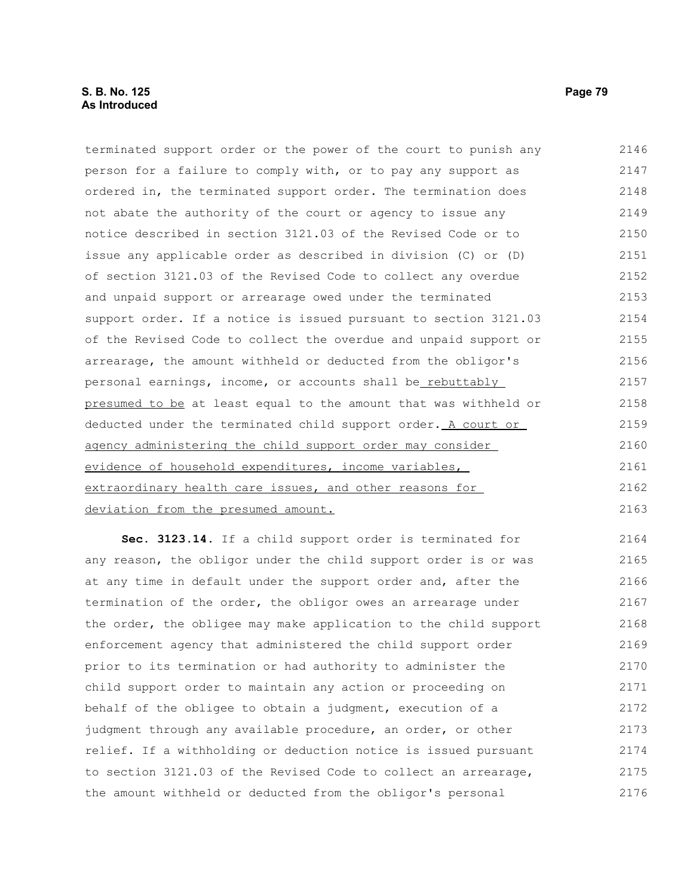terminated support order or the power of the court to punish any person for a failure to comply with, or to pay any support as ordered in, the terminated support order. The termination does not abate the authority of the court or agency to issue any notice described in section 3121.03 of the Revised Code or to issue any applicable order as described in division (C) or (D) of section 3121.03 of the Revised Code to collect any overdue and unpaid support or arrearage owed under the terminated support order. If a notice is issued pursuant to section 3121.03 of the Revised Code to collect the overdue and unpaid support or arrearage, the amount withheld or deducted from the obligor's personal earnings, income, or accounts shall be rebuttably presumed to be at least equal to the amount that was withheld or deducted under the terminated child support order. A court or agency administering the child support order may consider evidence of household expenditures, income variables, extraordinary health care issues, and other reasons for deviation from the presumed amount.

**Sec. 3123.14.** If a child support order is terminated for any reason, the obligor under the child support order is or was at any time in default under the support order and, after the termination of the order, the obligor owes an arrearage under the order, the obligee may make application to the child support enforcement agency that administered the child support order prior to its termination or had authority to administer the child support order to maintain any action or proceeding on behalf of the obligee to obtain a judgment, execution of a judgment through any available procedure, an order, or other relief. If a withholding or deduction notice is issued pursuant to section 3121.03 of the Revised Code to collect an arrearage, the amount withheld or deducted from the obligor's personal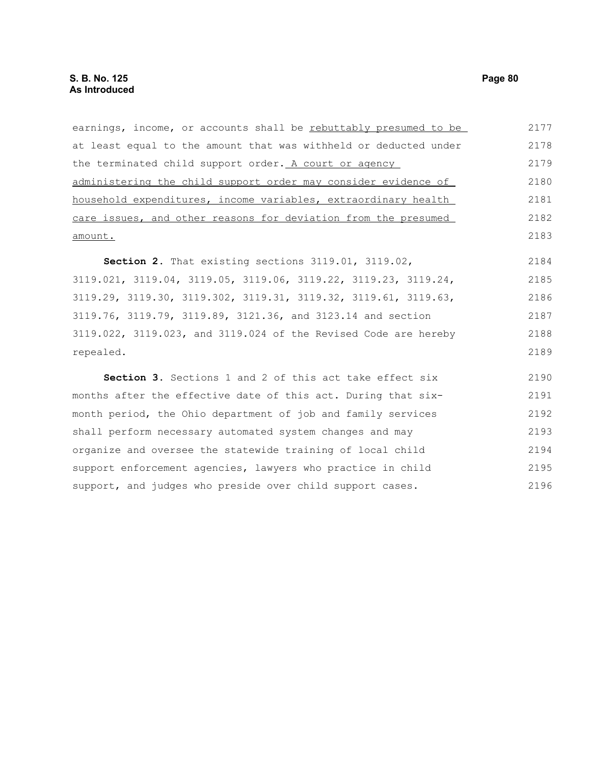earnings, income, or accounts shall be rebuttably presumed to be at least equal to the amount that was withheld or deducted under the terminated child support order. A court or agency administering the child support order may consider evidence of household expenditures, income variables, extraordinary health care issues, and other reasons for deviation from the presumed amount.

**Section 2.** That existing sections 3119.01, 3119.02, 3119.021, 3119.04, 3119.05, 3119.06, 3119.22, 3119.23, 3119.24, 3119.29, 3119.30, 3119.302, 3119.31, 3119.32, 3119.61, 3119.63, 3119.76, 3119.79, 3119.89, 3121.36, and 3123.14 and section 3119.022, 3119.023, and 3119.024 of the Revised Code are hereby repealed.

**Section 3.** Sections 1 and 2 of this act take effect six months after the effective date of this act. During that six-month period, the Ohio department of job and family services shall perform necessary automated system changes and may organize and oversee the statewide training of local child support enforcement agencies, lawyers who practice in child support, and judges who preside over child support cases.